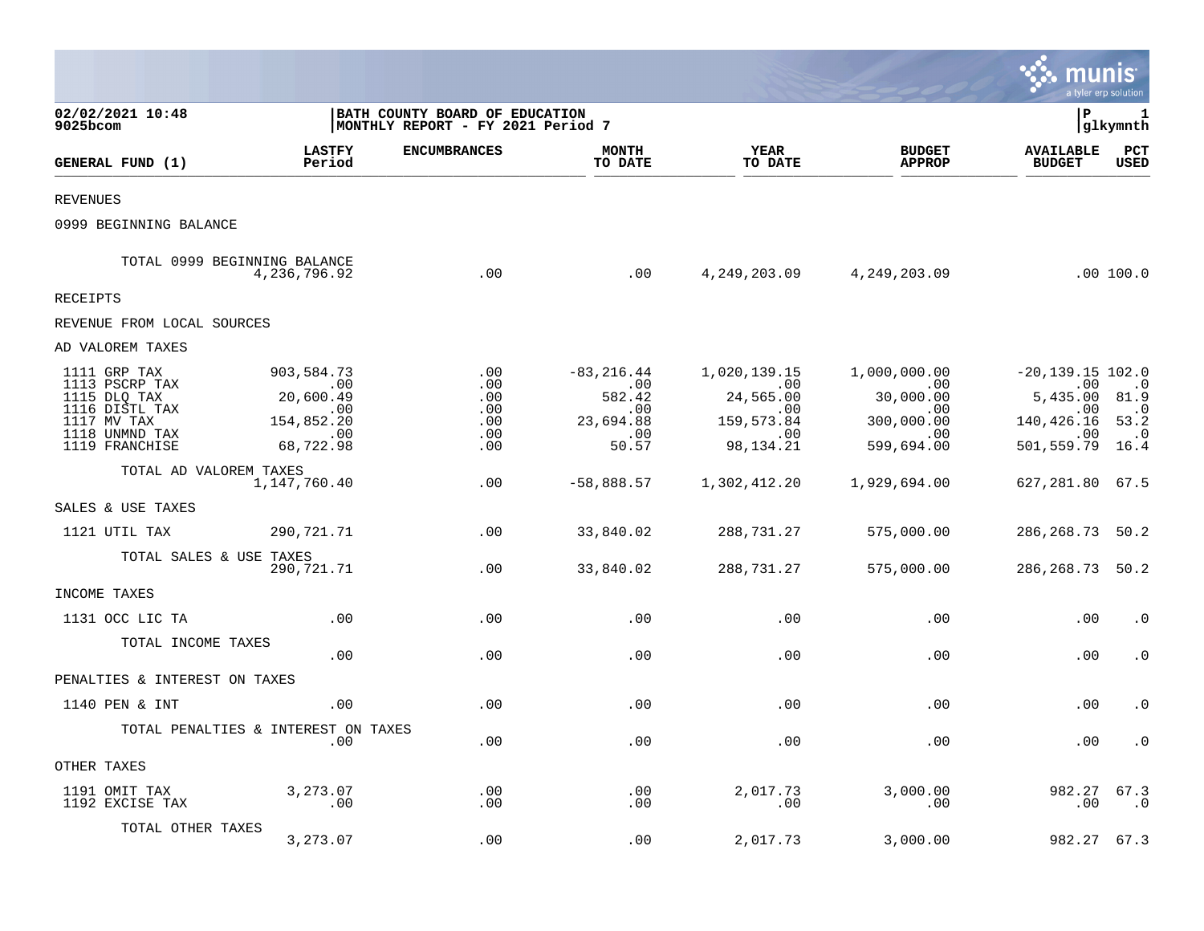02/02/2021 10:48
9025bcom

**BATH COUNTY BOARD OF EDUCATION**
**MONTHLY REPORT - FY 2021 Period 7**

P 1
glkymnth

| GENERAL FUND (1) | LASTFY Period | ENCUMBRANCES | MONTH TO DATE | YEAR TO DATE | BUDGET APPROP | AVAILABLE BUDGET | PCT USED |
|---|---|---|---|---|---|---|---|
| REVENUES | | | | | | | |
| 0999 BEGINNING BALANCE | | | | | | | |
| TOTAL 0999 BEGINNING BALANCE | 4,236,796.92 | .00 | .00 | 4,249,203.09 | 4,249,203.09 | .00 | 100.0 |
| RECEIPTS | | | | | | | |
| REVENUE FROM LOCAL SOURCES | | | | | | | |
| AD VALOREM TAXES | | | | | | | |
| 1111 GRP TAX | 903,584.73 | .00 | -83,216.44 | 1,020,139.15 | 1,000,000.00 | -20,139.15 | 102.0 |
| 1113 PSCRP TAX | .00 | .00 | .00 | .00 | .00 | .00 | .0 |
| 1115 DLQ TAX | 20,600.49 | .00 | 582.42 | 24,565.00 | 30,000.00 | 5,435.00 | 81.9 |
| 1116 DISTL TAX | .00 | .00 | .00 | .00 | .00 | .00 | .0 |
| 1117 MV TAX | 154,852.20 | .00 | 23,694.88 | 159,573.84 | 300,000.00 | 140,426.16 | 53.2 |
| 1118 UNMND TAX | .00 | .00 | .00 | .00 | .00 | .00 | .0 |
| 1119 FRANCHISE | 68,722.98 | .00 | 50.57 | 98,134.21 | 599,694.00 | 501,559.79 | 16.4 |
| TOTAL AD VALOREM TAXES | 1,147,760.40 | .00 | -58,888.57 | 1,302,412.20 | 1,929,694.00 | 627,281.80 | 67.5 |
| SALES & USE TAXES | | | | | | | |
| 1121 UTIL TAX | 290,721.71 | .00 | 33,840.02 | 288,731.27 | 575,000.00 | 286,268.73 | 50.2 |
| TOTAL SALES & USE TAXES | 290,721.71 | .00 | 33,840.02 | 288,731.27 | 575,000.00 | 286,268.73 | 50.2 |
| INCOME TAXES | | | | | | | |
| 1131 OCC LIC TA | .00 | .00 | .00 | .00 | .00 | .00 | .0 |
| TOTAL INCOME TAXES | .00 | .00 | .00 | .00 | .00 | .00 | .0 |
| PENALTIES & INTEREST ON TAXES | | | | | | | |
| 1140 PEN & INT | .00 | .00 | .00 | .00 | .00 | .00 | .0 |
| TOTAL PENALTIES & INTEREST ON TAXES | .00 | .00 | .00 | .00 | .00 | .00 | .0 |
| OTHER TAXES | | | | | | | |
| 1191 OMIT TAX | 3,273.07 | .00 | .00 | 2,017.73 | 3,000.00 | 982.27 | 67.3 |
| 1192 EXCISE TAX | .00 | .00 | .00 | .00 | .00 | .00 | .0 |
| TOTAL OTHER TAXES | 3,273.07 | .00 | .00 | 2,017.73 | 3,000.00 | 982.27 | 67.3 |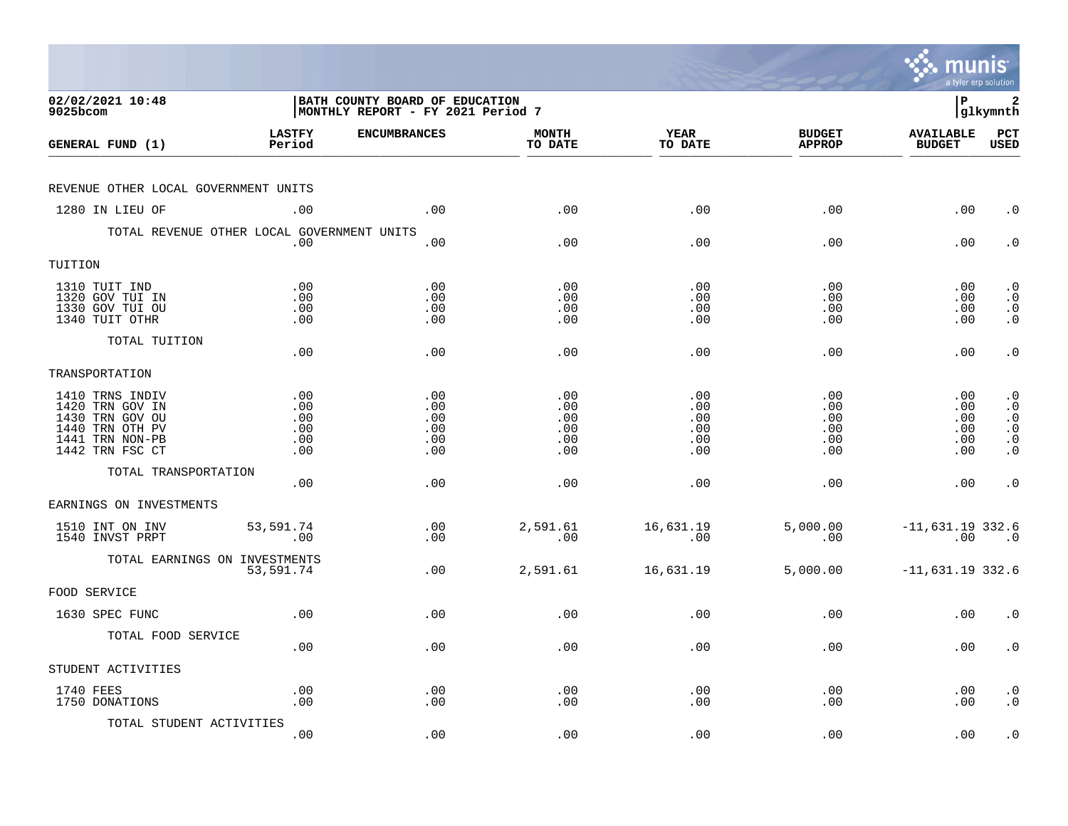**BATH COUNTY BOARD OF EDUCATION**
**MONTHLY REPORT - FY 2021 Period 7**

02/02/2021 10:48
9025bcom

| GENERAL FUND (1) | LASTFY Period | ENCUMBRANCES | MONTH TO DATE | YEAR TO DATE | BUDGET APPROP | AVAILABLE BUDGET | PCT USED |
|---|---|---|---|---|---|---|---|
| **REVENUE OTHER LOCAL GOVERNMENT UNITS** | | | | | | | |
| 1280 IN LIEU OF | .00 | .00 | .00 | .00 | .00 | .00 | .0 |
| TOTAL REVENUE OTHER LOCAL GOVERNMENT UNITS | .00 | .00 | .00 | .00 | .00 | .00 | .0 |
| **TUITION** | | | | | | | |
| 1310 TUIT IND | .00 | .00 | .00 | .00 | .00 | .00 | .0 |
| 1320 GOV TUI IN | .00 | .00 | .00 | .00 | .00 | .00 | .0 |
| 1330 GOV TUI OU | .00 | .00 | .00 | .00 | .00 | .00 | .0 |
| 1340 TUIT OTHR | .00 | .00 | .00 | .00 | .00 | .00 | .0 |
| TOTAL TUITION | .00 | .00 | .00 | .00 | .00 | .00 | .0 |
| **TRANSPORTATION** | | | | | | | |
| 1410 TRNS INDIV | .00 | .00 | .00 | .00 | .00 | .00 | .0 |
| 1420 TRN GOV IN | .00 | .00 | .00 | .00 | .00 | .00 | .0 |
| 1430 TRN GOV OU | .00 | .00 | .00 | .00 | .00 | .00 | .0 |
| 1440 TRN OTH PV | .00 | .00 | .00 | .00 | .00 | .00 | .0 |
| 1441 TRN NON-PB | .00 | .00 | .00 | .00 | .00 | .00 | .0 |
| 1442 TRN FSC CT | .00 | .00 | .00 | .00 | .00 | .00 | .0 |
| TOTAL TRANSPORTATION | .00 | .00 | .00 | .00 | .00 | .00 | .0 |
| **EARNINGS ON INVESTMENTS** | | | | | | | |
| 1510 INT ON INV | 53,591.74 | .00 | 2,591.61 | 16,631.19 | 5,000.00 | -11,631.19 | 332.6 |
| 1540 INVST PRPT | .00 | .00 | .00 | .00 | .00 | .00 | .0 |
| TOTAL EARNINGS ON INVESTMENTS | 53,591.74 | .00 | 2,591.61 | 16,631.19 | 5,000.00 | -11,631.19 | 332.6 |
| **FOOD SERVICE** | | | | | | | |
| 1630 SPEC FUNC | .00 | .00 | .00 | .00 | .00 | .00 | .0 |
| TOTAL FOOD SERVICE | .00 | .00 | .00 | .00 | .00 | .00 | .0 |
| **STUDENT ACTIVITIES** | | | | | | | |
| 1740 FEES | .00 | .00 | .00 | .00 | .00 | .00 | .0 |
| 1750 DONATIONS | .00 | .00 | .00 | .00 | .00 | .00 | .0 |
| TOTAL STUDENT ACTIVITIES | .00 | .00 | .00 | .00 | .00 | .00 | .0 |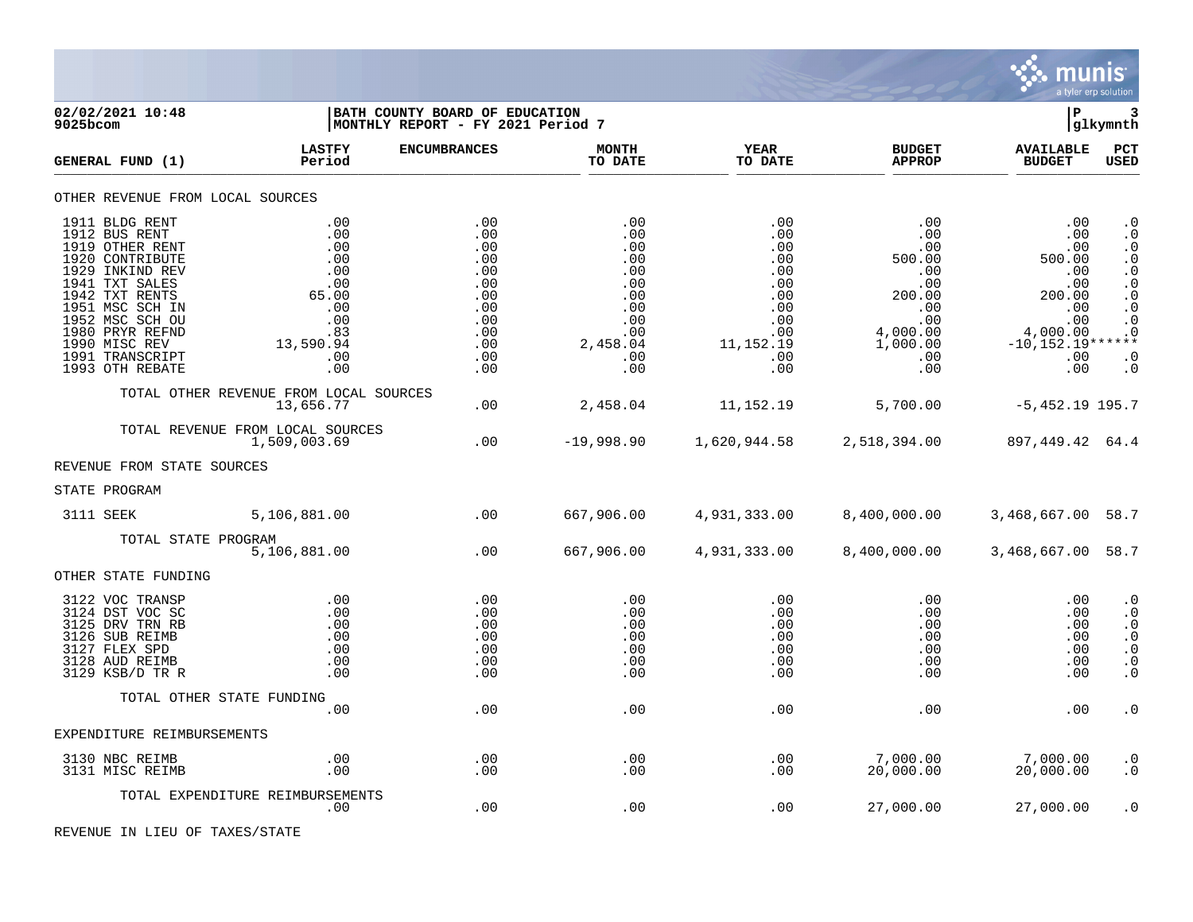**02/02/2021 10:48** | **BATH COUNTY BOARD OF EDUCATION** | **P 3**
**9025bcom** | **MONTHLY REPORT - FY 2021 Period 7** | **glkymnth**

| GENERAL FUND (1) | LASTFY Period | ENCUMBRANCES | MONTH TO DATE | YEAR TO DATE | BUDGET APPROP | AVAILABLE BUDGET | PCT USED |
|---|---|---|---|---|---|---|---|
| **OTHER REVENUE FROM LOCAL SOURCES** | | | | | | | |
| 1911 BLDG RENT | .00 | .00 | .00 | .00 | .00 | .00 | .0 |
| 1912 BUS RENT | .00 | .00 | .00 | .00 | .00 | .00 | .0 |
| 1919 OTHER RENT | .00 | .00 | .00 | .00 | .00 | .00 | .0 |
| 1920 CONTRIBUTE | .00 | .00 | .00 | .00 | 500.00 | 500.00 | .0 |
| 1929 INKIND REV | .00 | .00 | .00 | .00 | .00 | .00 | .0 |
| 1941 TXT SALES | .00 | .00 | .00 | .00 | .00 | .00 | .0 |
| 1942 TXT RENTS | 65.00 | .00 | .00 | .00 | 200.00 | 200.00 | .0 |
| 1951 MSC SCH IN | .00 | .00 | .00 | .00 | .00 | .00 | .0 |
| 1952 MSC SCH OU | .00 | .00 | .00 | .00 | .00 | .00 | .0 |
| 1980 PRYR REFND | .83 | .00 | .00 | .00 | 4,000.00 | 4,000.00 | .0 |
| 1990 MISC REV | 13,590.94 | .00 | 2,458.04 | 11,152.19 | 1,000.00 | -10,152.19 | ****** |
| 1991 TRANSCRIPT | .00 | .00 | .00 | .00 | .00 | .00 | .0 |
| 1993 OTH REBATE | .00 | .00 | .00 | .00 | .00 | .00 | .0 |
| TOTAL OTHER REVENUE FROM LOCAL SOURCES | 13,656.77 | .00 | 2,458.04 | 11,152.19 | 5,700.00 | -5,452.19 | 195.7 |
| TOTAL REVENUE FROM LOCAL SOURCES | 1,509,003.69 | .00 | -19,998.90 | 1,620,944.58 | 2,518,394.00 | 897,449.42 | 64.4 |
| **REVENUE FROM STATE SOURCES** | | | | | | | |
| **STATE PROGRAM** | | | | | | | |
| 3111 SEEK | 5,106,881.00 | .00 | 667,906.00 | 4,931,333.00 | 8,400,000.00 | 3,468,667.00 | 58.7 |
| TOTAL STATE PROGRAM | 5,106,881.00 | .00 | 667,906.00 | 4,931,333.00 | 8,400,000.00 | 3,468,667.00 | 58.7 |
| **OTHER STATE FUNDING** | | | | | | | |
| 3122 VOC TRANSP | .00 | .00 | .00 | .00 | .00 | .00 | .0 |
| 3124 DST VOC SC | .00 | .00 | .00 | .00 | .00 | .00 | .0 |
| 3125 DRV TRN RB | .00 | .00 | .00 | .00 | .00 | .00 | .0 |
| 3126 SUB REIMB | .00 | .00 | .00 | .00 | .00 | .00 | .0 |
| 3127 FLEX SPD | .00 | .00 | .00 | .00 | .00 | .00 | .0 |
| 3128 AUD REIMB | .00 | .00 | .00 | .00 | .00 | .00 | .0 |
| 3129 KSB/D TR R | .00 | .00 | .00 | .00 | .00 | .00 | .0 |
| TOTAL OTHER STATE FUNDING | .00 | .00 | .00 | .00 | .00 | .00 | .0 |
| **EXPENDITURE REIMBURSEMENTS** | | | | | | | |
| 3130 NBC REIMB | .00 | .00 | .00 | .00 | 7,000.00 | 7,000.00 | .0 |
| 3131 MISC REIMB | .00 | .00 | .00 | .00 | 20,000.00 | 20,000.00 | .0 |
| TOTAL EXPENDITURE REIMBURSEMENTS | .00 | .00 | .00 | .00 | 27,000.00 | 27,000.00 | .0 |
| **REVENUE IN LIEU OF TAXES/STATE** | | | | | | | |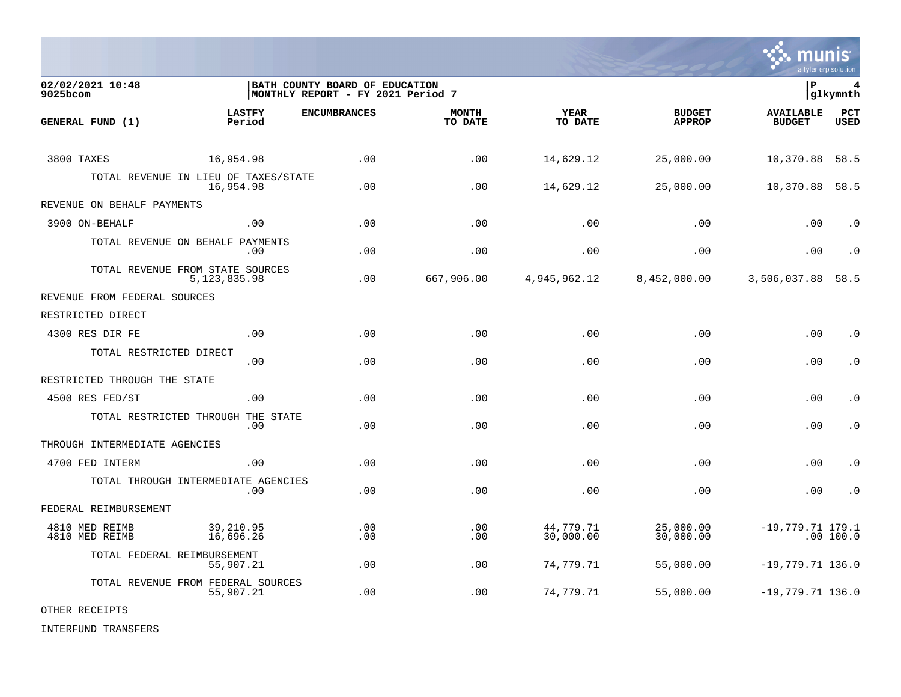02/02/2021 10:48
9025bcom

BATH COUNTY BOARD OF EDUCATION
MONTHLY REPORT - FY 2021 Period 7

P 4
glkymnth

| GENERAL FUND (1) | LASTFY Period | ENCUMBRANCES | MONTH TO DATE | YEAR TO DATE | BUDGET APPROP | AVAILABLE BUDGET | PCT USED |
|---|---|---|---|---|---|---|---|
| 3800 TAXES | 16,954.98 | .00 | .00 | 14,629.12 | 25,000.00 | 10,370.88 | 58.5 |
| TOTAL REVENUE IN LIEU OF TAXES/STATE | 16,954.98 | .00 | .00 | 14,629.12 | 25,000.00 | 10,370.88 | 58.5 |
| REVENUE ON BEHALF PAYMENTS | | | | | | | |
| 3900 ON-BEHALF | .00 | .00 | .00 | .00 | .00 | .00 | .0 |
| TOTAL REVENUE ON BEHALF PAYMENTS | .00 | .00 | .00 | .00 | .00 | .00 | .0 |
| TOTAL REVENUE FROM STATE SOURCES | 5,123,835.98 | .00 | 667,906.00 | 4,945,962.12 | 8,452,000.00 | 3,506,037.88 | 58.5 |
| REVENUE FROM FEDERAL SOURCES | | | | | | | |
| RESTRICTED DIRECT | | | | | | | |
| 4300 RES DIR FE | .00 | .00 | .00 | .00 | .00 | .00 | .0 |
| TOTAL RESTRICTED DIRECT | .00 | .00 | .00 | .00 | .00 | .00 | .0 |
| RESTRICTED THROUGH THE STATE | | | | | | | |
| 4500 RES FED/ST | .00 | .00 | .00 | .00 | .00 | .00 | .0 |
| TOTAL RESTRICTED THROUGH THE STATE | .00 | .00 | .00 | .00 | .00 | .00 | .0 |
| THROUGH INTERMEDIATE AGENCIES | | | | | | | |
| 4700 FED INTERM | .00 | .00 | .00 | .00 | .00 | .00 | .0 |
| TOTAL THROUGH INTERMEDIATE AGENCIES | .00 | .00 | .00 | .00 | .00 | .00 | .0 |
| FEDERAL REIMBURSEMENT | | | | | | | |
| 4810 MED REIMB | 39,210.95 | .00 | .00 | 44,779.71 | 25,000.00 | -19,779.71 | 179.1 |
| 4810 MED REIMB | 16,696.26 | .00 | .00 | 30,000.00 | 30,000.00 | .00 | 100.0 |
| TOTAL FEDERAL REIMBURSEMENT | 55,907.21 | .00 | .00 | 74,779.71 | 55,000.00 | -19,779.71 | 136.0 |
| TOTAL REVENUE FROM FEDERAL SOURCES | 55,907.21 | .00 | .00 | 74,779.71 | 55,000.00 | -19,779.71 | 136.0 |
| OTHER RECEIPTS | | | | | | | |
| INTERFUND TRANSFERS | | | | | | | |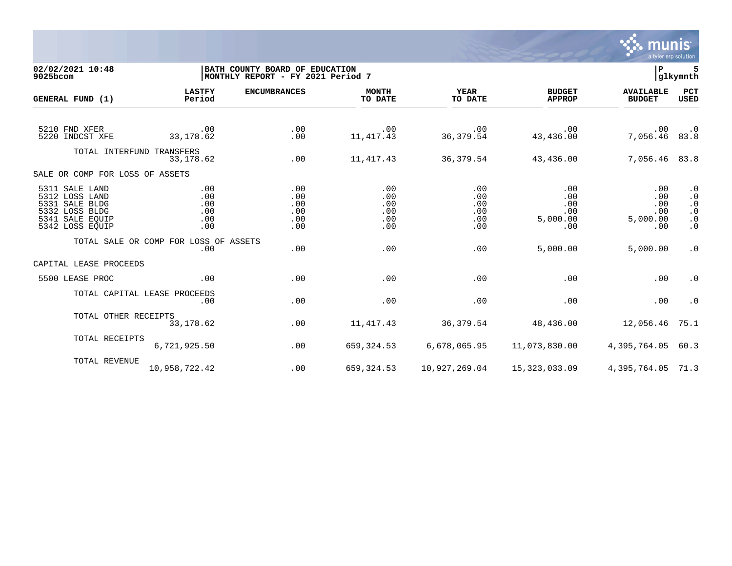02/02/2021 10:48 | BATH COUNTY BOARD OF EDUCATION | P 5
9025bcom | MONTHLY REPORT - FY 2021 Period 7 | glkymnth

| GENERAL FUND (1) | LASTFY Period | ENCUMBRANCES | MONTH TO DATE | YEAR TO DATE | BUDGET APPROP | AVAILABLE BUDGET | PCT USED |
|---|---|---|---|---|---|---|---|
| 5210 FND XFER | .00 | .00 | .00 | .00 | .00 | .00 | .0 |
| 5220 INDCST XFE | 33,178.62 | .00 | 11,417.43 | 36,379.54 | 43,436.00 | 7,056.46 | 83.8 |
| TOTAL INTERFUND TRANSFERS | 33,178.62 | .00 | 11,417.43 | 36,379.54 | 43,436.00 | 7,056.46 | 83.8 |
| SALE OR COMP FOR LOSS OF ASSETS | | | | | | | |
| 5311 SALE LAND | .00 | .00 | .00 | .00 | .00 | .00 | .0 |
| 5312 LOSS LAND | .00 | .00 | .00 | .00 | .00 | .00 | .0 |
| 5331 SALE BLDG | .00 | .00 | .00 | .00 | .00 | .00 | .0 |
| 5332 LOSS BLDG | .00 | .00 | .00 | .00 | .00 | .00 | .0 |
| 5341 SALE EQUIP | .00 | .00 | .00 | .00 | 5,000.00 | 5,000.00 | .0 |
| 5342 LOSS EQUIP | .00 | .00 | .00 | .00 | .00 | .00 | .0 |
| TOTAL SALE OR COMP FOR LOSS OF ASSETS | .00 | .00 | .00 | .00 | 5,000.00 | 5,000.00 | .0 |
| CAPITAL LEASE PROCEEDS | | | | | | | |
| 5500 LEASE PROC | .00 | .00 | .00 | .00 | .00 | .00 | .0 |
| TOTAL CAPITAL LEASE PROCEEDS | .00 | .00 | .00 | .00 | .00 | .00 | .0 |
| TOTAL OTHER RECEIPTS | 33,178.62 | .00 | 11,417.43 | 36,379.54 | 48,436.00 | 12,056.46 | 75.1 |
| TOTAL RECEIPTS | 6,721,925.50 | .00 | 659,324.53 | 6,678,065.95 | 11,073,830.00 | 4,395,764.05 | 60.3 |
| TOTAL REVENUE | 10,958,722.42 | .00 | 659,324.53 | 10,927,269.04 | 15,323,033.09 | 4,395,764.05 | 71.3 |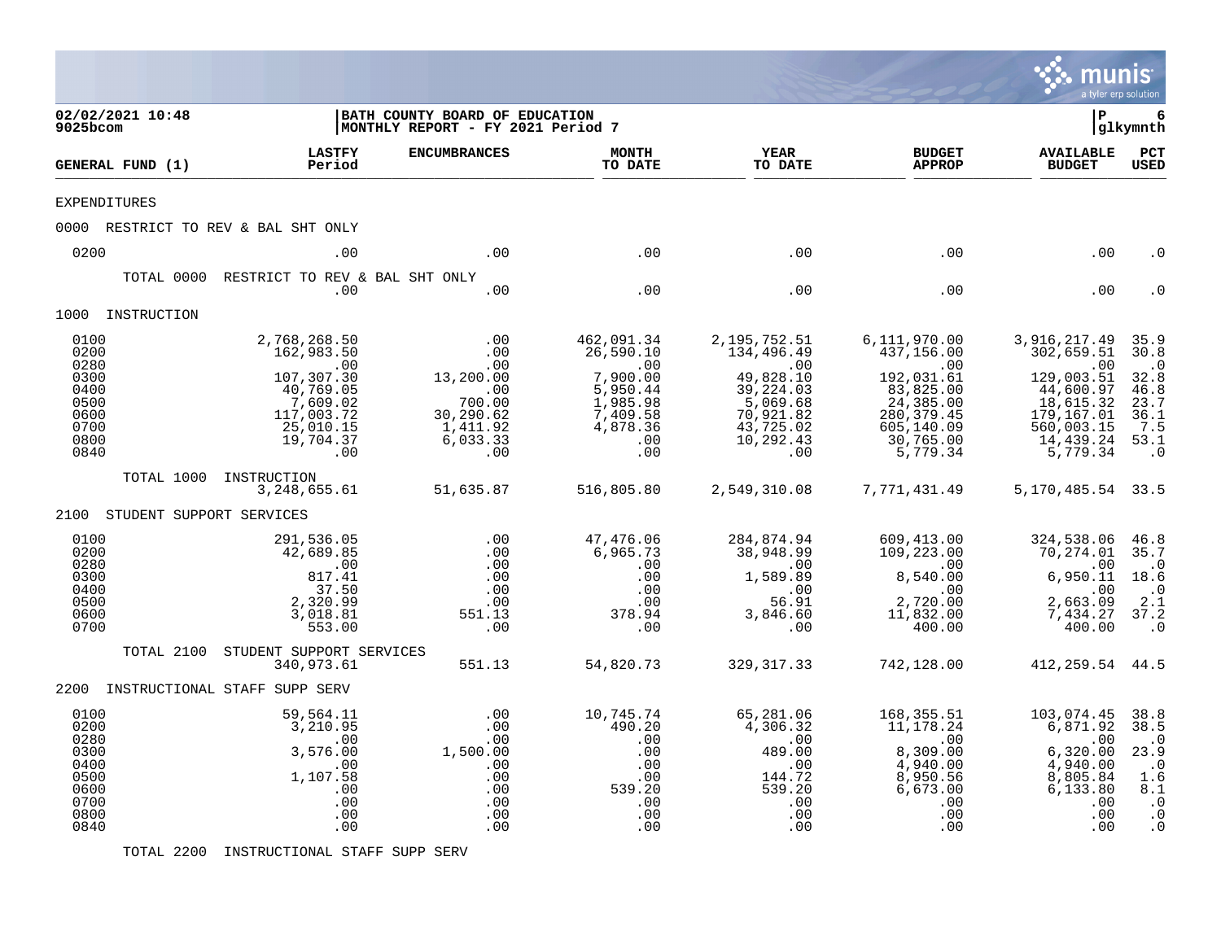02/02/2021 10:48 | BATH COUNTY BOARD OF EDUCATION | P 6
9025bcom | MONTHLY REPORT - FY 2021 Period 7 | glkymnth

| GENERAL FUND (1) | LASTFY Period | ENCUMBRANCES | MONTH TO DATE | YEAR TO DATE | BUDGET APPROP | AVAILABLE BUDGET | PCT USED |
|---|---|---|---|---|---|---|---|
| EXPENDITURES | | | | | | | |
| 0000 RESTRICT TO REV & BAL SHT ONLY | | | | | | | |
| 0200 | .00 | .00 | .00 | .00 | .00 | .00 | .0 |
| TOTAL 0000 RESTRICT TO REV & BAL SHT ONLY | .00 | .00 | .00 | .00 | .00 | .00 | .0 |
| 1000 INSTRUCTION | | | | | | | |
| 0100 | 2,768,268.50 | .00 | 462,091.34 | 2,195,752.51 | 6,111,970.00 | 3,916,217.49 | 35.9 |
| 0200 | 162,983.50 | .00 | 26,590.10 | 134,496.49 | 437,156.00 | 302,659.51 | 30.8 |
| 0280 | .00 | .00 | .00 | .00 | .00 | .00 | .0 |
| 0300 | 107,307.30 | 13,200.00 | 7,900.00 | 49,828.10 | 192,031.61 | 129,003.51 | 32.8 |
| 0400 | 40,769.05 | .00 | 5,950.44 | 39,224.03 | 83,825.00 | 44,600.97 | 46.8 |
| 0500 | 7,609.02 | 700.00 | 1,985.98 | 5,069.68 | 24,385.00 | 18,615.32 | 23.7 |
| 0600 | 117,003.72 | 30,290.62 | 7,409.58 | 70,921.82 | 280,379.45 | 179,167.01 | 36.1 |
| 0700 | 25,010.15 | 1,411.92 | 4,878.36 | 43,725.02 | 605,140.09 | 560,003.15 | 7.5 |
| 0800 | 19,704.37 | 6,033.33 | .00 | 10,292.43 | 30,765.00 | 14,439.24 | 53.1 |
| 0840 | .00 | .00 | .00 | .00 | 5,779.34 | 5,779.34 | .0 |
| TOTAL 1000 INSTRUCTION | 3,248,655.61 | 51,635.87 | 516,805.80 | 2,549,310.08 | 7,771,431.49 | 5,170,485.54 | 33.5 |
| 2100 STUDENT SUPPORT SERVICES | | | | | | | |
| 0100 | 291,536.05 | .00 | 47,476.06 | 284,874.94 | 609,413.00 | 324,538.06 | 46.8 |
| 0200 | 42,689.85 | .00 | 6,965.73 | 38,948.99 | 109,223.00 | 70,274.01 | 35.7 |
| 0280 | .00 | .00 | .00 | .00 | .00 | .00 | .0 |
| 0300 | 817.41 | .00 | .00 | 1,589.89 | 8,540.00 | 6,950.11 | 18.6 |
| 0400 | 37.50 | .00 | .00 | .00 | .00 | .00 | .0 |
| 0500 | 2,320.99 | .00 | .00 | 56.91 | 2,720.00 | 2,663.09 | 2.1 |
| 0600 | 3,018.81 | 551.13 | 378.94 | 3,846.60 | 11,832.00 | 7,434.27 | 37.2 |
| 0700 | 553.00 | .00 | .00 | .00 | 400.00 | 400.00 | .0 |
| TOTAL 2100 STUDENT SUPPORT SERVICES | 340,973.61 | 551.13 | 54,820.73 | 329,317.33 | 742,128.00 | 412,259.54 | 44.5 |
| 2200 INSTRUCTIONAL STAFF SUPP SERV | | | | | | | |
| 0100 | 59,564.11 | .00 | 10,745.74 | 65,281.06 | 168,355.51 | 103,074.45 | 38.8 |
| 0200 | 3,210.95 | .00 | 490.20 | 4,306.32 | 11,178.24 | 6,871.92 | 38.5 |
| 0280 | .00 | .00 | .00 | .00 | .00 | .00 | .0 |
| 0300 | 3,576.00 | 1,500.00 | .00 | 489.00 | 8,309.00 | 6,320.00 | 23.9 |
| 0400 | .00 | .00 | .00 | .00 | 4,940.00 | 4,940.00 | .0 |
| 0500 | 1,107.58 | .00 | .00 | 144.72 | 8,950.56 | 8,805.84 | 1.6 |
| 0600 | .00 | .00 | 539.20 | 539.20 | 6,673.00 | 6,133.80 | 8.1 |
| 0700 | .00 | .00 | .00 | .00 | .00 | .00 | .0 |
| 0800 | .00 | .00 | .00 | .00 | .00 | .00 | .0 |
| 0840 | .00 | .00 | .00 | .00 | .00 | .00 | .0 |
| TOTAL 2200 INSTRUCTIONAL STAFF SUPP SERV | | | | | | | |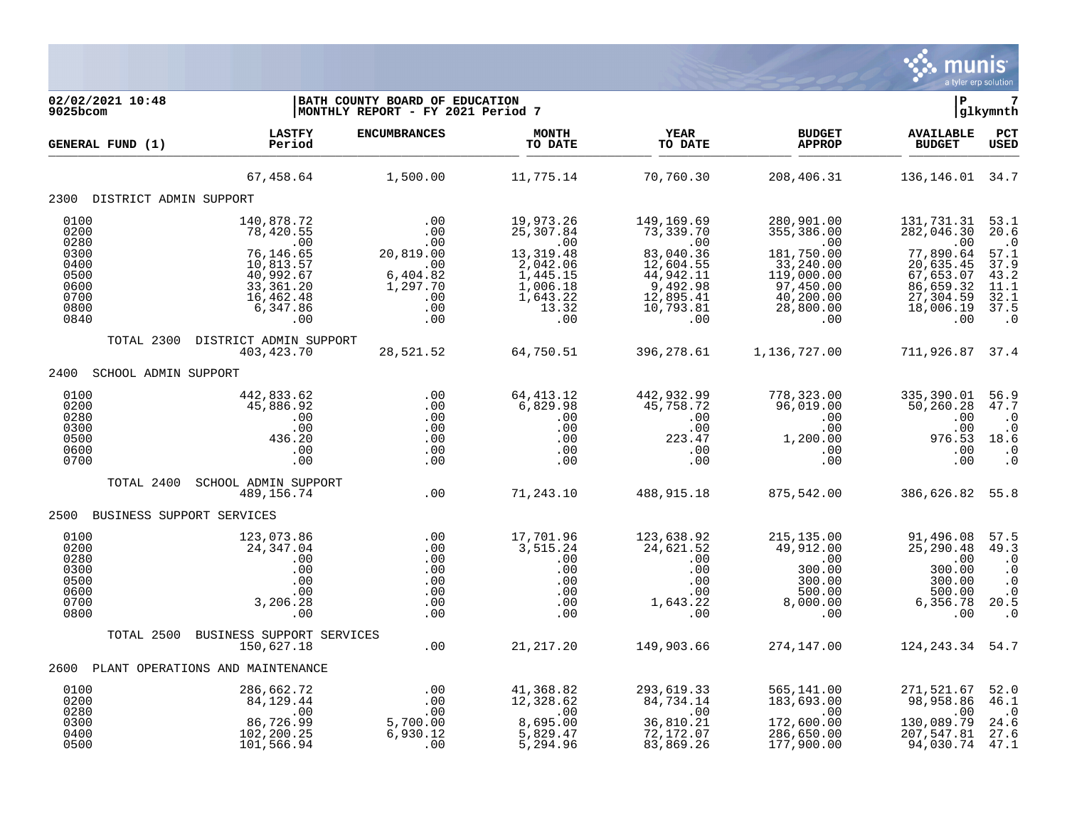02/02/2021 10:48
9025bcom

BATH COUNTY BOARD OF EDUCATION
MONTHLY REPORT - FY 2021 Period 7

P 7
glkymnth

| GENERAL FUND (1) | LASTFY Period | ENCUMBRANCES | MONTH TO DATE | YEAR TO DATE | BUDGET APPROP | AVAILABLE BUDGET | PCT USED |
|---|---|---|---|---|---|---|---|
| | 67,458.64 | 1,500.00 | 11,775.14 | 70,760.30 | 208,406.31 | 136,146.01 | 34.7 |
| **2300 DISTRICT ADMIN SUPPORT** | | | | | | | |
| 0100 | 140,878.72 | .00 | 19,973.26 | 149,169.69 | 280,901.00 | 131,731.31 | 53.1 |
| 0200 | 78,420.55 | .00 | 25,307.84 | 73,339.70 | 355,386.00 | 282,046.30 | 20.6 |
| 0280 | .00 | .00 | .00 | .00 | .00 | .00 | .0 |
| 0300 | 76,146.65 | 20,819.00 | 13,319.48 | 83,040.36 | 181,750.00 | 77,890.64 | 57.1 |
| 0400 | 10,813.57 | .00 | 2,042.06 | 12,604.55 | 33,240.00 | 20,635.45 | 37.9 |
| 0500 | 40,992.67 | 6,404.82 | 1,445.15 | 44,942.11 | 119,000.00 | 67,653.07 | 43.2 |
| 0600 | 33,361.20 | 1,297.70 | 1,006.18 | 9,492.98 | 97,450.00 | 86,659.32 | 11.1 |
| 0700 | 16,462.48 | .00 | 1,643.22 | 12,895.41 | 40,200.00 | 27,304.59 | 32.1 |
| 0800 | 6,347.86 | .00 | 13.32 | 10,793.81 | 28,800.00 | 18,006.19 | 37.5 |
| 0840 | .00 | .00 | .00 | .00 | .00 | .00 | .0 |
| TOTAL 2300 DISTRICT ADMIN SUPPORT | 403,423.70 | 28,521.52 | 64,750.51 | 396,278.61 | 1,136,727.00 | 711,926.87 | 37.4 |
| **2400 SCHOOL ADMIN SUPPORT** | | | | | | | |
| 0100 | 442,833.62 | .00 | 64,413.12 | 442,932.99 | 778,323.00 | 335,390.01 | 56.9 |
| 0200 | 45,886.92 | .00 | 6,829.98 | 45,758.72 | 96,019.00 | 50,260.28 | 47.7 |
| 0280 | .00 | .00 | .00 | .00 | .00 | .00 | .0 |
| 0300 | .00 | .00 | .00 | .00 | .00 | .00 | .0 |
| 0500 | 436.20 | .00 | .00 | 223.47 | 1,200.00 | 976.53 | 18.6 |
| 0600 | .00 | .00 | .00 | .00 | .00 | .00 | .0 |
| 0700 | .00 | .00 | .00 | .00 | .00 | .00 | .0 |
| TOTAL 2400 SCHOOL ADMIN SUPPORT | 489,156.74 | .00 | 71,243.10 | 488,915.18 | 875,542.00 | 386,626.82 | 55.8 |
| **2500 BUSINESS SUPPORT SERVICES** | | | | | | | |
| 0100 | 123,073.86 | .00 | 17,701.96 | 123,638.92 | 215,135.00 | 91,496.08 | 57.5 |
| 0200 | 24,347.04 | .00 | 3,515.24 | 24,621.52 | 49,912.00 | 25,290.48 | 49.3 |
| 0280 | .00 | .00 | .00 | .00 | .00 | .00 | .0 |
| 0300 | .00 | .00 | .00 | .00 | 300.00 | 300.00 | .0 |
| 0500 | .00 | .00 | .00 | .00 | 300.00 | 300.00 | .0 |
| 0600 | .00 | .00 | .00 | .00 | 500.00 | 500.00 | .0 |
| 0700 | 3,206.28 | .00 | .00 | 1,643.22 | 8,000.00 | 6,356.78 | 20.5 |
| 0800 | .00 | .00 | .00 | .00 | .00 | .00 | .0 |
| TOTAL 2500 BUSINESS SUPPORT SERVICES | 150,627.18 | .00 | 21,217.20 | 149,903.66 | 274,147.00 | 124,243.34 | 54.7 |
| **2600 PLANT OPERATIONS AND MAINTENANCE** | | | | | | | |
| 0100 | 286,662.72 | .00 | 41,368.82 | 293,619.33 | 565,141.00 | 271,521.67 | 52.0 |
| 0200 | 84,129.44 | .00 | 12,328.62 | 84,734.14 | 183,693.00 | 98,958.86 | 46.1 |
| 0280 | .00 | .00 | .00 | .00 | .00 | .00 | .0 |
| 0300 | 86,726.99 | 5,700.00 | 8,695.00 | 36,810.21 | 172,600.00 | 130,089.79 | 24.6 |
| 0400 | 102,200.25 | 6,930.12 | 5,829.47 | 72,172.07 | 286,650.00 | 207,547.81 | 27.6 |
| 0500 | 101,566.94 | .00 | 5,294.96 | 83,869.26 | 177,900.00 | 94,030.74 | 47.1 |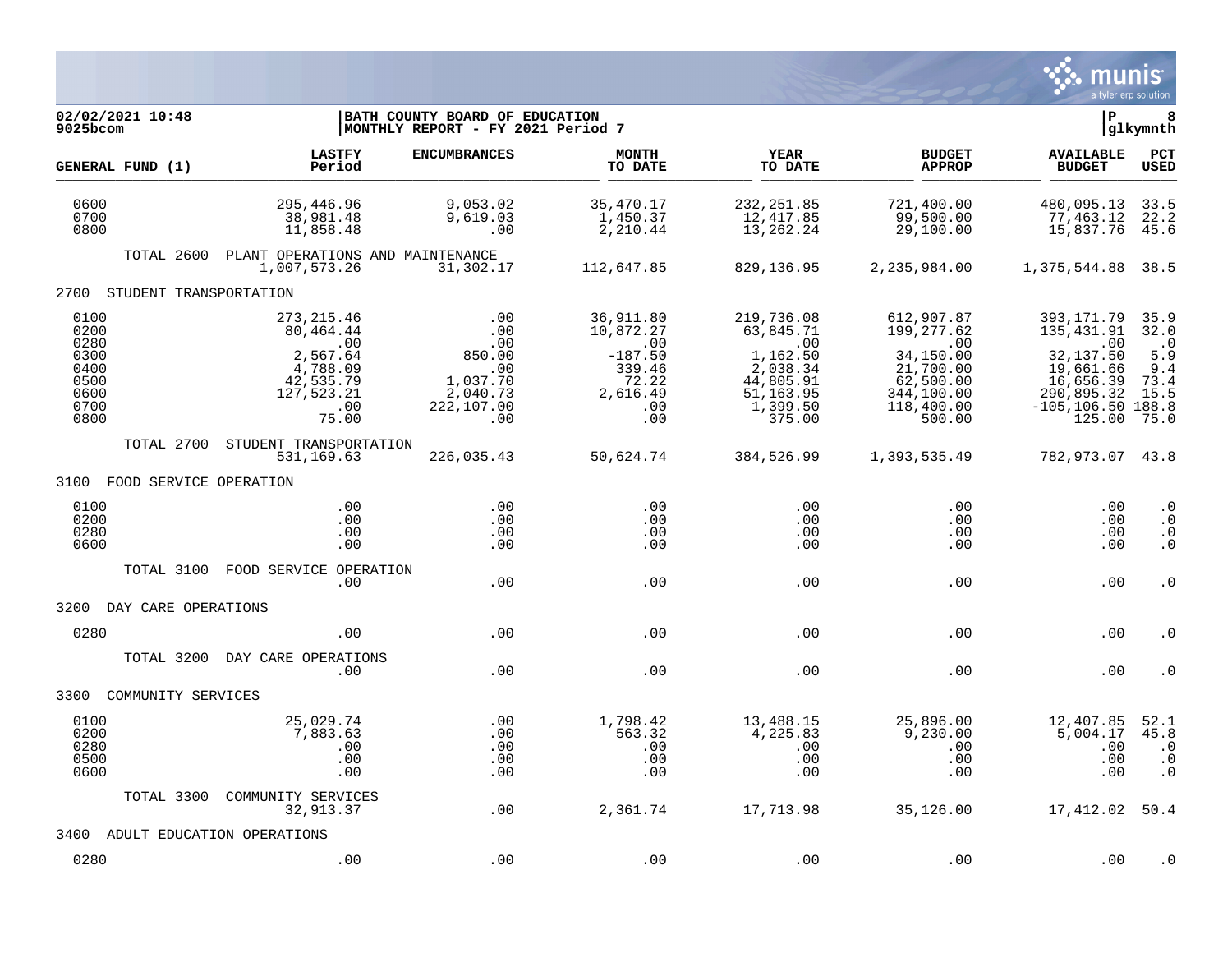**02/02/2021 10:48**
**9025bcom**

**BATH COUNTY BOARD OF EDUCATION**
**MONTHLY REPORT - FY 2021 Period 7**

**P 8**
**glkymnth**

| GENERAL FUND (1) | LASTFY Period | ENCUMBRANCES | MONTH TO DATE | YEAR TO DATE | BUDGET APPROP | AVAILABLE BUDGET | PCT USED |
|---|---|---|---|---|---|---|---|
| 0600 | 295,446.96 | 9,053.02 | 35,470.17 | 232,251.85 | 721,400.00 | 480,095.13 | 33.5 |
| 0700 | 38,981.48 | 9,619.03 | 1,450.37 | 12,417.85 | 99,500.00 | 77,463.12 | 22.2 |
| 0800 | 11,858.48 | .00 | 2,210.44 | 13,262.24 | 29,100.00 | 15,837.76 | 45.6 |
| TOTAL 2600 PLANT OPERATIONS AND MAINTENANCE | 1,007,573.26 | 31,302.17 | 112,647.85 | 829,136.95 | 2,235,984.00 | 1,375,544.88 | 38.5 |
| **2700 STUDENT TRANSPORTATION** | | | | | | | |
| 0100 | 273,215.46 | .00 | 36,911.80 | 219,736.08 | 612,907.87 | 393,171.79 | 35.9 |
| 0200 | 80,464.44 | .00 | 10,872.27 | 63,845.71 | 199,277.62 | 135,431.91 | 32.0 |
| 0280 | .00 | .00 | .00 | .00 | .00 | .00 | .0 |
| 0300 | 2,567.64 | 850.00 | -187.50 | 1,162.50 | 34,150.00 | 32,137.50 | 5.9 |
| 0400 | 4,788.09 | .00 | 339.46 | 2,038.34 | 21,700.00 | 19,661.66 | 9.4 |
| 0500 | 42,535.79 | 1,037.70 | 72.22 | 44,805.91 | 62,500.00 | 16,656.39 | 73.4 |
| 0600 | 127,523.21 | 2,040.73 | 2,616.49 | 51,163.95 | 344,100.00 | 290,895.32 | 15.5 |
| 0700 | .00 | 222,107.00 | .00 | 1,399.50 | 118,400.00 | -105,106.50 | 188.8 |
| 0800 | 75.00 | .00 | .00 | 375.00 | 500.00 | 125.00 | 75.0 |
| TOTAL 2700 STUDENT TRANSPORTATION | 531,169.63 | 226,035.43 | 50,624.74 | 384,526.99 | 1,393,535.49 | 782,973.07 | 43.8 |
| **3100 FOOD SERVICE OPERATION** | | | | | | | |
| 0100 | .00 | .00 | .00 | .00 | .00 | .00 | .0 |
| 0200 | .00 | .00 | .00 | .00 | .00 | .00 | .0 |
| 0280 | .00 | .00 | .00 | .00 | .00 | .00 | .0 |
| 0600 | .00 | .00 | .00 | .00 | .00 | .00 | .0 |
| TOTAL 3100 FOOD SERVICE OPERATION | .00 | .00 | .00 | .00 | .00 | .00 | .0 |
| **3200 DAY CARE OPERATIONS** | | | | | | | |
| 0280 | .00 | .00 | .00 | .00 | .00 | .00 | .0 |
| TOTAL 3200 DAY CARE OPERATIONS | .00 | .00 | .00 | .00 | .00 | .00 | .0 |
| **3300 COMMUNITY SERVICES** | | | | | | | |
| 0100 | 25,029.74 | .00 | 1,798.42 | 13,488.15 | 25,896.00 | 12,407.85 | 52.1 |
| 0200 | 7,883.63 | .00 | 563.32 | 4,225.83 | 9,230.00 | 5,004.17 | 45.8 |
| 0280 | .00 | .00 | .00 | .00 | .00 | .00 | .0 |
| 0500 | .00 | .00 | .00 | .00 | .00 | .00 | .0 |
| 0600 | .00 | .00 | .00 | .00 | .00 | .00 | .0 |
| TOTAL 3300 COMMUNITY SERVICES | 32,913.37 | .00 | 2,361.74 | 17,713.98 | 35,126.00 | 17,412.02 | 50.4 |
| **3400 ADULT EDUCATION OPERATIONS** | | | | | | | |
| 0280 | .00 | .00 | .00 | .00 | .00 | .00 | .0 |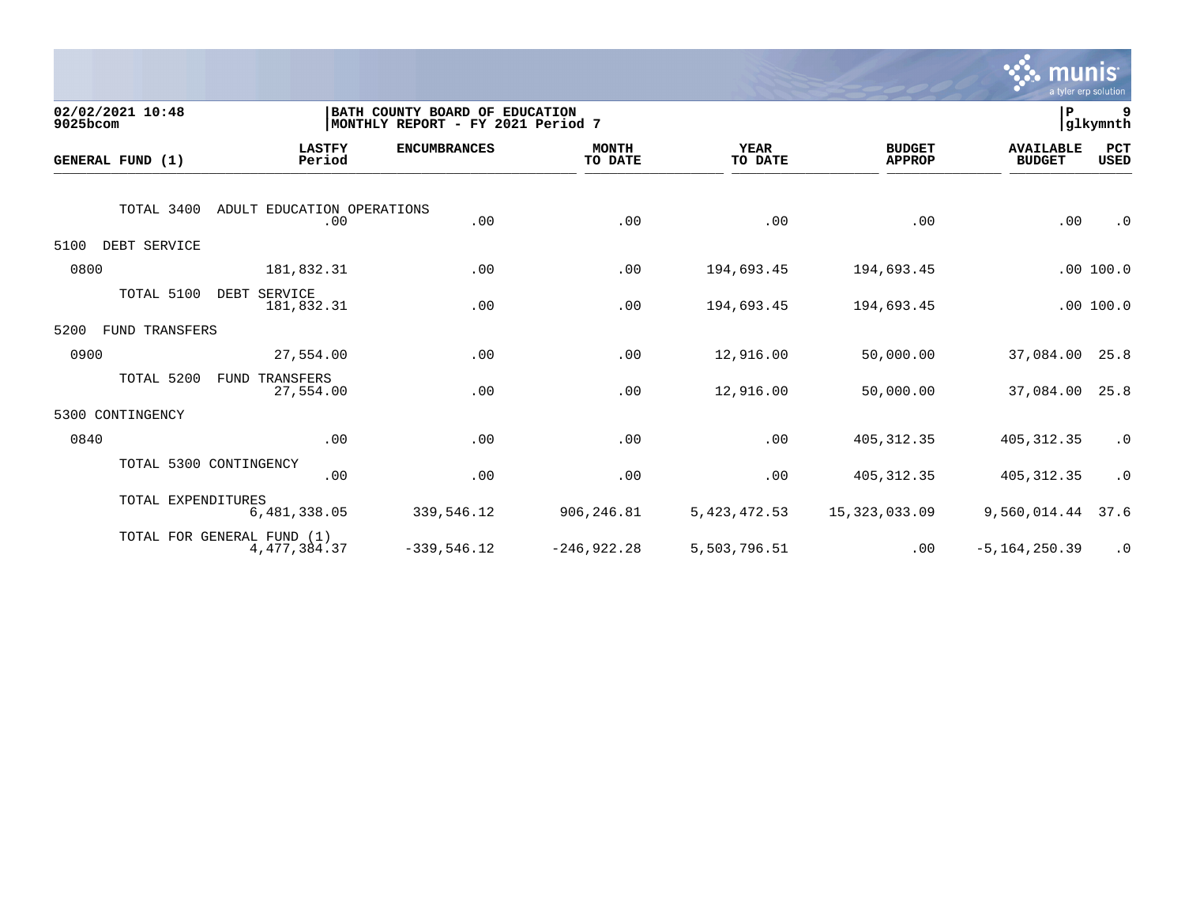02/02/2021 10:48
9025bcom

BATH COUNTY BOARD OF EDUCATION
MONTHLY REPORT - FY 2021 Period 7

P 9
glkymnth

| GENERAL FUND (1) | LASTFY Period | ENCUMBRANCES | MONTH TO DATE | YEAR TO DATE | BUDGET APPROP | AVAILABLE BUDGET | PCT USED |
|---|---|---|---|---|---|---|---|
| TOTAL 3400 ADULT EDUCATION OPERATIONS | .00 | .00 | .00 | .00 | .00 | .00 | .0 |
| 5100 DEBT SERVICE | | | | | | | |
| 0800 | 181,832.31 | .00 | .00 | 194,693.45 | 194,693.45 | .00 | 100.0 |
| TOTAL 5100 DEBT SERVICE | 181,832.31 | .00 | .00 | 194,693.45 | 194,693.45 | .00 | 100.0 |
| 5200 FUND TRANSFERS | | | | | | | |
| 0900 | 27,554.00 | .00 | .00 | 12,916.00 | 50,000.00 | 37,084.00 | 25.8 |
| TOTAL 5200 FUND TRANSFERS | 27,554.00 | .00 | .00 | 12,916.00 | 50,000.00 | 37,084.00 | 25.8 |
| 5300 CONTINGENCY | | | | | | | |
| 0840 | .00 | .00 | .00 | .00 | 405,312.35 | 405,312.35 | .0 |
| TOTAL 5300 CONTINGENCY | .00 | .00 | .00 | .00 | 405,312.35 | 405,312.35 | .0 |
| TOTAL EXPENDITURES | 6,481,338.05 | 339,546.12 | 906,246.81 | 5,423,472.53 | 15,323,033.09 | 9,560,014.44 | 37.6 |
| TOTAL FOR GENERAL FUND (1) | 4,477,384.37 | -339,546.12 | -246,922.28 | 5,503,796.51 | .00 | -5,164,250.39 | .0 |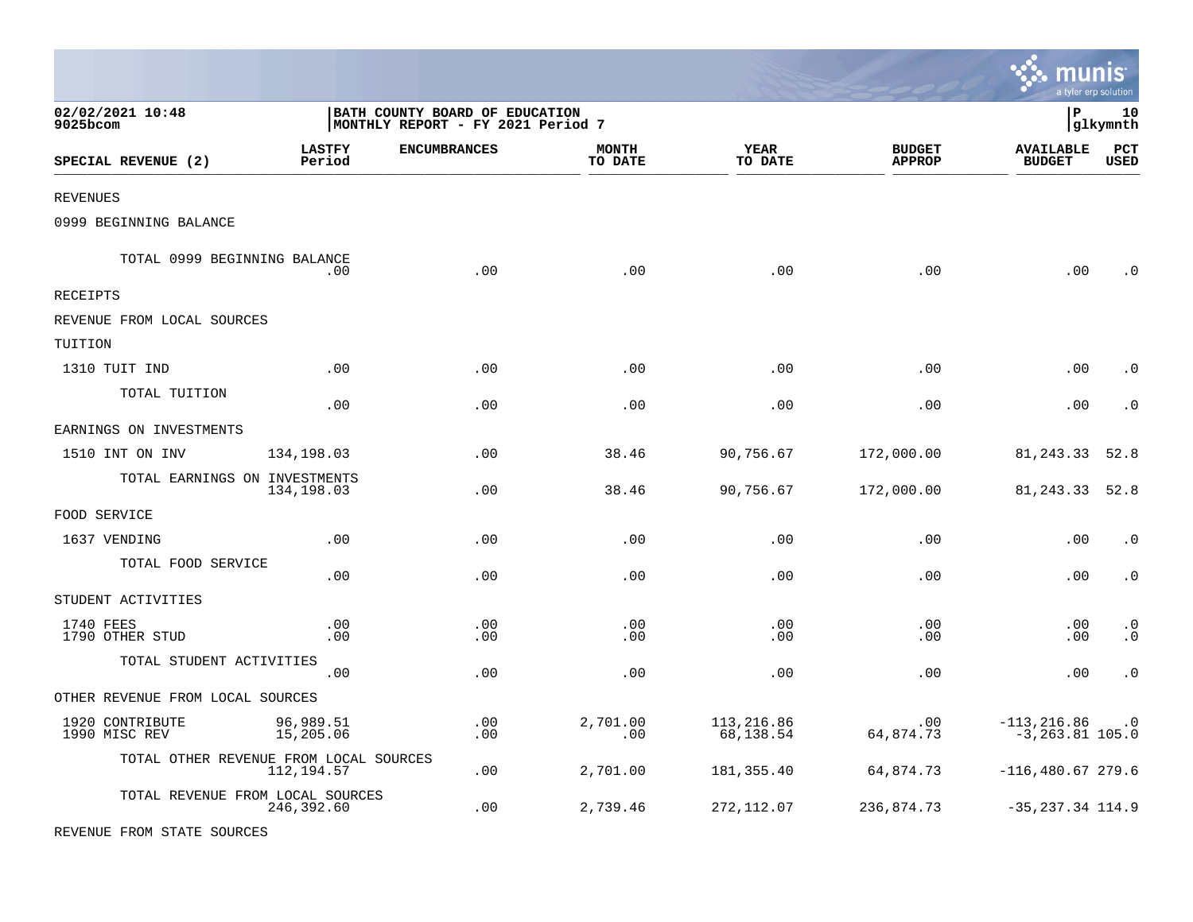02/02/2021 10:48
9025bcom

BATH COUNTY BOARD OF EDUCATION
MONTHLY REPORT - FY 2021 Period 7

P 10
glkymnth

| SPECIAL REVENUE (2) | LASTFY Period | ENCUMBRANCES | MONTH TO DATE | YEAR TO DATE | BUDGET APPROP | AVAILABLE BUDGET | PCT USED |
|---|---|---|---|---|---|---|---|
| REVENUES | | | | | | | |
| 0999 BEGINNING BALANCE | | | | | | | |
| TOTAL 0999 BEGINNING BALANCE | .00 | .00 | .00 | .00 | .00 | .00 | .0 |
| RECEIPTS | | | | | | | |
| REVENUE FROM LOCAL SOURCES | | | | | | | |
| TUITION | | | | | | | |
| 1310 TUIT IND | .00 | .00 | .00 | .00 | .00 | .00 | .0 |
| TOTAL TUITION | .00 | .00 | .00 | .00 | .00 | .00 | .0 |
| EARNINGS ON INVESTMENTS | | | | | | | |
| 1510 INT ON INV | 134,198.03 | .00 | 38.46 | 90,756.67 | 172,000.00 | 81,243.33 | 52.8 |
| TOTAL EARNINGS ON INVESTMENTS | 134,198.03 | .00 | 38.46 | 90,756.67 | 172,000.00 | 81,243.33 | 52.8 |
| FOOD SERVICE | | | | | | | |
| 1637 VENDING | .00 | .00 | .00 | .00 | .00 | .00 | .0 |
| TOTAL FOOD SERVICE | .00 | .00 | .00 | .00 | .00 | .00 | .0 |
| STUDENT ACTIVITIES | | | | | | | |
| 1740 FEES | .00 | .00 | .00 | .00 | .00 | .00 | .0 |
| 1790 OTHER STUD | .00 | .00 | .00 | .00 | .00 | .00 | .0 |
| TOTAL STUDENT ACTIVITIES | .00 | .00 | .00 | .00 | .00 | .00 | .0 |
| OTHER REVENUE FROM LOCAL SOURCES | | | | | | | |
| 1920 CONTRIBUTE | 96,989.51 | .00 | 2,701.00 | 113,216.86 | .00 | -113,216.86 | .0 |
| 1990 MISC REV | 15,205.06 | .00 | .00 | 68,138.54 | 64,874.73 | -3,263.81 | 105.0 |
| TOTAL OTHER REVENUE FROM LOCAL SOURCES | 112,194.57 | .00 | 2,701.00 | 181,355.40 | 64,874.73 | -116,480.67 | 279.6 |
| TOTAL REVENUE FROM LOCAL SOURCES | 246,392.60 | .00 | 2,739.46 | 272,112.07 | 236,874.73 | -35,237.34 | 114.9 |
| REVENUE FROM STATE SOURCES | | | | | | | |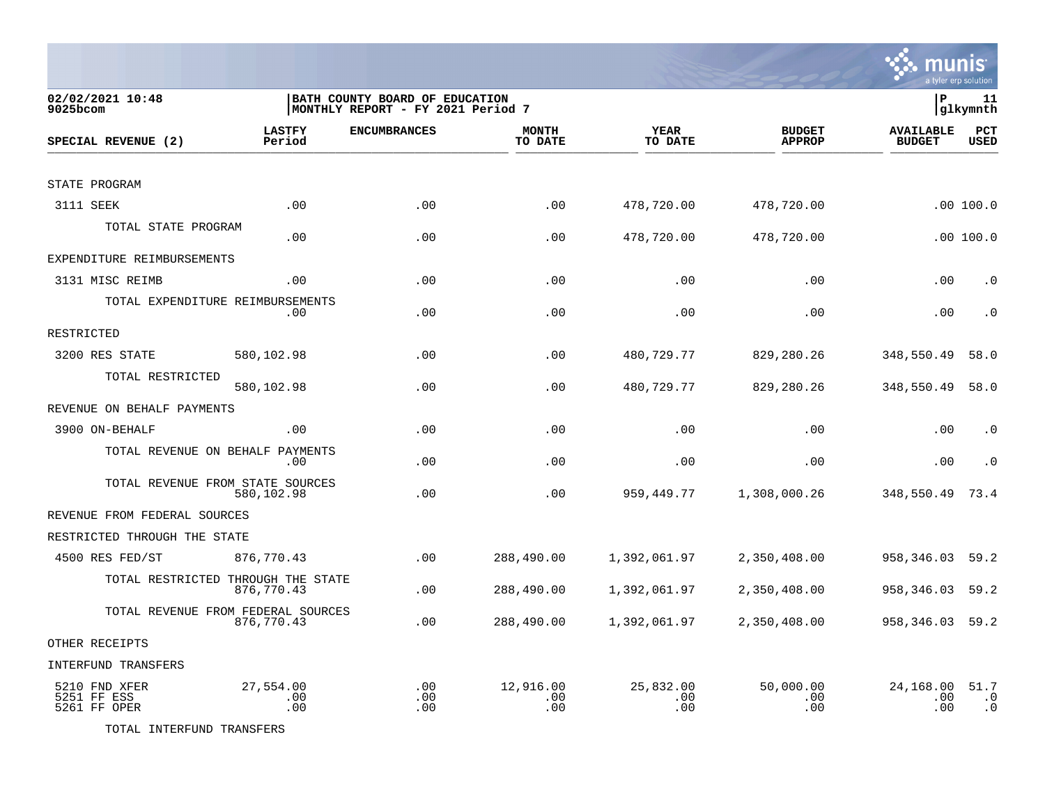| SPECIAL REVENUE (2) | LASTFY Period | ENCUMBRANCES | MONTH TO DATE | YEAR TO DATE | BUDGET APPROP | AVAILABLE BUDGET | PCT USED |
|---|---|---|---|---|---|---|---|
| STATE PROGRAM | | | | | | | |
| 3111 SEEK | .00 | .00 | .00 | 478,720.00 | 478,720.00 | .00 | 100.0 |
| TOTAL STATE PROGRAM | .00 | .00 | .00 | 478,720.00 | 478,720.00 | .00 | 100.0 |
| EXPENDITURE REIMBURSEMENTS | | | | | | | |
| 3131 MISC REIMB | .00 | .00 | .00 | .00 | .00 | .00 | .0 |
| TOTAL EXPENDITURE REIMBURSEMENTS | .00 | .00 | .00 | .00 | .00 | .00 | .0 |
| RESTRICTED | | | | | | | |
| 3200 RES STATE | 580,102.98 | .00 | .00 | 480,729.77 | 829,280.26 | 348,550.49 | 58.0 |
| TOTAL RESTRICTED | 580,102.98 | .00 | .00 | 480,729.77 | 829,280.26 | 348,550.49 | 58.0 |
| REVENUE ON BEHALF PAYMENTS | | | | | | | |
| 3900 ON-BEHALF | .00 | .00 | .00 | .00 | .00 | .00 | .0 |
| TOTAL REVENUE ON BEHALF PAYMENTS | .00 | .00 | .00 | .00 | .00 | .00 | .0 |
| TOTAL REVENUE FROM STATE SOURCES | 580,102.98 | .00 | .00 | 959,449.77 | 1,308,000.26 | 348,550.49 | 73.4 |
| REVENUE FROM FEDERAL SOURCES | | | | | | | |
| RESTRICTED THROUGH THE STATE | | | | | | | |
| 4500 RES FED/ST | 876,770.43 | .00 | 288,490.00 | 1,392,061.97 | 2,350,408.00 | 958,346.03 | 59.2 |
| TOTAL RESTRICTED THROUGH THE STATE | 876,770.43 | .00 | 288,490.00 | 1,392,061.97 | 2,350,408.00 | 958,346.03 | 59.2 |
| TOTAL REVENUE FROM FEDERAL SOURCES | 876,770.43 | .00 | 288,490.00 | 1,392,061.97 | 2,350,408.00 | 958,346.03 | 59.2 |
| OTHER RECEIPTS | | | | | | | |
| INTERFUND TRANSFERS | | | | | | | |
| 5210 FND XFER | 27,554.00 | .00 | 12,916.00 | 25,832.00 | 50,000.00 | 24,168.00 | 51.7 |
| 5251 FF ESS | .00 | .00 | .00 | .00 | .00 | .00 | .0 |
| 5261 FF OPER | .00 | .00 | .00 | .00 | .00 | .00 | .0 |
| TOTAL INTERFUND TRANSFERS | | | | | | | |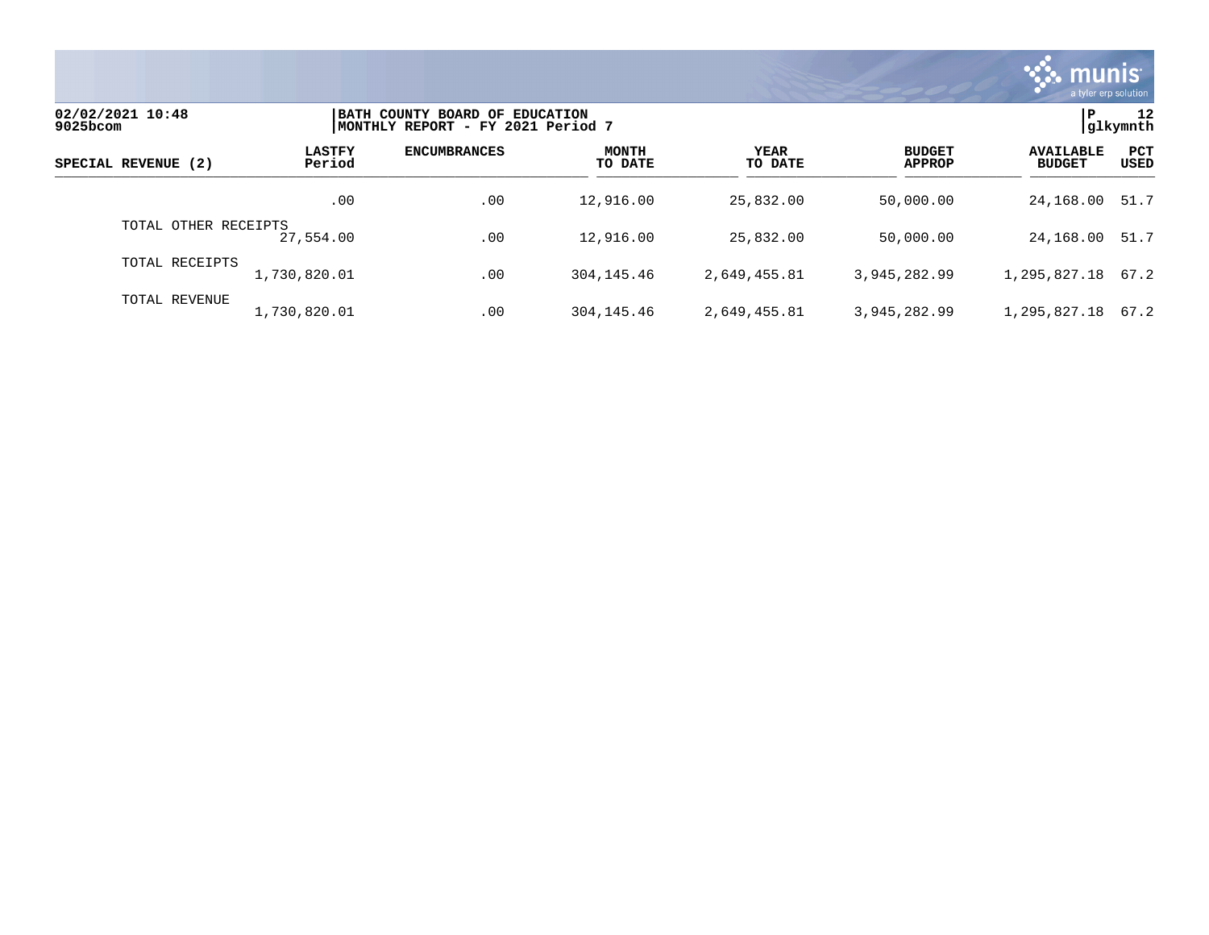02/02/2021 10:48
9025bcom

BATH COUNTY BOARD OF EDUCATION
MONTHLY REPORT - FY 2021 Period 7

P 12
glkymnth

| SPECIAL REVENUE (2) | LASTFY Period | ENCUMBRANCES | MONTH TO DATE | YEAR TO DATE | BUDGET APPROP | AVAILABLE BUDGET | PCT USED |
|---|---|---|---|---|---|---|---|
| | .00 | .00 | 12,916.00 | 25,832.00 | 50,000.00 | 24,168.00 | 51.7 |
| TOTAL OTHER RECEIPTS | 27,554.00 | .00 | 12,916.00 | 25,832.00 | 50,000.00 | 24,168.00 | 51.7 |
| TOTAL RECEIPTS | 1,730,820.01 | .00 | 304,145.46 | 2,649,455.81 | 3,945,282.99 | 1,295,827.18 | 67.2 |
| TOTAL REVENUE | 1,730,820.01 | .00 | 304,145.46 | 2,649,455.81 | 3,945,282.99 | 1,295,827.18 | 67.2 |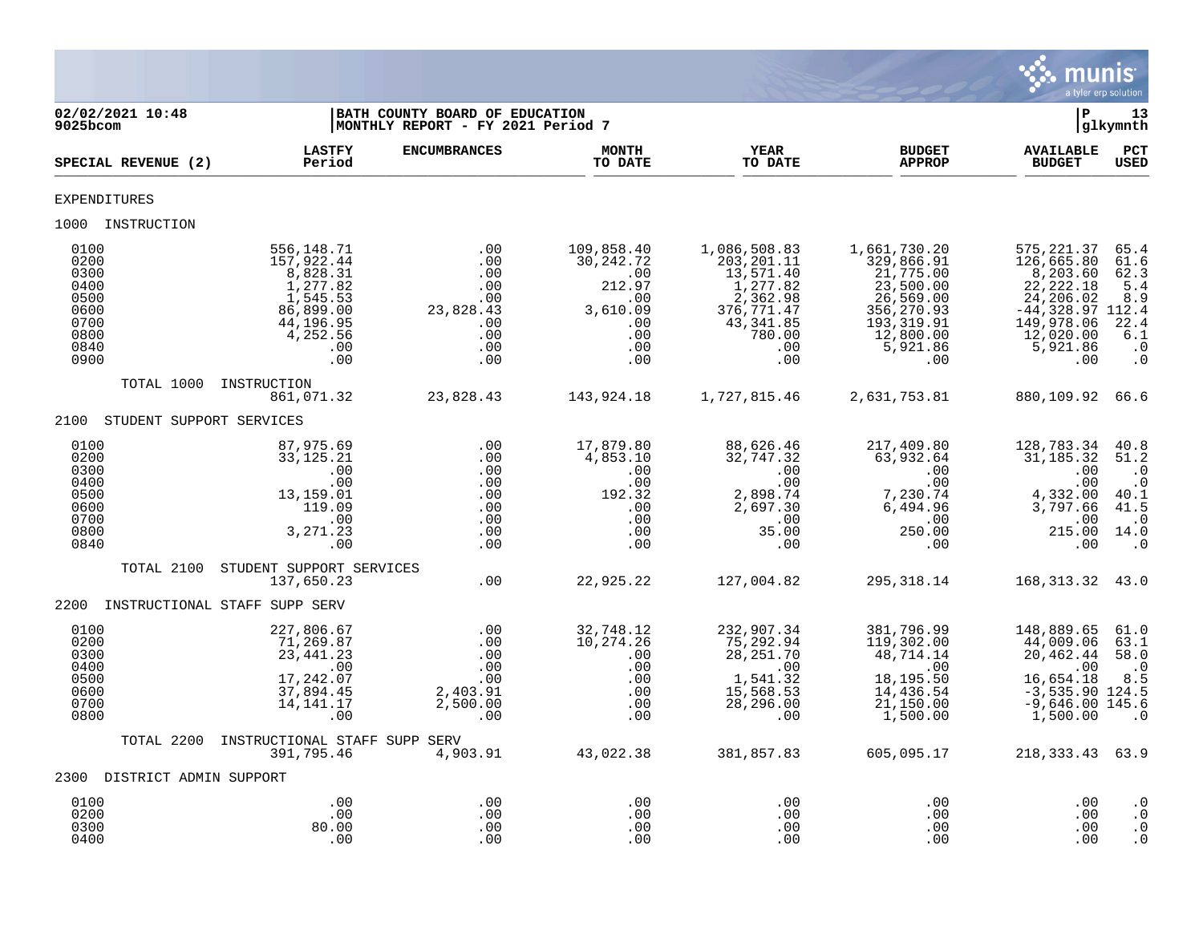**02/02/2021 10:48**
**9025bcom**

**BATH COUNTY BOARD OF EDUCATION**
**MONTHLY REPORT - FY 2021 Period 7**

P 13
glkymnth

| SPECIAL REVENUE (2) | LASTFY Period | ENCUMBRANCES | MONTH TO DATE | YEAR TO DATE | BUDGET APPROP | AVAILABLE BUDGET | PCT USED |
|---|---|---|---|---|---|---|---|
| EXPENDITURES | | | | | | | |
| 1000 INSTRUCTION | | | | | | | |
| 0100 | 556,148.71 | .00 | 109,858.40 | 1,086,508.83 | 1,661,730.20 | 575,221.37 | 65.4 |
| 0200 | 157,922.44 | .00 | 30,242.72 | 203,201.11 | 329,866.91 | 126,665.80 | 61.6 |
| 0300 | 8,828.31 | .00 | .00 | 13,571.40 | 21,775.00 | 8,203.60 | 62.3 |
| 0400 | 1,277.82 | .00 | 212.97 | 1,277.82 | 23,500.00 | 22,222.18 | 5.4 |
| 0500 | 1,545.53 | .00 | .00 | 2,362.98 | 26,569.00 | 24,206.02 | 8.9 |
| 0600 | 86,899.00 | 23,828.43 | 3,610.09 | 376,771.47 | 356,270.93 | -44,328.97 | 112.4 |
| 0700 | 44,196.95 | .00 | .00 | 43,341.85 | 193,319.91 | 149,978.06 | 22.4 |
| 0800 | 4,252.56 | .00 | .00 | 780.00 | 12,800.00 | 12,020.00 | 6.1 |
| 0840 | .00 | .00 | .00 | .00 | 5,921.86 | 5,921.86 | .0 |
| 0900 | .00 | .00 | .00 | .00 | .00 | .00 | .0 |
| TOTAL 1000 INSTRUCTION | 861,071.32 | 23,828.43 | 143,924.18 | 1,727,815.46 | 2,631,753.81 | 880,109.92 | 66.6 |
| 2100 STUDENT SUPPORT SERVICES | | | | | | | |
| 0100 | 87,975.69 | .00 | 17,879.80 | 88,626.46 | 217,409.80 | 128,783.34 | 40.8 |
| 0200 | 33,125.21 | .00 | 4,853.10 | 32,747.32 | 63,932.64 | 31,185.32 | 51.2 |
| 0300 | .00 | .00 | .00 | .00 | .00 | .00 | .0 |
| 0400 | .00 | .00 | .00 | .00 | .00 | .00 | .0 |
| 0500 | 13,159.01 | .00 | 192.32 | 2,898.74 | 7,230.74 | 4,332.00 | 40.1 |
| 0600 | 119.09 | .00 | .00 | 2,697.30 | 6,494.96 | 3,797.66 | 41.5 |
| 0700 | .00 | .00 | .00 | .00 | .00 | .00 | .0 |
| 0800 | 3,271.23 | .00 | .00 | 35.00 | 250.00 | 215.00 | 14.0 |
| 0840 | .00 | .00 | .00 | .00 | .00 | .00 | .0 |
| TOTAL 2100 STUDENT SUPPORT SERVICES | 137,650.23 | .00 | 22,925.22 | 127,004.82 | 295,318.14 | 168,313.32 | 43.0 |
| 2200 INSTRUCTIONAL STAFF SUPP SERV | | | | | | | |
| 0100 | 227,806.67 | .00 | 32,748.12 | 232,907.34 | 381,796.99 | 148,889.65 | 61.0 |
| 0200 | 71,269.87 | .00 | 10,274.26 | 75,292.94 | 119,302.00 | 44,009.06 | 63.1 |
| 0300 | 23,441.23 | .00 | .00 | 28,251.70 | 48,714.14 | 20,462.44 | 58.0 |
| 0400 | .00 | .00 | .00 | .00 | .00 | .00 | .0 |
| 0500 | 17,242.07 | .00 | .00 | 1,541.32 | 18,195.50 | 16,654.18 | 8.5 |
| 0600 | 37,894.45 | 2,403.91 | .00 | 15,568.53 | 14,436.54 | -3,535.90 | 124.5 |
| 0700 | 14,141.17 | 2,500.00 | .00 | 28,296.00 | 21,150.00 | -9,646.00 | 145.6 |
| 0800 | .00 | .00 | .00 | .00 | 1,500.00 | 1,500.00 | .0 |
| TOTAL 2200 INSTRUCTIONAL STAFF SUPP SERV | 391,795.46 | 4,903.91 | 43,022.38 | 381,857.83 | 605,095.17 | 218,333.43 | 63.9 |
| 2300 DISTRICT ADMIN SUPPORT | | | | | | | |
| 0100 | .00 | .00 | .00 | .00 | .00 | .00 | .0 |
| 0200 | .00 | .00 | .00 | .00 | .00 | .00 | .0 |
| 0300 | 80.00 | .00 | .00 | .00 | .00 | .00 | .0 |
| 0400 | .00 | .00 | .00 | .00 | .00 | .00 | .0 |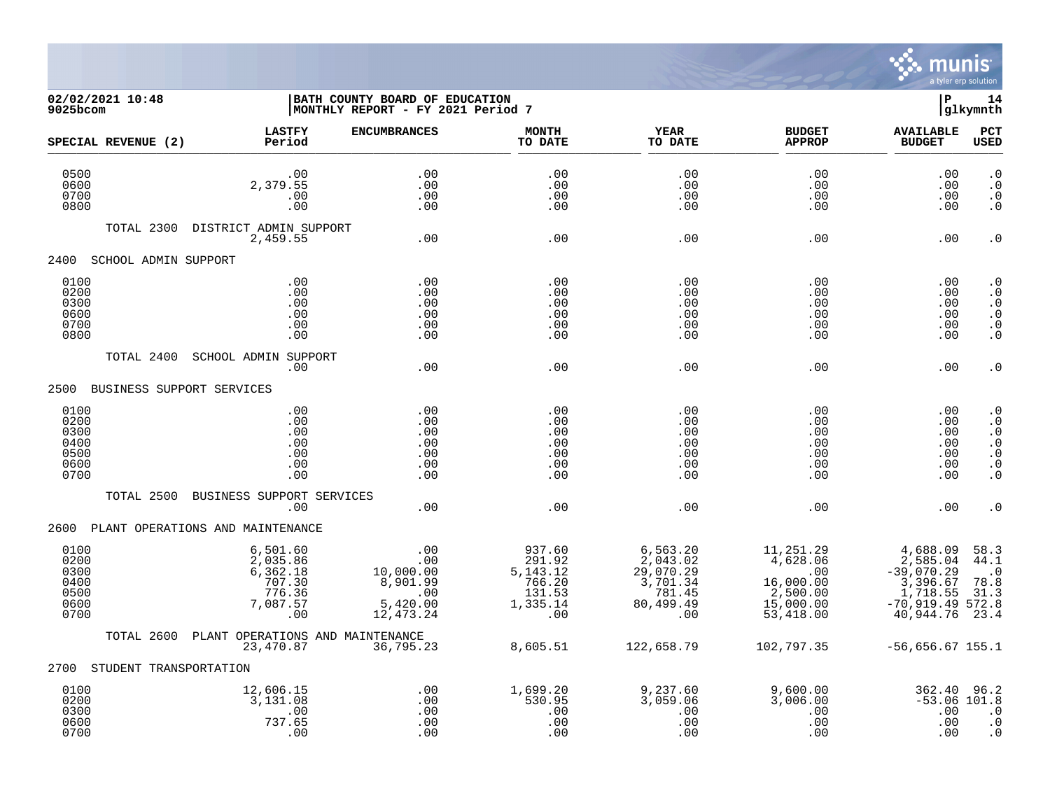02/02/2021 10:48 | BATH COUNTY BOARD OF EDUCATION | P 14
9025bcom | MONTHLY REPORT - FY 2021 Period 7 | glkymnth

| SPECIAL REVENUE (2) | LASTFY Period | ENCUMBRANCES | MONTH TO DATE | YEAR TO DATE | BUDGET APPROP | AVAILABLE BUDGET | PCT USED |
|---|---|---|---|---|---|---|---|
| 0500 | .00 | .00 | .00 | .00 | .00 | .00 | .0 |
| 0600 | 2,379.55 | .00 | .00 | .00 | .00 | .00 | .0 |
| 0700 | .00 | .00 | .00 | .00 | .00 | .00 | .0 |
| 0800 | .00 | .00 | .00 | .00 | .00 | .00 | .0 |
| TOTAL 2300 DISTRICT ADMIN SUPPORT | 2,459.55 | .00 | .00 | .00 | .00 | .00 | .0 |
| **2400 SCHOOL ADMIN SUPPORT** | | | | | | | |
| 0100 | .00 | .00 | .00 | .00 | .00 | .00 | .0 |
| 0200 | .00 | .00 | .00 | .00 | .00 | .00 | .0 |
| 0300 | .00 | .00 | .00 | .00 | .00 | .00 | .0 |
| 0600 | .00 | .00 | .00 | .00 | .00 | .00 | .0 |
| 0700 | .00 | .00 | .00 | .00 | .00 | .00 | .0 |
| 0800 | .00 | .00 | .00 | .00 | .00 | .00 | .0 |
| TOTAL 2400 SCHOOL ADMIN SUPPORT | .00 | .00 | .00 | .00 | .00 | .00 | .0 |
| **2500 BUSINESS SUPPORT SERVICES** | | | | | | | |
| 0100 | .00 | .00 | .00 | .00 | .00 | .00 | .0 |
| 0200 | .00 | .00 | .00 | .00 | .00 | .00 | .0 |
| 0300 | .00 | .00 | .00 | .00 | .00 | .00 | .0 |
| 0400 | .00 | .00 | .00 | .00 | .00 | .00 | .0 |
| 0500 | .00 | .00 | .00 | .00 | .00 | .00 | .0 |
| 0600 | .00 | .00 | .00 | .00 | .00 | .00 | .0 |
| 0700 | .00 | .00 | .00 | .00 | .00 | .00 | .0 |
| TOTAL 2500 BUSINESS SUPPORT SERVICES | .00 | .00 | .00 | .00 | .00 | .00 | .0 |
| **2600 PLANT OPERATIONS AND MAINTENANCE** | | | | | | | |
| 0100 | 6,501.60 | .00 | 937.60 | 6,563.20 | 11,251.29 | 4,688.09 | 58.3 |
| 0200 | 2,035.86 | .00 | 291.92 | 2,043.02 | 4,628.06 | 2,585.04 | 44.1 |
| 0300 | 6,362.18 | 10,000.00 | 5,143.12 | 29,070.29 | .00 | -39,070.29 | .0 |
| 0400 | 707.30 | 8,901.99 | 766.20 | 3,701.34 | 16,000.00 | 3,396.67 | 78.8 |
| 0500 | 776.36 | .00 | 131.53 | 781.45 | 2,500.00 | 1,718.55 | 31.3 |
| 0600 | 7,087.57 | 5,420.00 | 1,335.14 | 80,499.49 | 15,000.00 | -70,919.49 | 572.8 |
| 0700 | .00 | 12,473.24 | .00 | .00 | 53,418.00 | 40,944.76 | 23.4 |
| TOTAL 2600 PLANT OPERATIONS AND MAINTENANCE | 23,470.87 | 36,795.23 | 8,605.51 | 122,658.79 | 102,797.35 | -56,656.67 | 155.1 |
| **2700 STUDENT TRANSPORTATION** | | | | | | | |
| 0100 | 12,606.15 | .00 | 1,699.20 | 9,237.60 | 9,600.00 | 362.40 | 96.2 |
| 0200 | 3,131.08 | .00 | 530.95 | 3,059.06 | 3,006.00 | -53.06 | 101.8 |
| 0300 | .00 | .00 | .00 | .00 | .00 | .00 | .0 |
| 0600 | 737.65 | .00 | .00 | .00 | .00 | .00 | .0 |
| 0700 | .00 | .00 | .00 | .00 | .00 | .00 | .0 |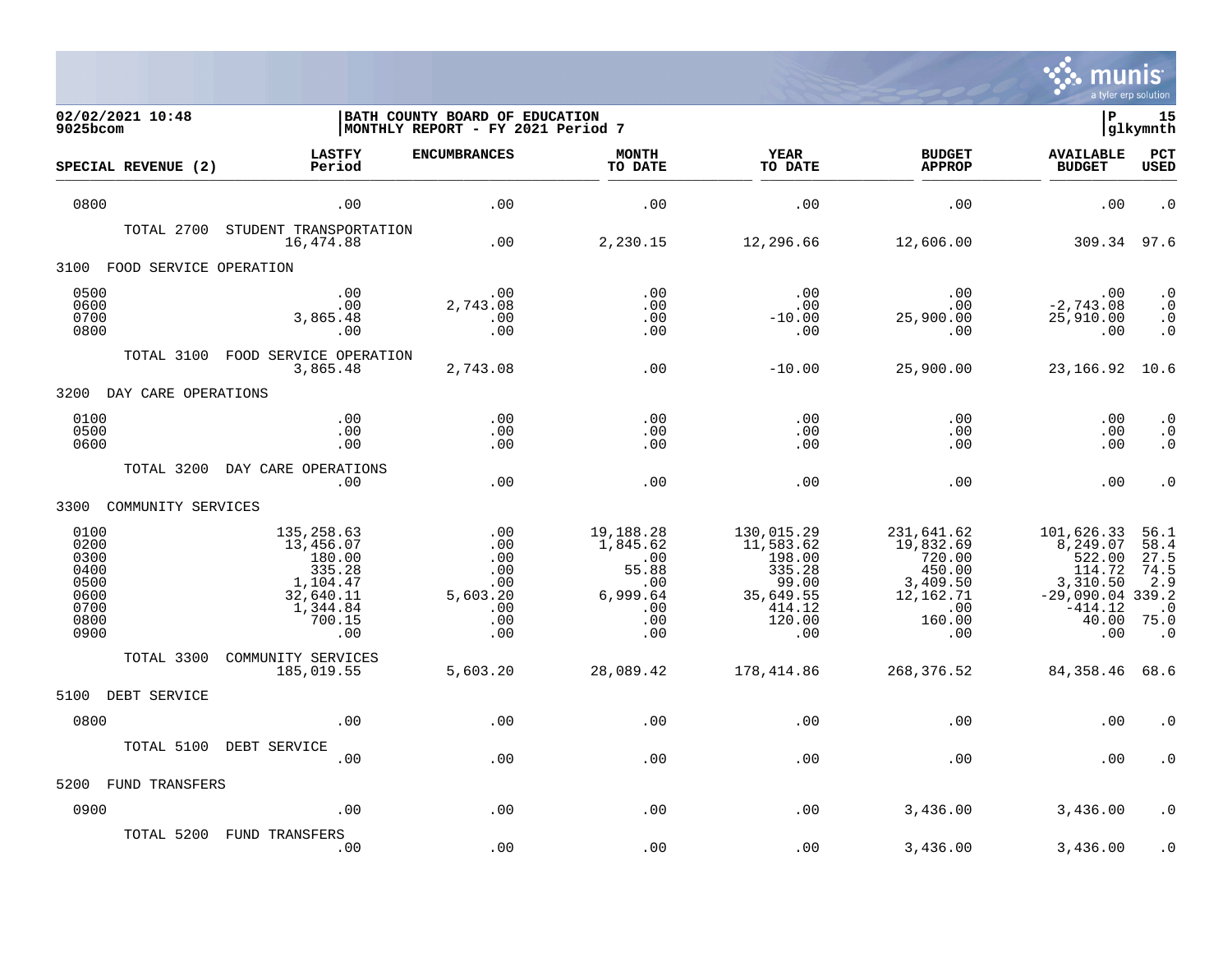**02/02/2021 10:48** | **BATH COUNTY BOARD OF EDUCATION**
**9025bcom** | **MONTHLY REPORT - FY 2021 Period 7**

P 15
glkymnth

| SPECIAL REVENUE (2) | LASTFY Period | ENCUMBRANCES | MONTH TO DATE | YEAR TO DATE | BUDGET APPROP | AVAILABLE BUDGET | PCT USED |
|---|---|---|---|---|---|---|---|
| 0800 | .00 | .00 | .00 | .00 | .00 | .00 | .0 |
| TOTAL 2700 STUDENT TRANSPORTATION | 16,474.88 | .00 | 2,230.15 | 12,296.66 | 12,606.00 | 309.34 | 97.6 |
| 3100 FOOD SERVICE OPERATION | | | | | | | |
| 0500 | .00 | .00 | .00 | .00 | .00 | .00 | .0 |
| 0600 | .00 | 2,743.08 | .00 | .00 | .00 | -2,743.08 | .0 |
| 0700 | 3,865.48 | .00 | .00 | -10.00 | 25,900.00 | 25,910.00 | .0 |
| 0800 | .00 | .00 | .00 | .00 | .00 | .00 | .0 |
| TOTAL 3100 FOOD SERVICE OPERATION | 3,865.48 | 2,743.08 | .00 | -10.00 | 25,900.00 | 23,166.92 | 10.6 |
| 3200 DAY CARE OPERATIONS | | | | | | | |
| 0100 | .00 | .00 | .00 | .00 | .00 | .00 | .0 |
| 0500 | .00 | .00 | .00 | .00 | .00 | .00 | .0 |
| 0600 | .00 | .00 | .00 | .00 | .00 | .00 | .0 |
| TOTAL 3200 DAY CARE OPERATIONS | .00 | .00 | .00 | .00 | .00 | .00 | .0 |
| 3300 COMMUNITY SERVICES | | | | | | | |
| 0100 | 135,258.63 | .00 | 19,188.28 | 130,015.29 | 231,641.62 | 101,626.33 | 56.1 |
| 0200 | 13,456.07 | .00 | 1,845.62 | 11,583.62 | 19,832.69 | 8,249.07 | 58.4 |
| 0300 | 180.00 | .00 | .00 | 198.00 | 720.00 | 522.00 | 27.5 |
| 0400 | 335.28 | .00 | 55.88 | 335.28 | 450.00 | 114.72 | 74.5 |
| 0500 | 1,104.47 | .00 | .00 | 99.00 | 3,409.50 | 3,310.50 | 2.9 |
| 0600 | 32,640.11 | 5,603.20 | 6,999.64 | 35,649.55 | 12,162.71 | -29,090.04 | 339.2 |
| 0700 | 1,344.84 | .00 | .00 | 414.12 | .00 | -414.12 | .0 |
| 0800 | 700.15 | .00 | .00 | 120.00 | 160.00 | 40.00 | 75.0 |
| 0900 | .00 | .00 | .00 | .00 | .00 | .00 | .0 |
| TOTAL 3300 COMMUNITY SERVICES | 185,019.55 | 5,603.20 | 28,089.42 | 178,414.86 | 268,376.52 | 84,358.46 | 68.6 |
| 5100 DEBT SERVICE | | | | | | | |
| 0800 | .00 | .00 | .00 | .00 | .00 | .00 | .0 |
| TOTAL 5100 DEBT SERVICE | .00 | .00 | .00 | .00 | .00 | .00 | .0 |
| 5200 FUND TRANSFERS | | | | | | | |
| 0900 | .00 | .00 | .00 | .00 | 3,436.00 | 3,436.00 | .0 |
| TOTAL 5200 FUND TRANSFERS | .00 | .00 | .00 | .00 | 3,436.00 | 3,436.00 | .0 |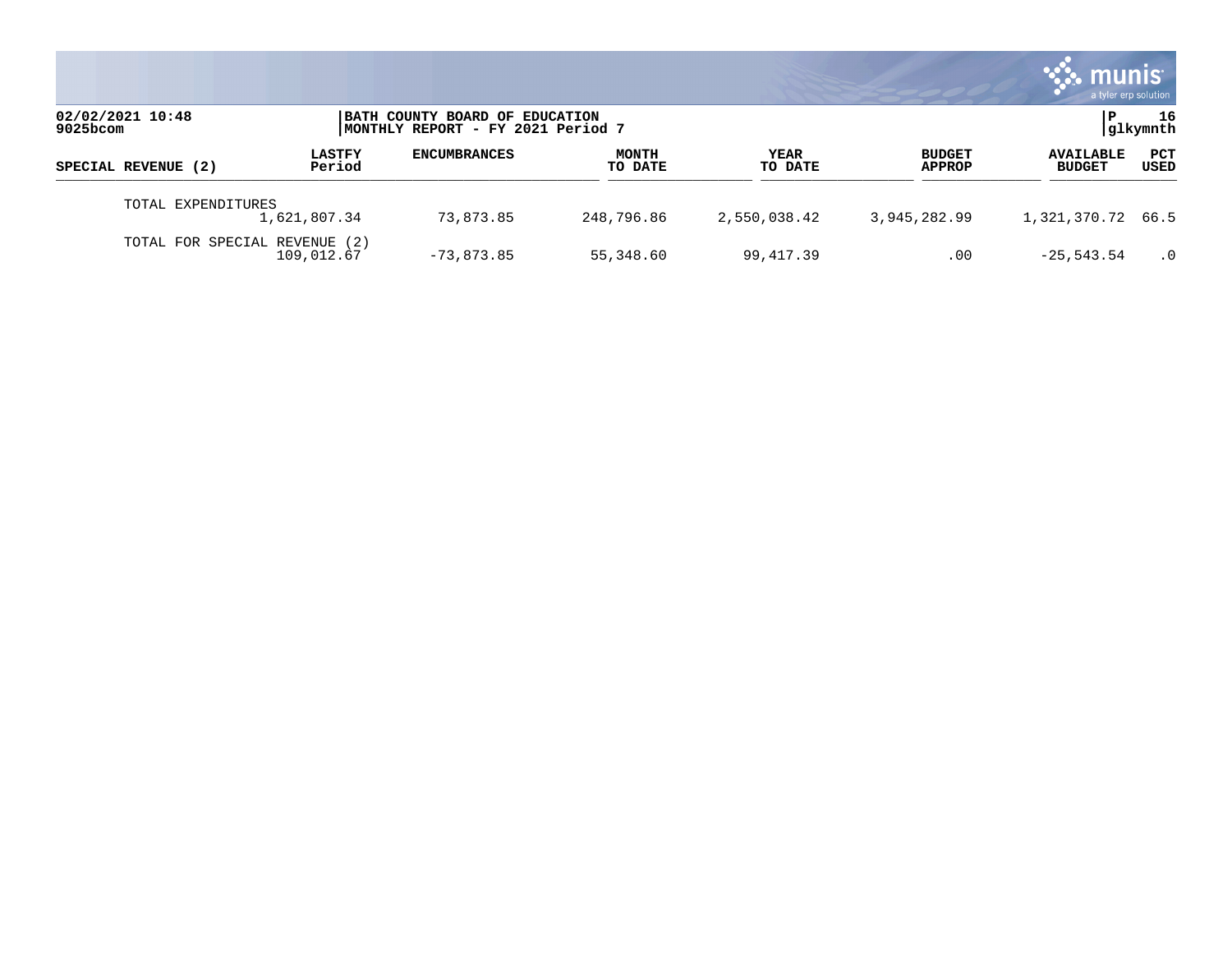| SPECIAL REVENUE (2) | LASTFY Period | ENCUMBRANCES | MONTH TO DATE | YEAR TO DATE | BUDGET APPROP | AVAILABLE BUDGET | PCT USED |
|---|---|---|---|---|---|---|---|
| TOTAL EXPENDITURES | 1,621,807.34 | 73,873.85 | 248,796.86 | 2,550,038.42 | 3,945,282.99 | 1,321,370.72 | 66.5 |
| TOTAL FOR SPECIAL REVENUE (2) | 109,012.67 | -73,873.85 | 55,348.60 | 99,417.39 | .00 | -25,543.54 | .0 |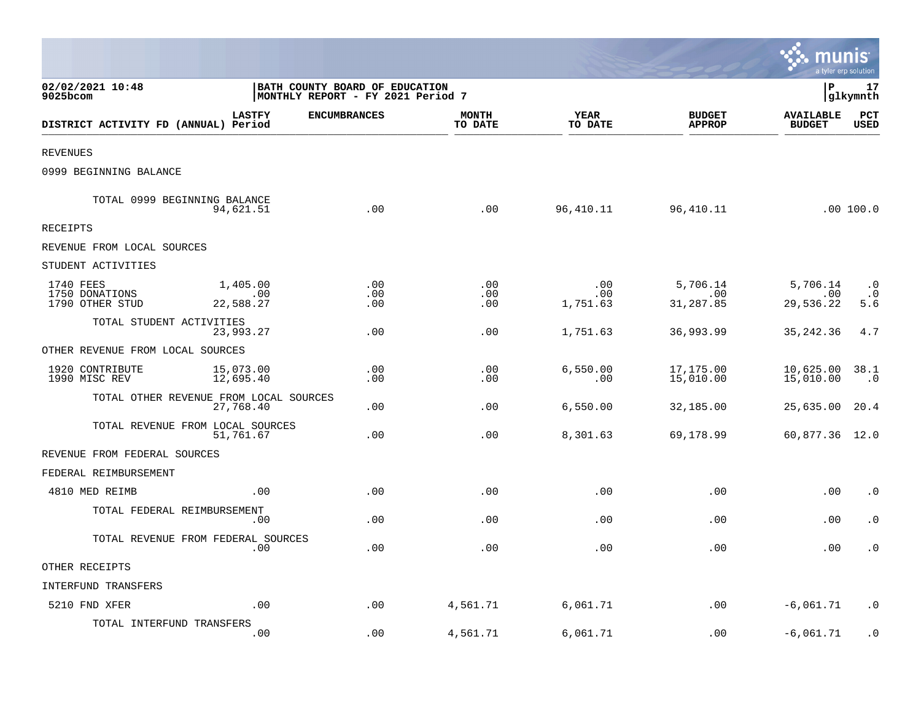02/02/2021 10:48
9025bcom

BATH COUNTY BOARD OF EDUCATION
MONTHLY REPORT - FY 2021 Period 7

| DISTRICT ACTIVITY FD (ANNUAL) | LASTFY Period | ENCUMBRANCES | MONTH TO DATE | YEAR TO DATE | BUDGET APPROP | AVAILABLE BUDGET | PCT USED |
|---|---|---|---|---|---|---|---|
| REVENUES | | | | | | | |
| 0999 BEGINNING BALANCE | | | | | | | |
| TOTAL 0999 BEGINNING BALANCE | 94,621.51 | .00 | .00 | 96,410.11 | 96,410.11 | .00 | 100.0 |
| RECEIPTS | | | | | | | |
| REVENUE FROM LOCAL SOURCES | | | | | | | |
| STUDENT ACTIVITIES | | | | | | | |
| 1740 FEES | 1,405.00 | .00 | .00 | .00 | 5,706.14 | 5,706.14 | .0 |
| 1750 DONATIONS | .00 | .00 | .00 | .00 | .00 | .00 | .0 |
| 1790 OTHER STUD | 22,588.27 | .00 | .00 | 1,751.63 | 31,287.85 | 29,536.22 | 5.6 |
| TOTAL STUDENT ACTIVITIES | 23,993.27 | .00 | .00 | 1,751.63 | 36,993.99 | 35,242.36 | 4.7 |
| OTHER REVENUE FROM LOCAL SOURCES | | | | | | | |
| 1920 CONTRIBUTE | 15,073.00 | .00 | .00 | 6,550.00 | 17,175.00 | 10,625.00 | 38.1 |
| 1990 MISC REV | 12,695.40 | .00 | .00 | .00 | 15,010.00 | 15,010.00 | .0 |
| TOTAL OTHER REVENUE FROM LOCAL SOURCES | 27,768.40 | .00 | .00 | 6,550.00 | 32,185.00 | 25,635.00 | 20.4 |
| TOTAL REVENUE FROM LOCAL SOURCES | 51,761.67 | .00 | .00 | 8,301.63 | 69,178.99 | 60,877.36 | 12.0 |
| REVENUE FROM FEDERAL SOURCES | | | | | | | |
| FEDERAL REIMBURSEMENT | | | | | | | |
| 4810 MED REIMB | .00 | .00 | .00 | .00 | .00 | .00 | .0 |
| TOTAL FEDERAL REIMBURSEMENT | .00 | .00 | .00 | .00 | .00 | .00 | .0 |
| TOTAL REVENUE FROM FEDERAL SOURCES | .00 | .00 | .00 | .00 | .00 | .00 | .0 |
| OTHER RECEIPTS | | | | | | | |
| INTERFUND TRANSFERS | | | | | | | |
| 5210 FND XFER | .00 | .00 | 4,561.71 | 6,061.71 | .00 | -6,061.71 | .0 |
| TOTAL INTERFUND TRANSFERS | .00 | .00 | 4,561.71 | 6,061.71 | .00 | -6,061.71 | .0 |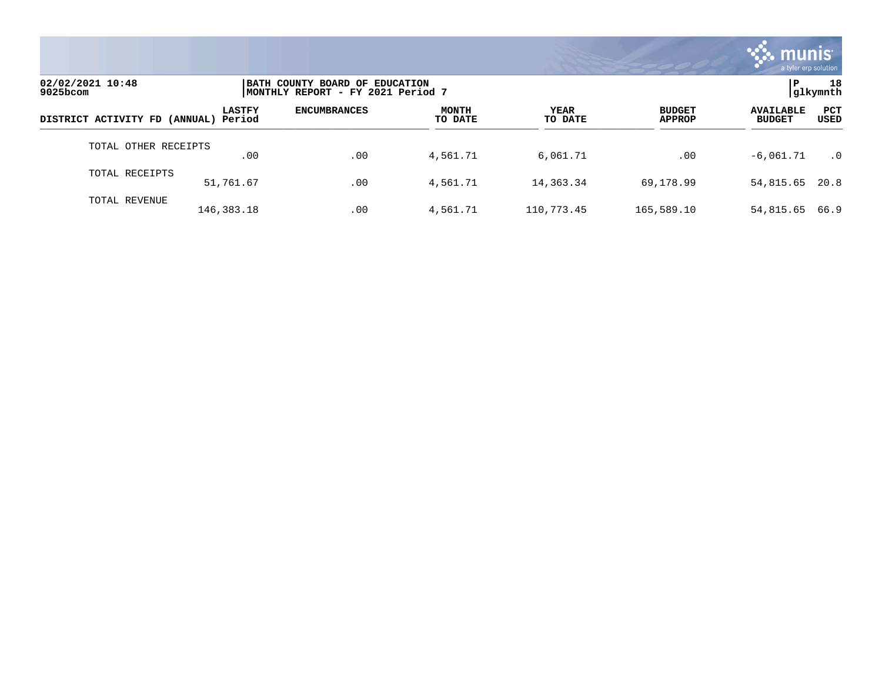| DISTRICT ACTIVITY FD (ANNUAL) | LASTFY Period | ENCUMBRANCES | MONTH TO DATE | YEAR TO DATE | BUDGET APPROP | AVAILABLE BUDGET | PCT USED |
|---|---|---|---|---|---|---|---|
| TOTAL OTHER RECEIPTS | .00 | .00 | 4,561.71 | 6,061.71 | .00 | -6,061.71 | .0 |
| TOTAL RECEIPTS | 51,761.67 | .00 | 4,561.71 | 14,363.34 | 69,178.99 | 54,815.65 | 20.8 |
| TOTAL REVENUE | 146,383.18 | .00 | 4,561.71 | 110,773.45 | 165,589.10 | 54,815.65 | 66.9 |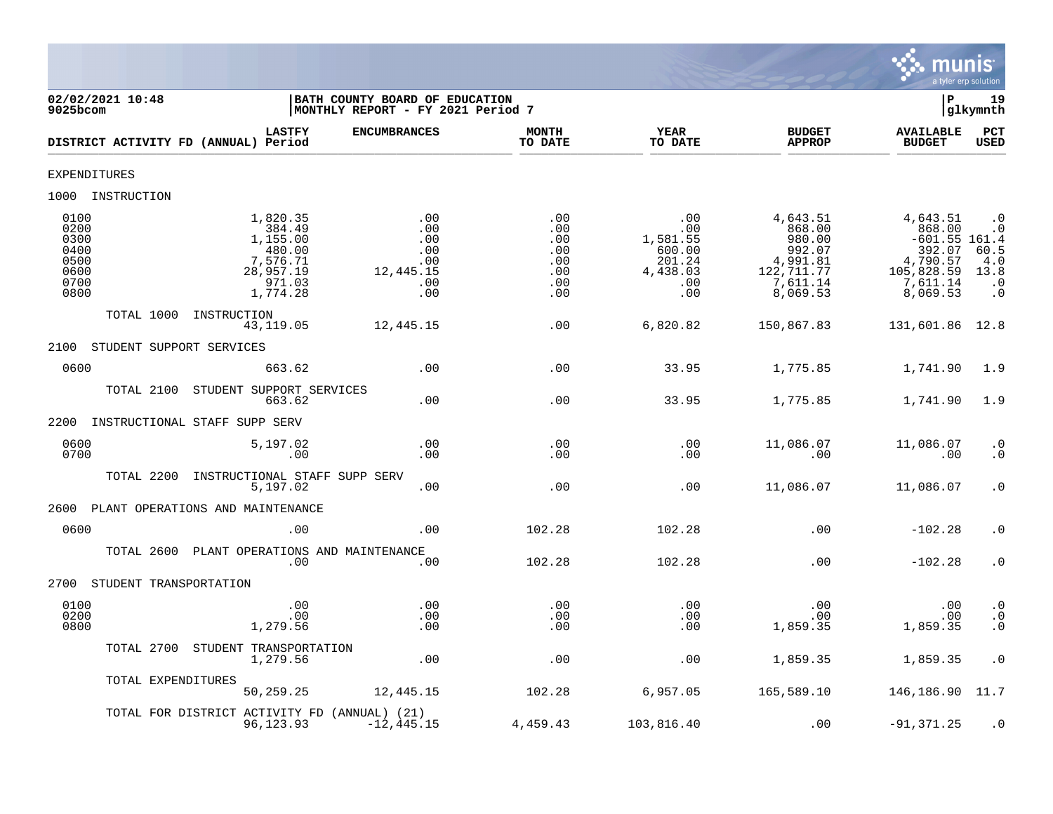02/02/2021 10:48 | BATH COUNTY BOARD OF EDUCATION | P 19
9025bcom | MONTHLY REPORT - FY 2021 Period 7 | glkymnth

| DISTRICT ACTIVITY FD (ANNUAL) | LASTFY Period | ENCUMBRANCES | MONTH TO DATE | YEAR TO DATE | BUDGET APPROP | AVAILABLE BUDGET | PCT USED |
|---|---|---|---|---|---|---|---|
| **EXPENDITURES** | | | | | | | |
| **1000 INSTRUCTION** | | | | | | | |
| 0100 | 1,820.35 | .00 | .00 | .00 | 4,643.51 | 4,643.51 | .0 |
| 0200 | 384.49 | .00 | .00 | .00 | 868.00 | 868.00 | .0 |
| 0300 | 1,155.00 | .00 | .00 | 1,581.55 | 980.00 | -601.55 | 161.4 |
| 0400 | 480.00 | .00 | .00 | 600.00 | 992.07 | 392.07 | 60.5 |
| 0500 | 7,576.71 | .00 | .00 | 201.24 | 4,991.81 | 4,790.57 | 4.0 |
| 0600 | 28,957.19 | 12,445.15 | .00 | 4,438.03 | 122,711.77 | 105,828.59 | 13.8 |
| 0700 | 971.03 | .00 | .00 | .00 | 7,611.14 | 7,611.14 | .0 |
| 0800 | 1,774.28 | .00 | .00 | .00 | 8,069.53 | 8,069.53 | .0 |
| TOTAL 1000 INSTRUCTION | 43,119.05 | 12,445.15 | .00 | 6,820.82 | 150,867.83 | 131,601.86 | 12.8 |
| **2100 STUDENT SUPPORT SERVICES** | | | | | | | |
| 0600 | 663.62 | .00 | .00 | 33.95 | 1,775.85 | 1,741.90 | 1.9 |
| TOTAL 2100 STUDENT SUPPORT SERVICES | 663.62 | .00 | .00 | 33.95 | 1,775.85 | 1,741.90 | 1.9 |
| **2200 INSTRUCTIONAL STAFF SUPP SERV** | | | | | | | |
| 0600 | 5,197.02 | .00 | .00 | .00 | 11,086.07 | 11,086.07 | .0 |
| 0700 | .00 | .00 | .00 | .00 | .00 | .00 | .0 |
| TOTAL 2200 INSTRUCTIONAL STAFF SUPP SERV | 5,197.02 | .00 | .00 | .00 | 11,086.07 | 11,086.07 | .0 |
| **2600 PLANT OPERATIONS AND MAINTENANCE** | | | | | | | |
| 0600 | .00 | .00 | 102.28 | 102.28 | .00 | -102.28 | .0 |
| TOTAL 2600 PLANT OPERATIONS AND MAINTENANCE | .00 | .00 | 102.28 | 102.28 | .00 | -102.28 | .0 |
| **2700 STUDENT TRANSPORTATION** | | | | | | | |
| 0100 | .00 | .00 | .00 | .00 | .00 | .00 | .0 |
| 0200 | .00 | .00 | .00 | .00 | .00 | .00 | .0 |
| 0800 | 1,279.56 | .00 | .00 | .00 | 1,859.35 | 1,859.35 | .0 |
| TOTAL 2700 STUDENT TRANSPORTATION | 1,279.56 | .00 | .00 | .00 | 1,859.35 | 1,859.35 | .0 |
| TOTAL EXPENDITURES | 50,259.25 | 12,445.15 | 102.28 | 6,957.05 | 165,589.10 | 146,186.90 | 11.7 |
| TOTAL FOR DISTRICT ACTIVITY FD (ANNUAL) (21) | 96,123.93 | -12,445.15 | 4,459.43 | 103,816.40 | .00 | -91,371.25 | .0 |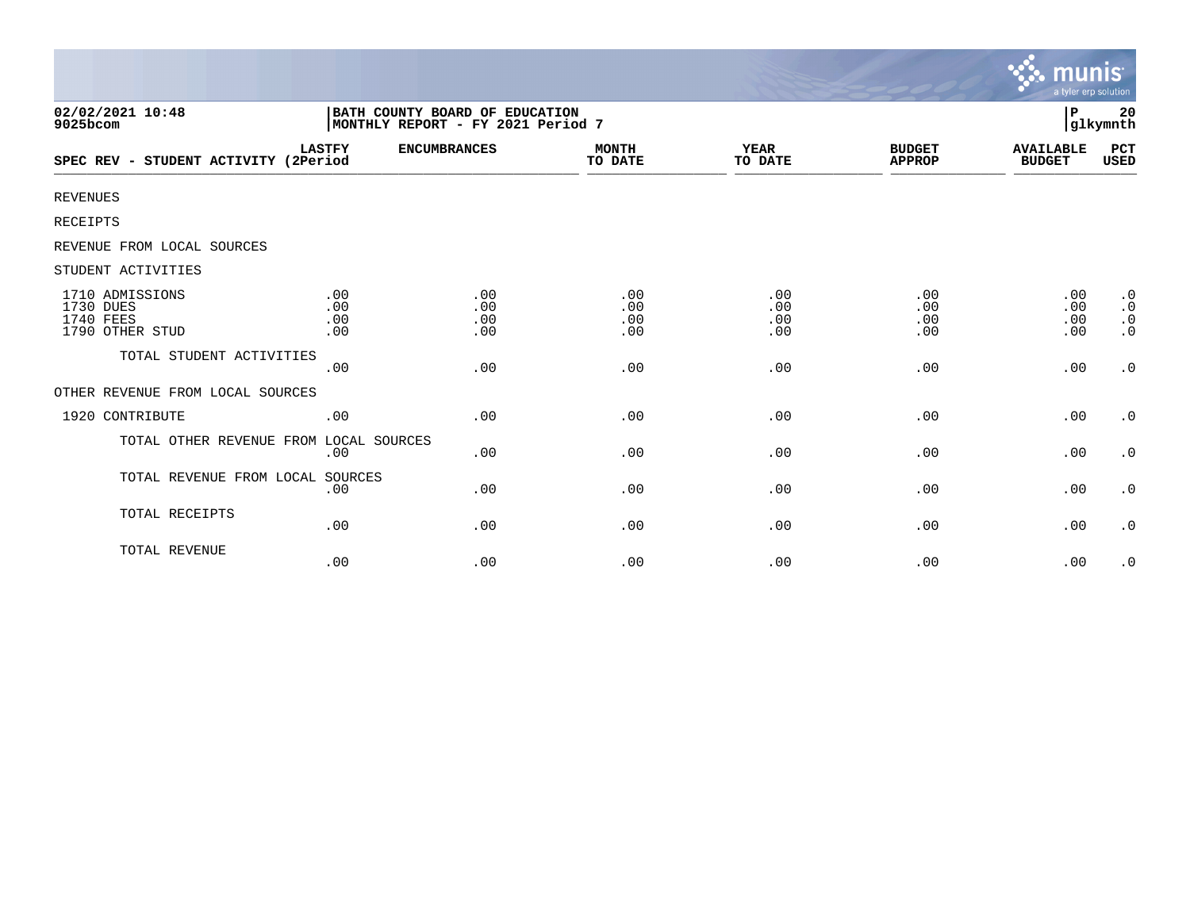02/02/2021 10:48
9025bcom

BATH COUNTY BOARD OF EDUCATION
MONTHLY REPORT - FY 2021 Period 7

P 20
glkymnth

| SPEC REV - STUDENT ACTIVITY | LASTFY (2Period | ENCUMBRANCES | MONTH TO DATE | YEAR TO DATE | BUDGET APPROP | AVAILABLE BUDGET | PCT USED |
|---|---|---|---|---|---|---|---|
| REVENUES | | | | | | | |
| RECEIPTS | | | | | | | |
| REVENUE FROM LOCAL SOURCES | | | | | | | |
| STUDENT ACTIVITIES | | | | | | | |
| 1710 ADMISSIONS | .00 | .00 | .00 | .00 | .00 | .00 | .0 |
| 1730 DUES | .00 | .00 | .00 | .00 | .00 | .00 | .0 |
| 1740 FEES | .00 | .00 | .00 | .00 | .00 | .00 | .0 |
| 1790 OTHER STUD | .00 | .00 | .00 | .00 | .00 | .00 | .0 |
| TOTAL STUDENT ACTIVITIES | .00 | .00 | .00 | .00 | .00 | .00 | .0 |
| OTHER REVENUE FROM LOCAL SOURCES | | | | | | | |
| 1920 CONTRIBUTE | .00 | .00 | .00 | .00 | .00 | .00 | .0 |
| TOTAL OTHER REVENUE FROM LOCAL SOURCES | .00 | .00 | .00 | .00 | .00 | .00 | .0 |
| TOTAL REVENUE FROM LOCAL SOURCES | .00 | .00 | .00 | .00 | .00 | .00 | .0 |
| TOTAL RECEIPTS | .00 | .00 | .00 | .00 | .00 | .00 | .0 |
| TOTAL REVENUE | .00 | .00 | .00 | .00 | .00 | .00 | .0 |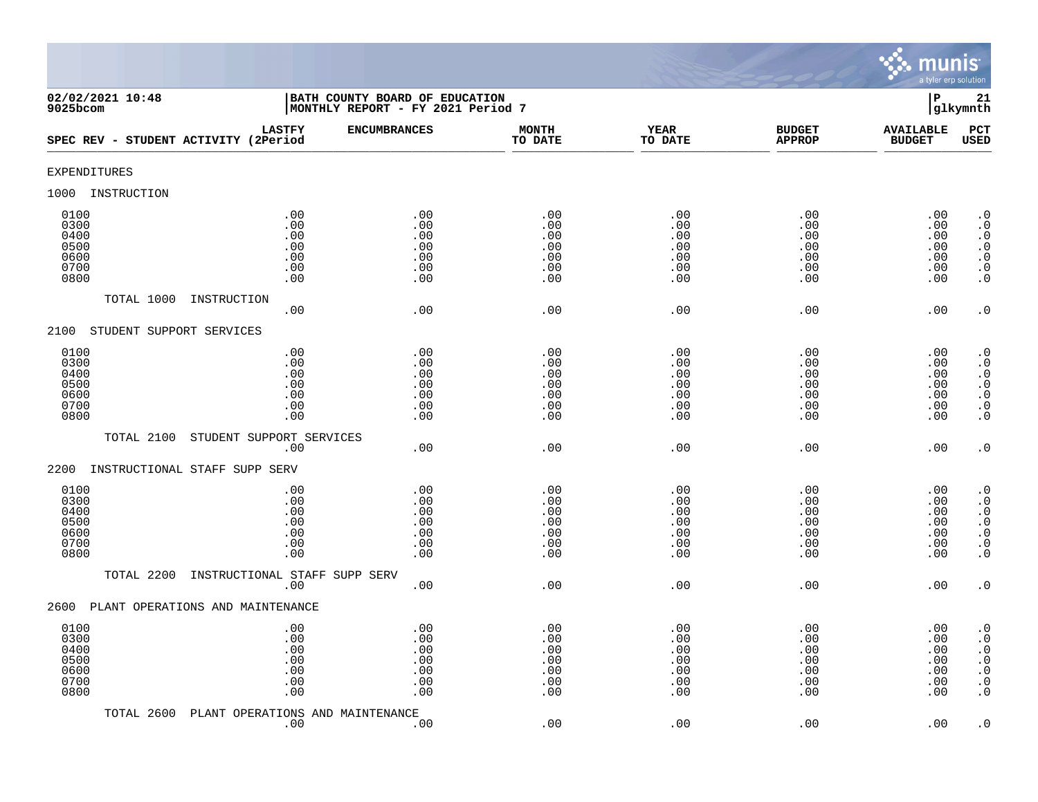02/02/2021 10:48
9025bcom

BATH COUNTY BOARD OF EDUCATION
MONTHLY REPORT - FY 2021 Period 7

P 21
glkymnth

| SPEC REV - STUDENT ACTIVITY (2 | LASTFY Period | ENCUMBRANCES | MONTH TO DATE | YEAR TO DATE | BUDGET APPROP | AVAILABLE BUDGET | PCT USED |
|---|---|---|---|---|---|---|---|
| **EXPENDITURES** | | | | | | | |
| **1000 INSTRUCTION** | | | | | | | |
| 0100 | .00 | .00 | .00 | .00 | .00 | .00 | .0 |
| 0300 | .00 | .00 | .00 | .00 | .00 | .00 | .0 |
| 0400 | .00 | .00 | .00 | .00 | .00 | .00 | .0 |
| 0500 | .00 | .00 | .00 | .00 | .00 | .00 | .0 |
| 0600 | .00 | .00 | .00 | .00 | .00 | .00 | .0 |
| 0700 | .00 | .00 | .00 | .00 | .00 | .00 | .0 |
| 0800 | .00 | .00 | .00 | .00 | .00 | .00 | .0 |
| TOTAL 1000 INSTRUCTION | .00 | .00 | .00 | .00 | .00 | .00 | .0 |
| **2100 STUDENT SUPPORT SERVICES** | | | | | | | |
| 0100 | .00 | .00 | .00 | .00 | .00 | .00 | .0 |
| 0300 | .00 | .00 | .00 | .00 | .00 | .00 | .0 |
| 0400 | .00 | .00 | .00 | .00 | .00 | .00 | .0 |
| 0500 | .00 | .00 | .00 | .00 | .00 | .00 | .0 |
| 0600 | .00 | .00 | .00 | .00 | .00 | .00 | .0 |
| 0700 | .00 | .00 | .00 | .00 | .00 | .00 | .0 |
| 0800 | .00 | .00 | .00 | .00 | .00 | .00 | .0 |
| TOTAL 2100 STUDENT SUPPORT SERVICES | .00 | .00 | .00 | .00 | .00 | .00 | .0 |
| **2200 INSTRUCTIONAL STAFF SUPP SERV** | | | | | | | |
| 0100 | .00 | .00 | .00 | .00 | .00 | .00 | .0 |
| 0300 | .00 | .00 | .00 | .00 | .00 | .00 | .0 |
| 0400 | .00 | .00 | .00 | .00 | .00 | .00 | .0 |
| 0500 | .00 | .00 | .00 | .00 | .00 | .00 | .0 |
| 0600 | .00 | .00 | .00 | .00 | .00 | .00 | .0 |
| 0700 | .00 | .00 | .00 | .00 | .00 | .00 | .0 |
| 0800 | .00 | .00 | .00 | .00 | .00 | .00 | .0 |
| TOTAL 2200 INSTRUCTIONAL STAFF SUPP SERV | .00 | .00 | .00 | .00 | .00 | .00 | .0 |
| **2600 PLANT OPERATIONS AND MAINTENANCE** | | | | | | | |
| 0100 | .00 | .00 | .00 | .00 | .00 | .00 | .0 |
| 0300 | .00 | .00 | .00 | .00 | .00 | .00 | .0 |
| 0400 | .00 | .00 | .00 | .00 | .00 | .00 | .0 |
| 0500 | .00 | .00 | .00 | .00 | .00 | .00 | .0 |
| 0600 | .00 | .00 | .00 | .00 | .00 | .00 | .0 |
| 0700 | .00 | .00 | .00 | .00 | .00 | .00 | .0 |
| 0800 | .00 | .00 | .00 | .00 | .00 | .00 | .0 |
| TOTAL 2600 PLANT OPERATIONS AND MAINTENANCE | .00 | .00 | .00 | .00 | .00 | .00 | .0 |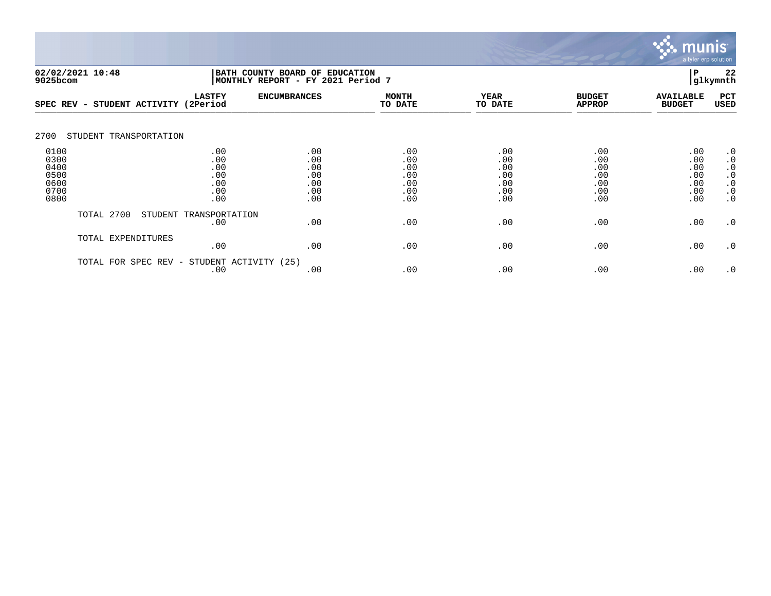02/02/2021 10:48 | BATH COUNTY BOARD OF EDUCATION | P 22
9025bcom | MONTHLY REPORT - FY 2021 Period 7 | glkymnth

| SPEC REV - STUDENT ACTIVITY | LASTFY (2Period | ENCUMBRANCES | MONTH TO DATE | YEAR TO DATE | BUDGET APPROP | AVAILABLE BUDGET | PCT USED |
|---|---|---|---|---|---|---|---|
| **2700 STUDENT TRANSPORTATION** | | | | | | | |
| 0100 | .00 | .00 | .00 | .00 | .00 | .00 | .0 |
| 0300 | .00 | .00 | .00 | .00 | .00 | .00 | .0 |
| 0400 | .00 | .00 | .00 | .00 | .00 | .00 | .0 |
| 0500 | .00 | .00 | .00 | .00 | .00 | .00 | .0 |
| 0600 | .00 | .00 | .00 | .00 | .00 | .00 | .0 |
| 0700 | .00 | .00 | .00 | .00 | .00 | .00 | .0 |
| 0800 | .00 | .00 | .00 | .00 | .00 | .00 | .0 |
| TOTAL 2700 STUDENT TRANSPORTATION | .00 | .00 | .00 | .00 | .00 | .00 | .0 |
| TOTAL EXPENDITURES | .00 | .00 | .00 | .00 | .00 | .00 | .0 |
| TOTAL FOR SPEC REV - STUDENT ACTIVITY (25) | .00 | .00 | .00 | .00 | .00 | .00 | .0 |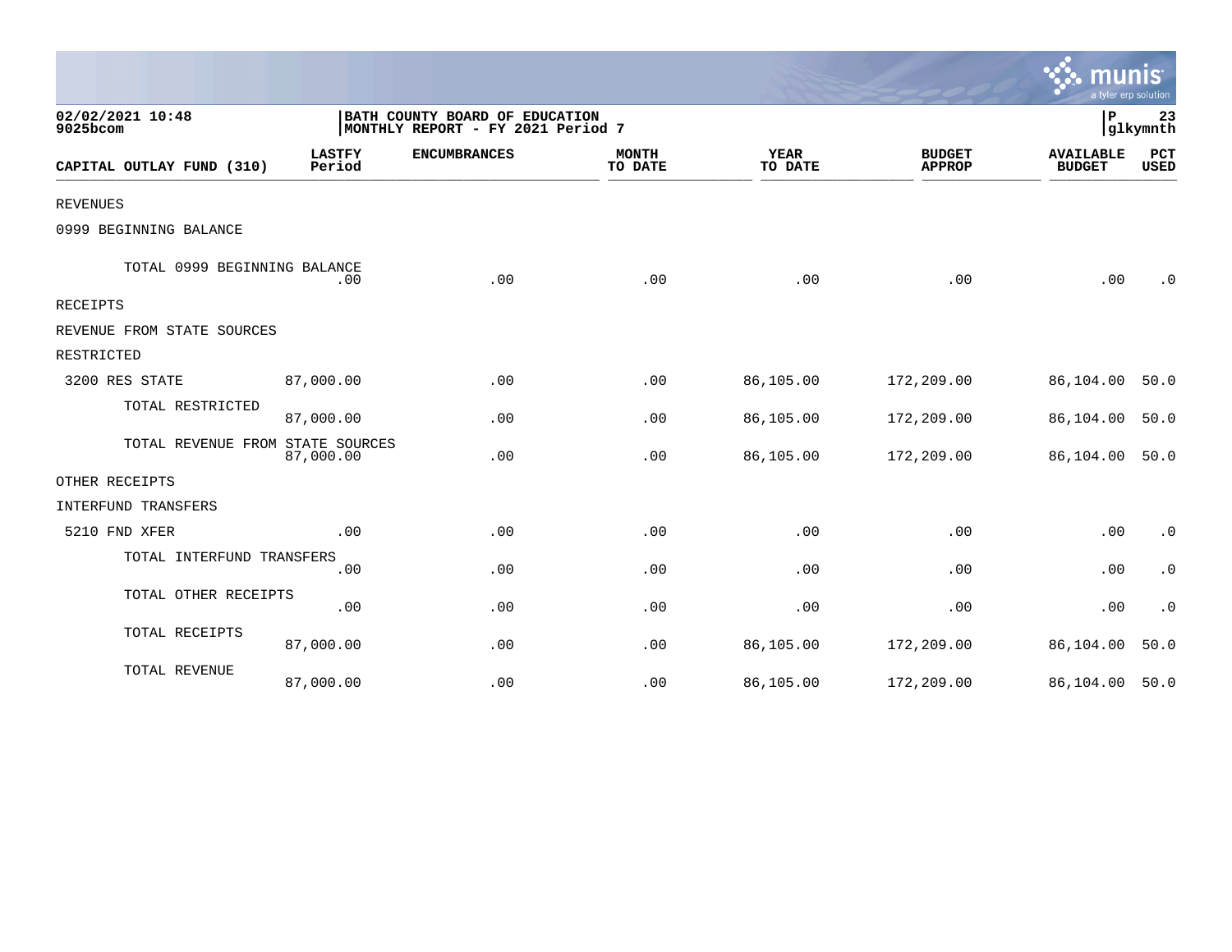02/02/2021 10:48
9025bcom

BATH COUNTY BOARD OF EDUCATION
MONTHLY REPORT - FY 2021 Period 7

P 23
glkymnth

| CAPITAL OUTLAY FUND (310) | LASTFY Period | ENCUMBRANCES | MONTH TO DATE | YEAR TO DATE | BUDGET APPROP | AVAILABLE BUDGET | PCT USED |
|---|---|---|---|---|---|---|---|
| REVENUES | | | | | | | |
| 0999 BEGINNING BALANCE | | | | | | | |
| TOTAL 0999 BEGINNING BALANCE | .00 | .00 | .00 | .00 | .00 | .00 | .0 |
| RECEIPTS | | | | | | | |
| REVENUE FROM STATE SOURCES | | | | | | | |
| RESTRICTED | | | | | | | |
| 3200 RES STATE | 87,000.00 | .00 | .00 | 86,105.00 | 172,209.00 | 86,104.00 | 50.0 |
| TOTAL RESTRICTED | 87,000.00 | .00 | .00 | 86,105.00 | 172,209.00 | 86,104.00 | 50.0 |
| TOTAL REVENUE FROM STATE SOURCES | 87,000.00 | .00 | .00 | 86,105.00 | 172,209.00 | 86,104.00 | 50.0 |
| OTHER RECEIPTS | | | | | | | |
| INTERFUND TRANSFERS | | | | | | | |
| 5210 FND XFER | .00 | .00 | .00 | .00 | .00 | .00 | .0 |
| TOTAL INTERFUND TRANSFERS | .00 | .00 | .00 | .00 | .00 | .00 | .0 |
| TOTAL OTHER RECEIPTS | .00 | .00 | .00 | .00 | .00 | .00 | .0 |
| TOTAL RECEIPTS | 87,000.00 | .00 | .00 | 86,105.00 | 172,209.00 | 86,104.00 | 50.0 |
| TOTAL REVENUE | 87,000.00 | .00 | .00 | 86,105.00 | 172,209.00 | 86,104.00 | 50.0 |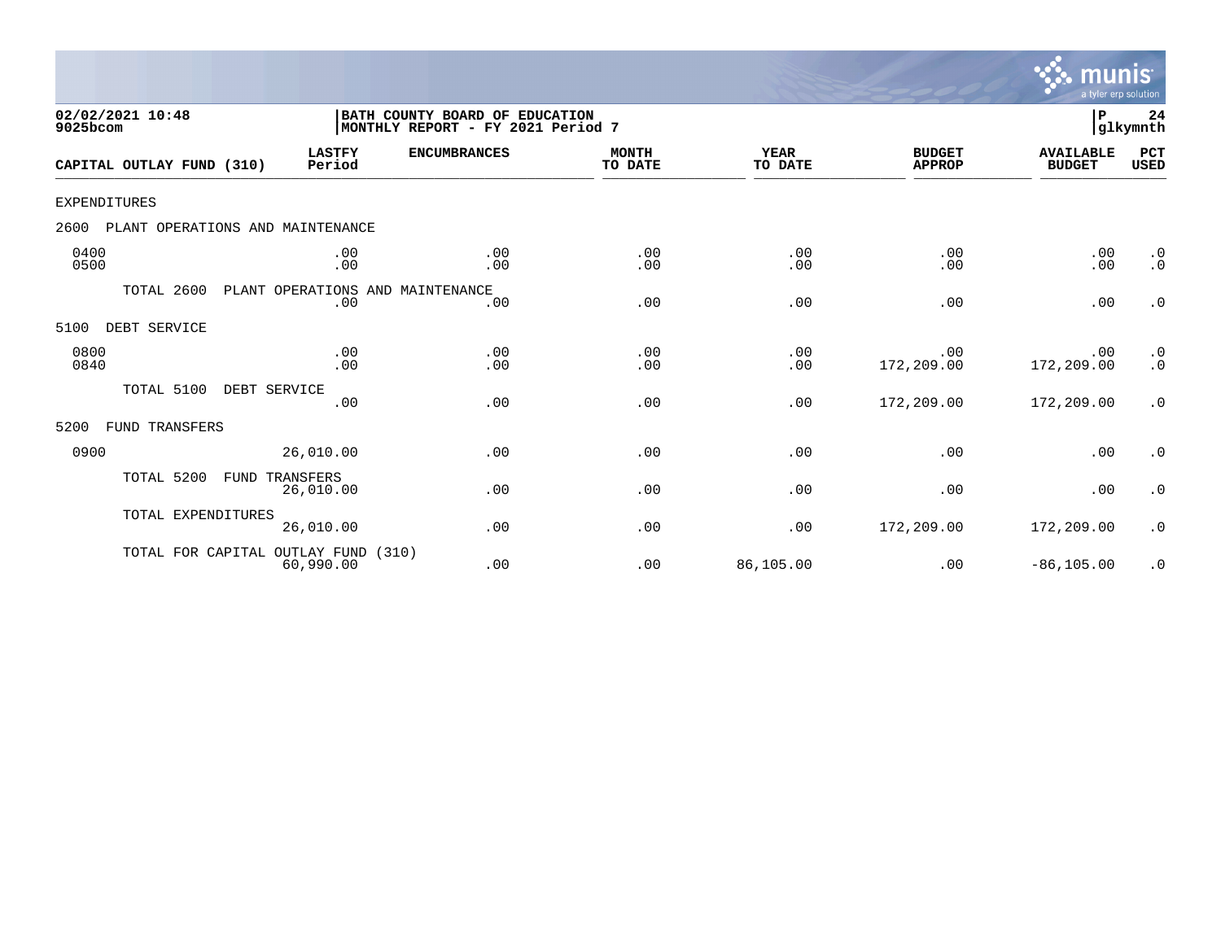02/02/2021 10:48
9025bcom

BATH COUNTY BOARD OF EDUCATION
MONTHLY REPORT - FY 2021 Period 7

P 24
glkymnth

| CAPITAL OUTLAY FUND (310) | LASTFY Period | ENCUMBRANCES | MONTH TO DATE | YEAR TO DATE | BUDGET APPROP | AVAILABLE BUDGET | PCT USED |
|---|---|---|---|---|---|---|---|
| EXPENDITURES | | | | | | | |
| 2600 PLANT OPERATIONS AND MAINTENANCE | | | | | | | |
| 0400 | .00 | .00 | .00 | .00 | .00 | .00 | .0 |
| 0500 | .00 | .00 | .00 | .00 | .00 | .00 | .0 |
| TOTAL 2600 PLANT OPERATIONS AND MAINTENANCE | .00 | .00 | .00 | .00 | .00 | .00 | .0 |
| 5100 DEBT SERVICE | | | | | | | |
| 0800 | .00 | .00 | .00 | .00 | .00 | .00 | .0 |
| 0840 | .00 | .00 | .00 | .00 | 172,209.00 | 172,209.00 | .0 |
| TOTAL 5100 DEBT SERVICE | .00 | .00 | .00 | .00 | 172,209.00 | 172,209.00 | .0 |
| 5200 FUND TRANSFERS | | | | | | | |
| 0900 | 26,010.00 | .00 | .00 | .00 | .00 | .00 | .0 |
| TOTAL 5200 FUND TRANSFERS | 26,010.00 | .00 | .00 | .00 | .00 | .00 | .0 |
| TOTAL EXPENDITURES | 26,010.00 | .00 | .00 | .00 | 172,209.00 | 172,209.00 | .0 |
| TOTAL FOR CAPITAL OUTLAY FUND (310) | 60,990.00 | .00 | .00 | 86,105.00 | .00 | -86,105.00 | .0 |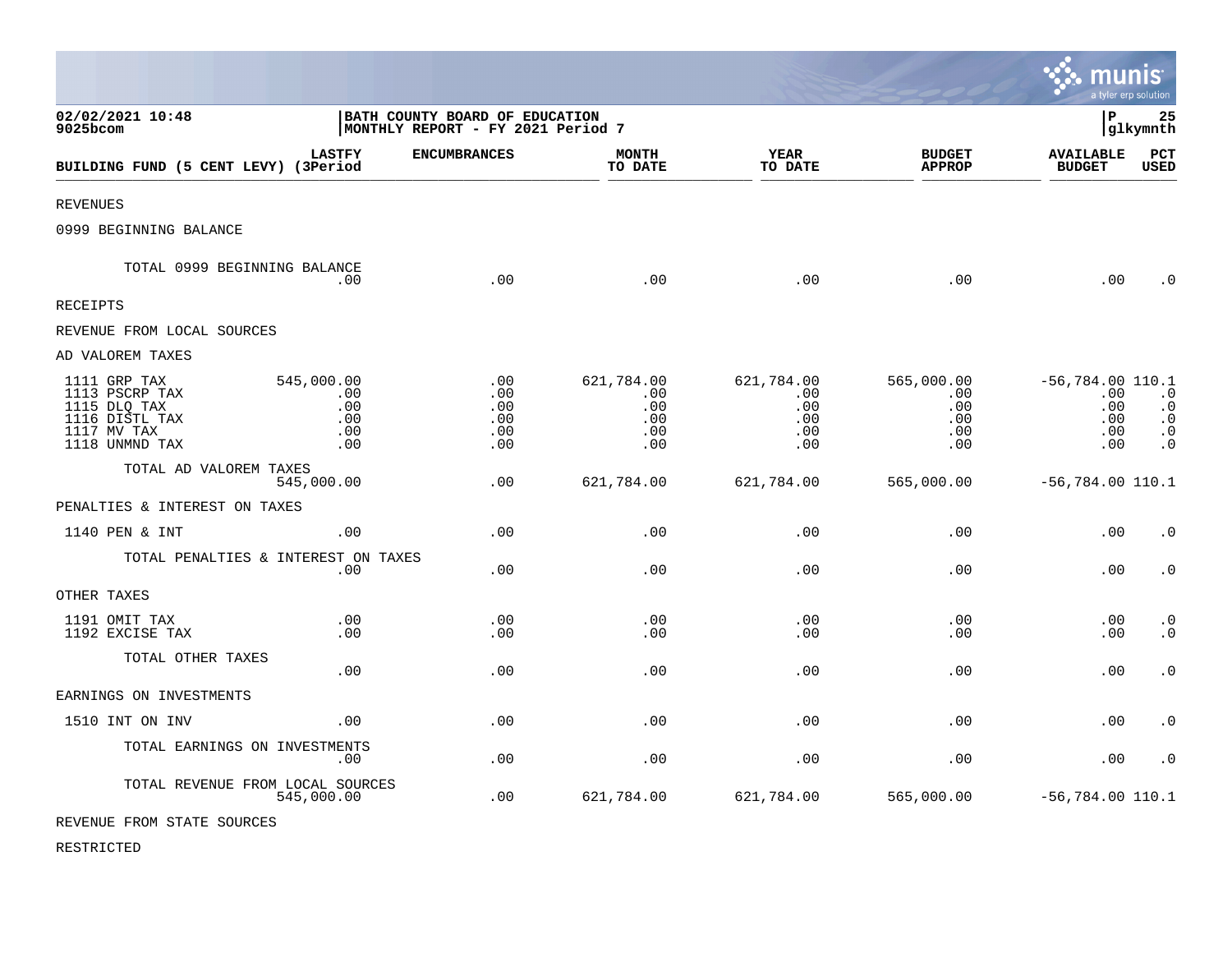02/02/2021 10:48
9025bcom

BATH COUNTY BOARD OF EDUCATION
MONTHLY REPORT - FY 2021 Period 7

glkymnth

| BUILDING FUND (5 CENT LEVY) | LASTFY (3Period | ENCUMBRANCES | MONTH TO DATE | YEAR TO DATE | BUDGET APPROP | AVAILABLE BUDGET | PCT USED |
|---|---|---|---|---|---|---|---|
| REVENUES | | | | | | | |
| 0999 BEGINNING BALANCE | | | | | | | |
| TOTAL 0999 BEGINNING BALANCE | .00 | .00 | .00 | .00 | .00 | .00 | .0 |
| RECEIPTS | | | | | | | |
| REVENUE FROM LOCAL SOURCES | | | | | | | |
| AD VALOREM TAXES | | | | | | | |
| 1111 GRP TAX | 545,000.00 | .00 | 621,784.00 | 621,784.00 | 565,000.00 | -56,784.00 | 110.1 |
| 1113 PSCRP TAX | .00 | .00 | .00 | .00 | .00 | .00 | .0 |
| 1115 DLQ TAX | .00 | .00 | .00 | .00 | .00 | .00 | .0 |
| 1116 DISTL TAX | .00 | .00 | .00 | .00 | .00 | .00 | .0 |
| 1117 MV TAX | .00 | .00 | .00 | .00 | .00 | .00 | .0 |
| 1118 UNMND TAX | .00 | .00 | .00 | .00 | .00 | .00 | .0 |
| TOTAL AD VALOREM TAXES | 545,000.00 | .00 | 621,784.00 | 621,784.00 | 565,000.00 | -56,784.00 | 110.1 |
| PENALTIES & INTEREST ON TAXES | | | | | | | |
| 1140 PEN & INT | .00 | .00 | .00 | .00 | .00 | .00 | .0 |
| TOTAL PENALTIES & INTEREST ON TAXES | .00 | .00 | .00 | .00 | .00 | .00 | .0 |
| OTHER TAXES | | | | | | | |
| 1191 OMIT TAX | .00 | .00 | .00 | .00 | .00 | .00 | .0 |
| 1192 EXCISE TAX | .00 | .00 | .00 | .00 | .00 | .00 | .0 |
| TOTAL OTHER TAXES | .00 | .00 | .00 | .00 | .00 | .00 | .0 |
| EARNINGS ON INVESTMENTS | | | | | | | |
| 1510 INT ON INV | .00 | .00 | .00 | .00 | .00 | .00 | .0 |
| TOTAL EARNINGS ON INVESTMENTS | .00 | .00 | .00 | .00 | .00 | .00 | .0 |
| TOTAL REVENUE FROM LOCAL SOURCES | 545,000.00 | .00 | 621,784.00 | 621,784.00 | 565,000.00 | -56,784.00 | 110.1 |
| REVENUE FROM STATE SOURCES | | | | | | | |
| RESTRICTED | | | | | | | |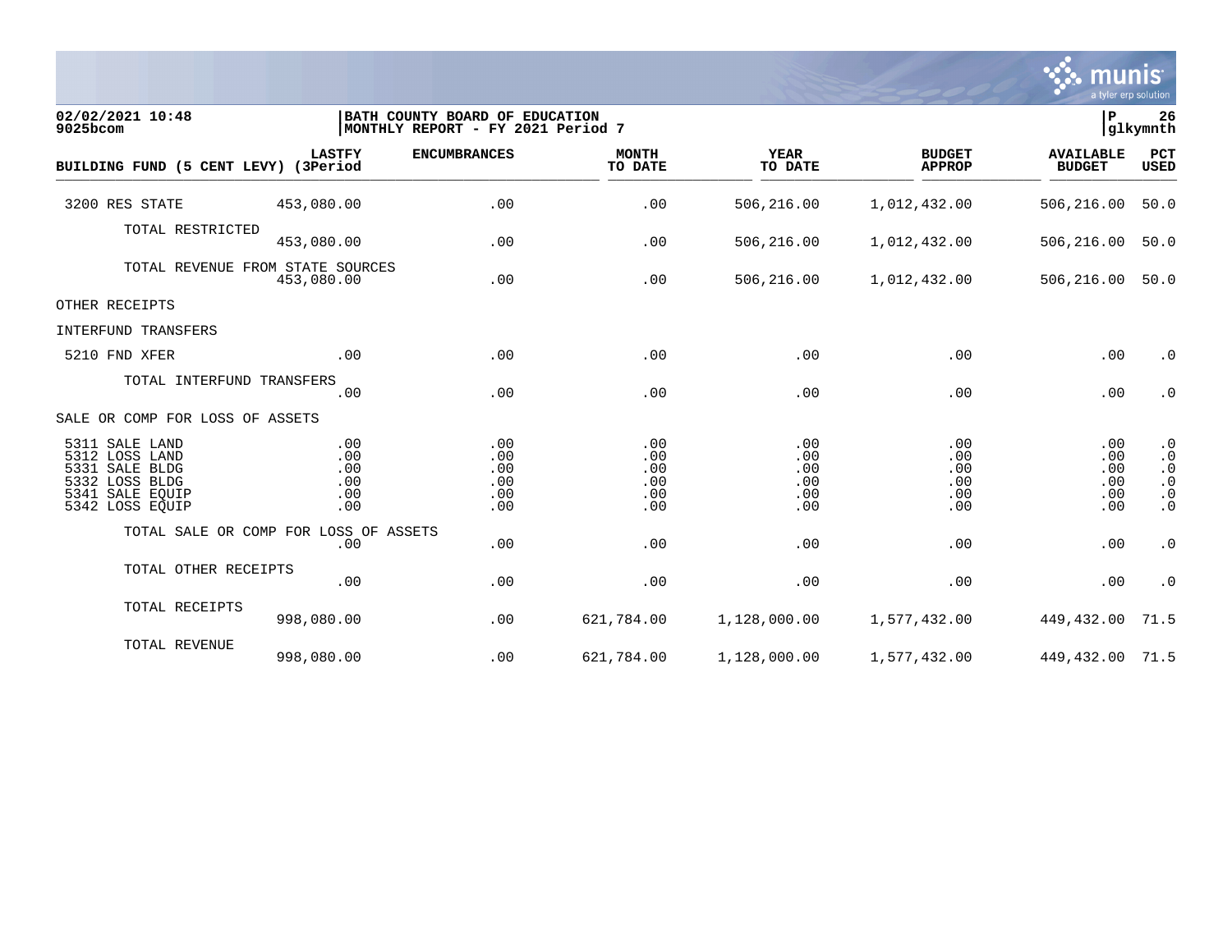BATH COUNTY BOARD OF EDUCATION
MONTHLY REPORT - FY 2021 Period 7

| BUILDING FUND (5 CENT LEVY) | LASTFY (3Period | ENCUMBRANCES | MONTH TO DATE | YEAR TO DATE | BUDGET APPROP | AVAILABLE BUDGET | PCT USED |
|---|---|---|---|---|---|---|---|
| 3200 RES STATE | 453,080.00 | .00 | .00 | 506,216.00 | 1,012,432.00 | 506,216.00 | 50.0 |
| TOTAL RESTRICTED | 453,080.00 | .00 | .00 | 506,216.00 | 1,012,432.00 | 506,216.00 | 50.0 |
| TOTAL REVENUE FROM STATE SOURCES | 453,080.00 | .00 | .00 | 506,216.00 | 1,012,432.00 | 506,216.00 | 50.0 |
| OTHER RECEIPTS | | | | | | | |
| INTERFUND TRANSFERS | | | | | | | |
| 5210 FND XFER | .00 | .00 | .00 | .00 | .00 | .00 | .0 |
| TOTAL INTERFUND TRANSFERS | .00 | .00 | .00 | .00 | .00 | .00 | .0 |
| SALE OR COMP FOR LOSS OF ASSETS | | | | | | | |
| 5311 SALE LAND | .00 | .00 | .00 | .00 | .00 | .00 | .0 |
| 5312 LOSS LAND | .00 | .00 | .00 | .00 | .00 | .00 | .0 |
| 5331 SALE BLDG | .00 | .00 | .00 | .00 | .00 | .00 | .0 |
| 5332 LOSS BLDG | .00 | .00 | .00 | .00 | .00 | .00 | .0 |
| 5341 SALE EQUIP | .00 | .00 | .00 | .00 | .00 | .00 | .0 |
| 5342 LOSS EQUIP | .00 | .00 | .00 | .00 | .00 | .00 | .0 |
| TOTAL SALE OR COMP FOR LOSS OF ASSETS | .00 | .00 | .00 | .00 | .00 | .00 | .0 |
| TOTAL OTHER RECEIPTS | .00 | .00 | .00 | .00 | .00 | .00 | .0 |
| TOTAL RECEIPTS | 998,080.00 | .00 | 621,784.00 | 1,128,000.00 | 1,577,432.00 | 449,432.00 | 71.5 |
| TOTAL REVENUE | 998,080.00 | .00 | 621,784.00 | 1,128,000.00 | 1,577,432.00 | 449,432.00 | 71.5 |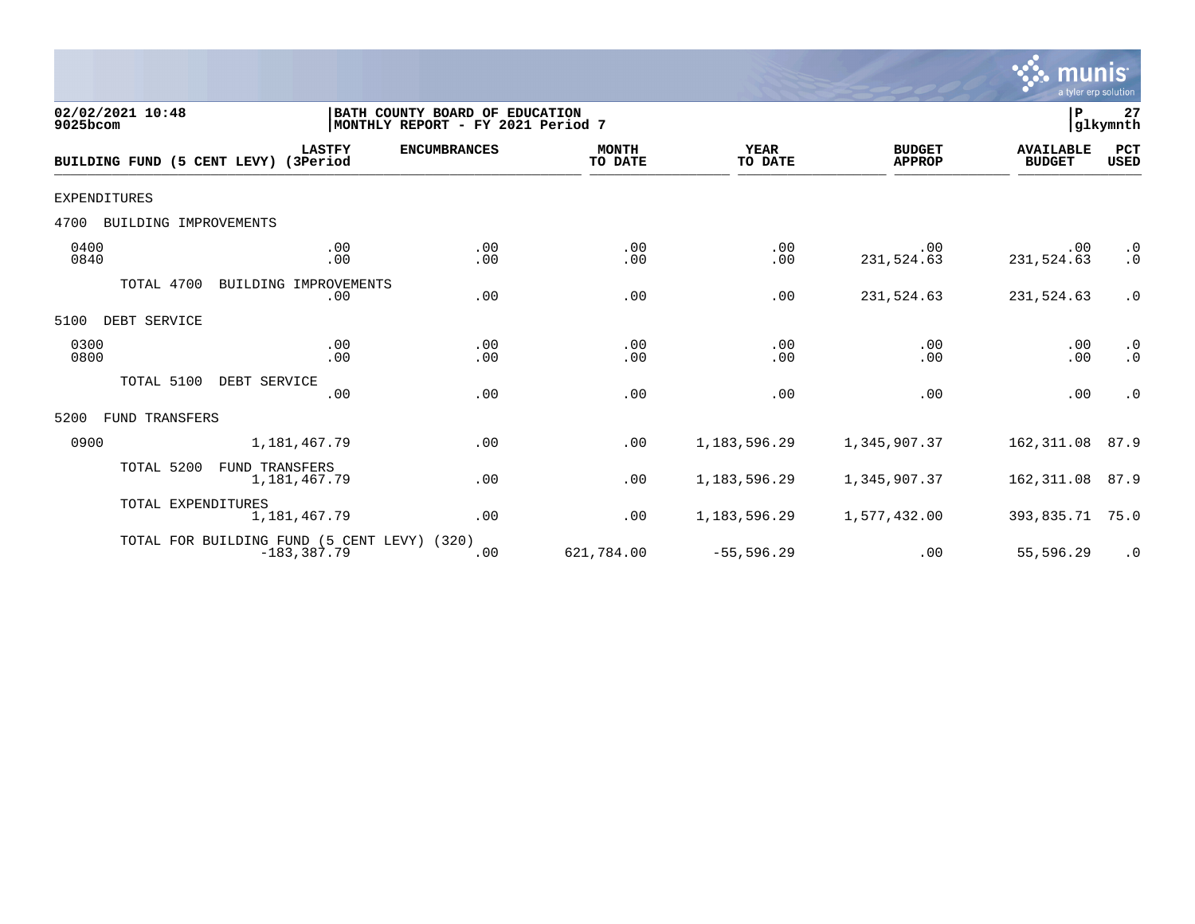02/02/2021 10:48
9025bcom

BATH COUNTY BOARD OF EDUCATION
MONTHLY REPORT - FY 2021 Period 7

P 27
glkymnth

| BUILDING FUND (5 CENT LEVY) | LASTFY (3Period | ENCUMBRANCES | MONTH TO DATE | YEAR TO DATE | BUDGET APPROP | AVAILABLE BUDGET | PCT USED |
|---|---|---|---|---|---|---|---|
| EXPENDITURES | | | | | | | |
| 4700 BUILDING IMPROVEMENTS | | | | | | | |
| 0400 | .00 | .00 | .00 | .00 | .00 | .00 | .0 |
| 0840 | .00 | .00 | .00 | .00 | 231,524.63 | 231,524.63 | .0 |
| TOTAL 4700 BUILDING IMPROVEMENTS | .00 | .00 | .00 | .00 | 231,524.63 | 231,524.63 | .0 |
| 5100 DEBT SERVICE | | | | | | | |
| 0300 | .00 | .00 | .00 | .00 | .00 | .00 | .0 |
| 0800 | .00 | .00 | .00 | .00 | .00 | .00 | .0 |
| TOTAL 5100 DEBT SERVICE | .00 | .00 | .00 | .00 | .00 | .00 | .0 |
| 5200 FUND TRANSFERS | | | | | | | |
| 0900 | 1,181,467.79 | .00 | .00 | 1,183,596.29 | 1,345,907.37 | 162,311.08 | 87.9 |
| TOTAL 5200 FUND TRANSFERS | 1,181,467.79 | .00 | .00 | 1,183,596.29 | 1,345,907.37 | 162,311.08 | 87.9 |
| TOTAL EXPENDITURES | 1,181,467.79 | .00 | .00 | 1,183,596.29 | 1,577,432.00 | 393,835.71 | 75.0 |
| TOTAL FOR BUILDING FUND (5 CENT LEVY) (320) | -183,387.79 | .00 | 621,784.00 | -55,596.29 | .00 | 55,596.29 | .0 |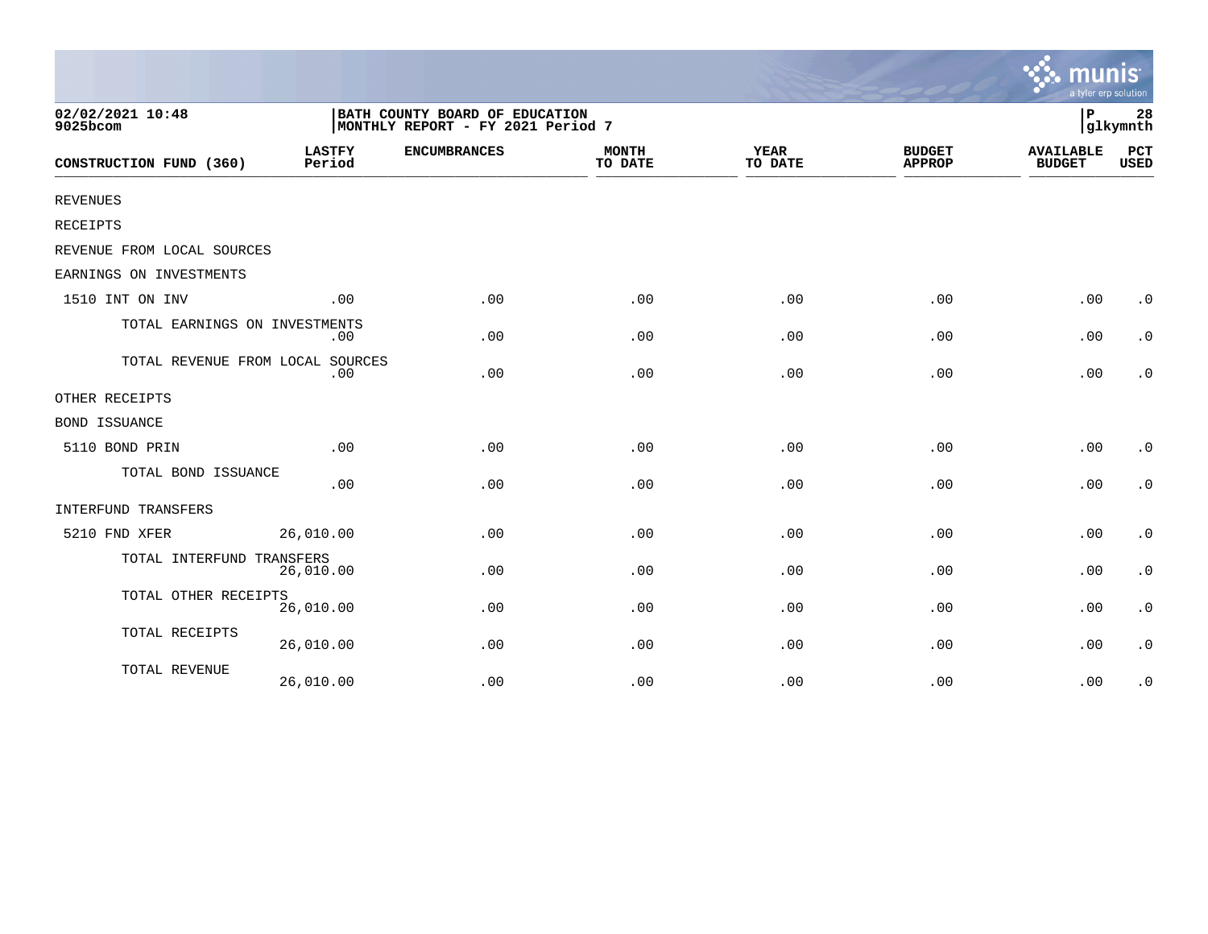02/02/2021 10:48
9025bcom

BATH COUNTY BOARD OF EDUCATION
MONTHLY REPORT - FY 2021 Period 7

P 28
glkymnth

| CONSTRUCTION FUND (360) | LASTFY Period | ENCUMBRANCES | MONTH TO DATE | YEAR TO DATE | BUDGET APPROP | AVAILABLE BUDGET | PCT USED |
|---|---|---|---|---|---|---|---|
| REVENUES | | | | | | | |
| RECEIPTS | | | | | | | |
| REVENUE FROM LOCAL SOURCES | | | | | | | |
| EARNINGS ON INVESTMENTS | | | | | | | |
| 1510 INT ON INV | .00 | .00 | .00 | .00 | .00 | .00 | .0 |
| TOTAL EARNINGS ON INVESTMENTS | .00 | .00 | .00 | .00 | .00 | .00 | .0 |
| TOTAL REVENUE FROM LOCAL SOURCES | .00 | .00 | .00 | .00 | .00 | .00 | .0 |
| OTHER RECEIPTS | | | | | | | |
| BOND ISSUANCE | | | | | | | |
| 5110 BOND PRIN | .00 | .00 | .00 | .00 | .00 | .00 | .0 |
| TOTAL BOND ISSUANCE | .00 | .00 | .00 | .00 | .00 | .00 | .0 |
| INTERFUND TRANSFERS | | | | | | | |
| 5210 FND XFER | 26,010.00 | .00 | .00 | .00 | .00 | .00 | .0 |
| TOTAL INTERFUND TRANSFERS | 26,010.00 | .00 | .00 | .00 | .00 | .00 | .0 |
| TOTAL OTHER RECEIPTS | 26,010.00 | .00 | .00 | .00 | .00 | .00 | .0 |
| TOTAL RECEIPTS | 26,010.00 | .00 | .00 | .00 | .00 | .00 | .0 |
| TOTAL REVENUE | 26,010.00 | .00 | .00 | .00 | .00 | .00 | .0 |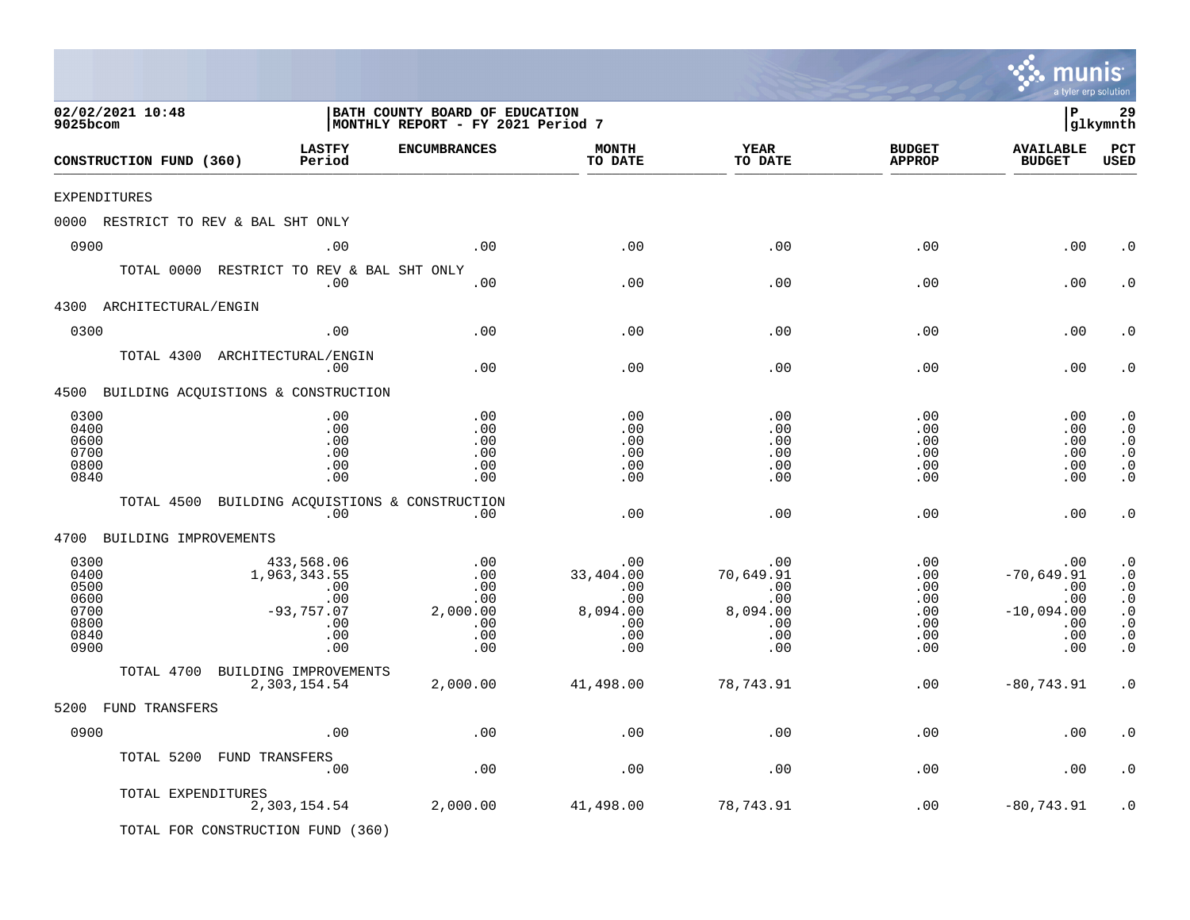02/02/2021 10:48
9025bcom

BATH COUNTY BOARD OF EDUCATION
MONTHLY REPORT - FY 2021 Period 7

P 29
glkymnth

| CONSTRUCTION FUND (360) | LASTFY Period | ENCUMBRANCES | MONTH TO DATE | YEAR TO DATE | BUDGET APPROP | AVAILABLE BUDGET | PCT USED |
|---|---|---|---|---|---|---|---|
| EXPENDITURES | | | | | | | |
| 0000 RESTRICT TO REV & BAL SHT ONLY | | | | | | | |
| 0900 | .00 | .00 | .00 | .00 | .00 | .00 | .0 |
| TOTAL 0000 RESTRICT TO REV & BAL SHT ONLY | .00 | .00 | .00 | .00 | .00 | .00 | .0 |
| 4300 ARCHITECTURAL/ENGIN | | | | | | | |
| 0300 | .00 | .00 | .00 | .00 | .00 | .00 | .0 |
| TOTAL 4300 ARCHITECTURAL/ENGIN | .00 | .00 | .00 | .00 | .00 | .00 | .0 |
| 4500 BUILDING ACQUISTIONS & CONSTRUCTION | | | | | | | |
| 0300 | .00 | .00 | .00 | .00 | .00 | .00 | .0 |
| 0400 | .00 | .00 | .00 | .00 | .00 | .00 | .0 |
| 0600 | .00 | .00 | .00 | .00 | .00 | .00 | .0 |
| 0700 | .00 | .00 | .00 | .00 | .00 | .00 | .0 |
| 0800 | .00 | .00 | .00 | .00 | .00 | .00 | .0 |
| 0840 | .00 | .00 | .00 | .00 | .00 | .00 | .0 |
| TOTAL 4500 BUILDING ACQUISTIONS & CONSTRUCTION | .00 | .00 | .00 | .00 | .00 | .00 | .0 |
| 4700 BUILDING IMPROVEMENTS | | | | | | | |
| 0300 | 433,568.06 | .00 | .00 | .00 | .00 | .00 | .0 |
| 0400 | 1,963,343.55 | .00 | 33,404.00 | 70,649.91 | .00 | -70,649.91 | .0 |
| 0500 | .00 | .00 | .00 | .00 | .00 | .00 | .0 |
| 0600 | .00 | .00 | .00 | .00 | .00 | .00 | .0 |
| 0700 | -93,757.07 | 2,000.00 | 8,094.00 | 8,094.00 | .00 | -10,094.00 | .0 |
| 0800 | .00 | .00 | .00 | .00 | .00 | .00 | .0 |
| 0840 | .00 | .00 | .00 | .00 | .00 | .00 | .0 |
| 0900 | .00 | .00 | .00 | .00 | .00 | .00 | .0 |
| TOTAL 4700 BUILDING IMPROVEMENTS | 2,303,154.54 | 2,000.00 | 41,498.00 | 78,743.91 | .00 | -80,743.91 | .0 |
| 5200 FUND TRANSFERS | | | | | | | |
| 0900 | .00 | .00 | .00 | .00 | .00 | .00 | .0 |
| TOTAL 5200 FUND TRANSFERS | .00 | .00 | .00 | .00 | .00 | .00 | .0 |
| TOTAL EXPENDITURES | 2,303,154.54 | 2,000.00 | 41,498.00 | 78,743.91 | .00 | -80,743.91 | .0 |
| TOTAL FOR CONSTRUCTION FUND (360) | | | | | | | |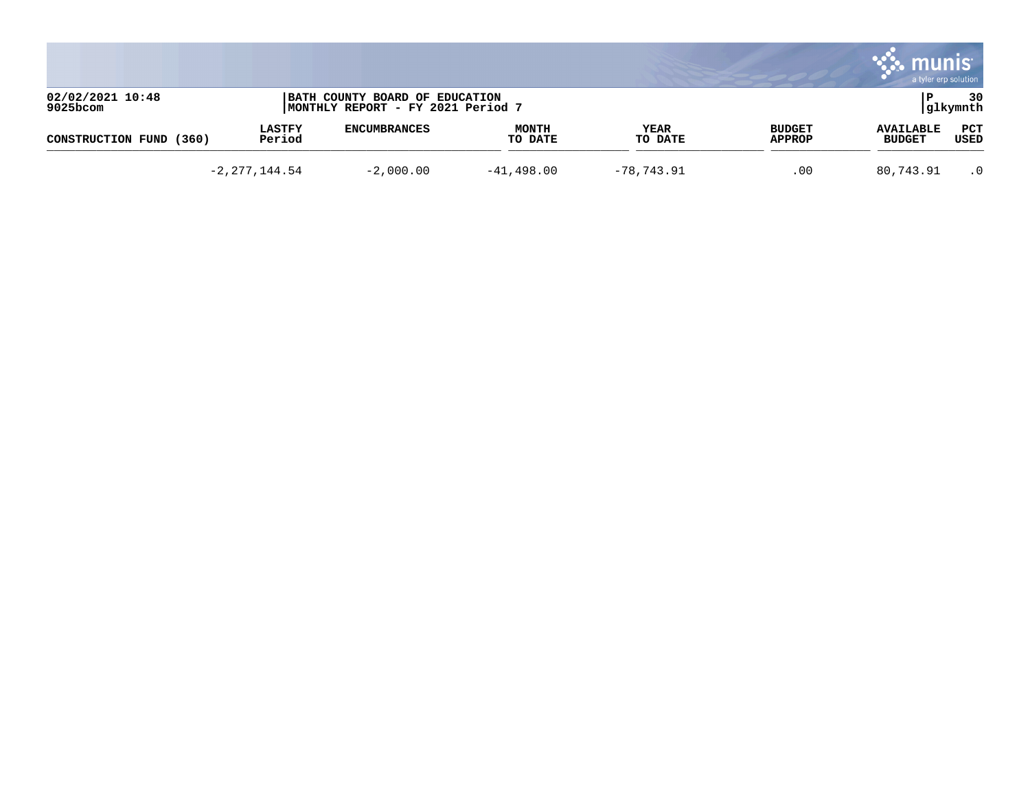02/02/2021 10:48
9025bcom

BATH COUNTY BOARD OF EDUCATION
MONTHLY REPORT - FY 2021 Period 7

P 30
glkymnth

| CONSTRUCTION FUND (360) | LASTFY Period | ENCUMBRANCES | MONTH TO DATE | YEAR TO DATE | BUDGET APPROP | AVAILABLE BUDGET | PCT USED |
|---|---|---|---|---|---|---|---|
| | -2,277,144.54 | -2,000.00 | -41,498.00 | -78,743.91 | .00 | 80,743.91 | .0 |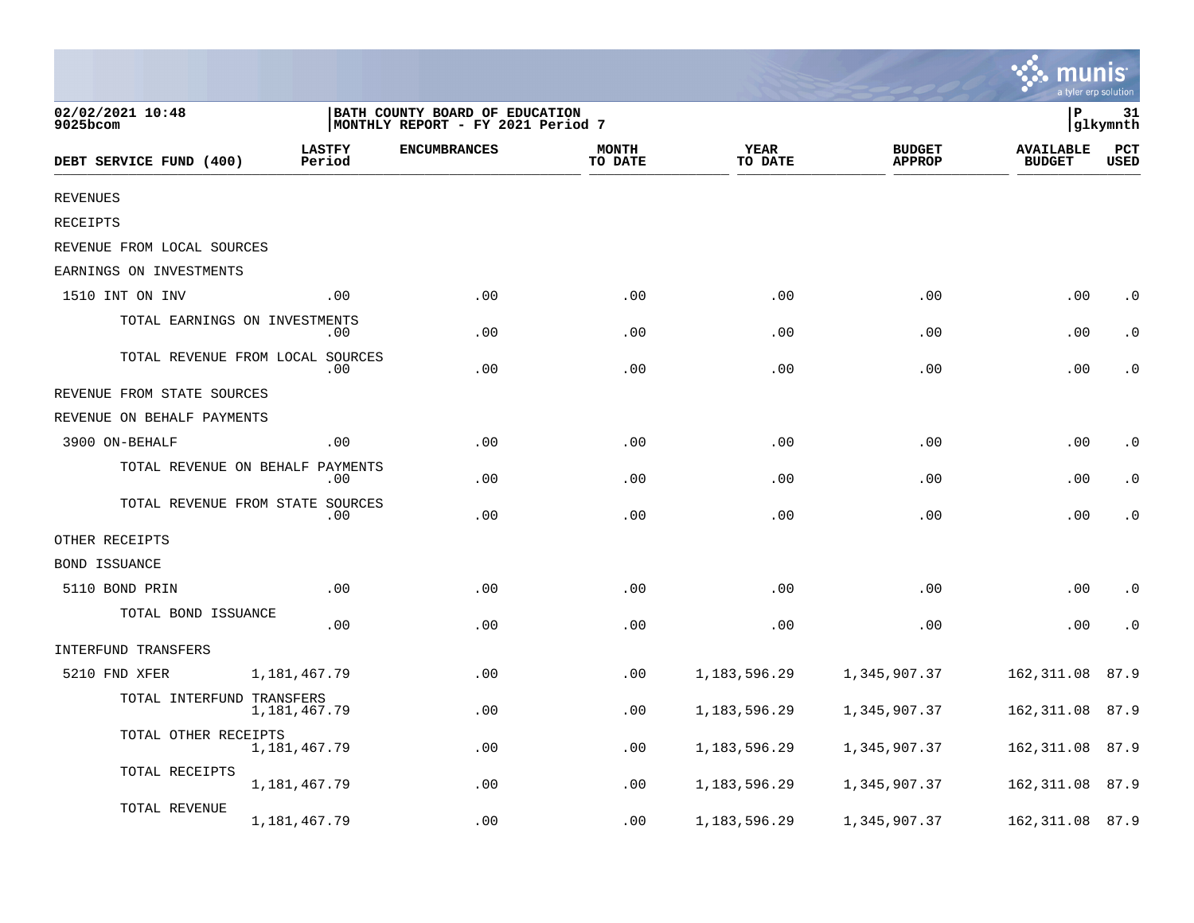02/02/2021 10:48
9025bcom

BATH COUNTY BOARD OF EDUCATION
MONTHLY REPORT - FY 2021 Period 7

P 31
glkymnth

| DEBT SERVICE FUND (400) | LASTFY Period | ENCUMBRANCES | MONTH TO DATE | YEAR TO DATE | BUDGET APPROP | AVAILABLE BUDGET | PCT USED |
|---|---|---|---|---|---|---|---|
| REVENUES | | | | | | | |
| RECEIPTS | | | | | | | |
| REVENUE FROM LOCAL SOURCES | | | | | | | |
| EARNINGS ON INVESTMENTS | | | | | | | |
| 1510 INT ON INV | .00 | .00 | .00 | .00 | .00 | .00 | .0 |
| TOTAL EARNINGS ON INVESTMENTS | .00 | .00 | .00 | .00 | .00 | .00 | .0 |
| TOTAL REVENUE FROM LOCAL SOURCES | .00 | .00 | .00 | .00 | .00 | .00 | .0 |
| REVENUE FROM STATE SOURCES | | | | | | | |
| REVENUE ON BEHALF PAYMENTS | | | | | | | |
| 3900 ON-BEHALF | .00 | .00 | .00 | .00 | .00 | .00 | .0 |
| TOTAL REVENUE ON BEHALF PAYMENTS | .00 | .00 | .00 | .00 | .00 | .00 | .0 |
| TOTAL REVENUE FROM STATE SOURCES | .00 | .00 | .00 | .00 | .00 | .00 | .0 |
| OTHER RECEIPTS | | | | | | | |
| BOND ISSUANCE | | | | | | | |
| 5110 BOND PRIN | .00 | .00 | .00 | .00 | .00 | .00 | .0 |
| TOTAL BOND ISSUANCE | .00 | .00 | .00 | .00 | .00 | .00 | .0 |
| INTERFUND TRANSFERS | | | | | | | |
| 5210 FND XFER | 1,181,467.79 | .00 | .00 | 1,183,596.29 | 1,345,907.37 | 162,311.08 | 87.9 |
| TOTAL INTERFUND TRANSFERS | 1,181,467.79 | .00 | .00 | 1,183,596.29 | 1,345,907.37 | 162,311.08 | 87.9 |
| TOTAL OTHER RECEIPTS | 1,181,467.79 | .00 | .00 | 1,183,596.29 | 1,345,907.37 | 162,311.08 | 87.9 |
| TOTAL RECEIPTS | 1,181,467.79 | .00 | .00 | 1,183,596.29 | 1,345,907.37 | 162,311.08 | 87.9 |
| TOTAL REVENUE | 1,181,467.79 | .00 | .00 | 1,183,596.29 | 1,345,907.37 | 162,311.08 | 87.9 |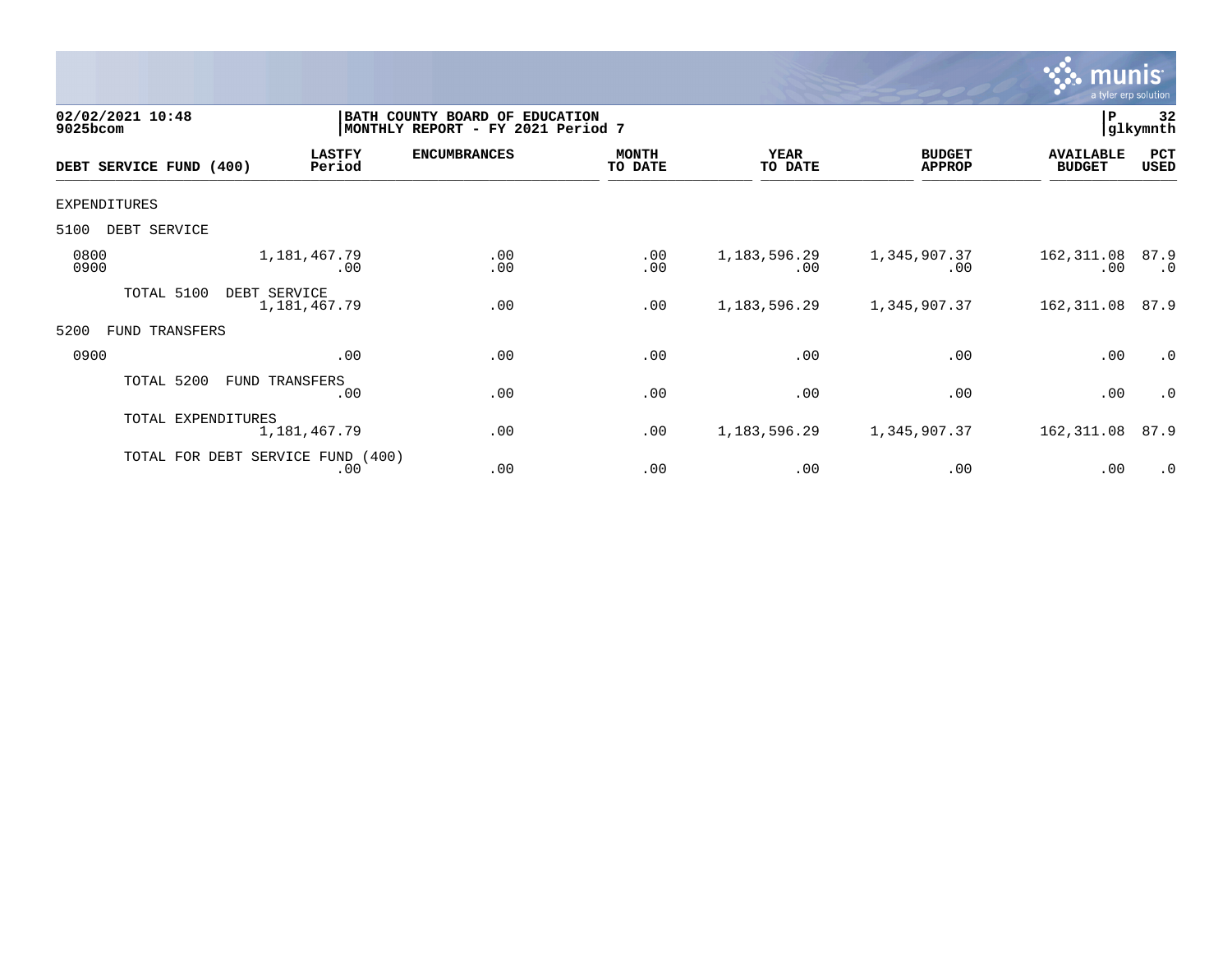02/02/2021 10:48
9025bcom

BATH COUNTY BOARD OF EDUCATION
MONTHLY REPORT - FY 2021 Period 7

P 32
glkymnth

| DEBT SERVICE FUND (400) | LASTFY Period | ENCUMBRANCES | MONTH TO DATE | YEAR TO DATE | BUDGET APPROP | AVAILABLE BUDGET | PCT USED |
|---|---|---|---|---|---|---|---|
| EXPENDITURES | | | | | | | |
| 5100 DEBT SERVICE | | | | | | | |
| 0800 | 1,181,467.79 | .00 | .00 | 1,183,596.29 | 1,345,907.37 | 162,311.08 | 87.9 |
| 0900 | .00 | .00 | .00 | .00 | .00 | .00 | .0 |
| TOTAL 5100 DEBT SERVICE | 1,181,467.79 | .00 | .00 | 1,183,596.29 | 1,345,907.37 | 162,311.08 | 87.9 |
| 5200 FUND TRANSFERS | | | | | | | |
| 0900 | .00 | .00 | .00 | .00 | .00 | .00 | .0 |
| TOTAL 5200 FUND TRANSFERS | .00 | .00 | .00 | .00 | .00 | .00 | .0 |
| TOTAL EXPENDITURES | 1,181,467.79 | .00 | .00 | 1,183,596.29 | 1,345,907.37 | 162,311.08 | 87.9 |
| TOTAL FOR DEBT SERVICE FUND (400) | .00 | .00 | .00 | .00 | .00 | .00 | .0 |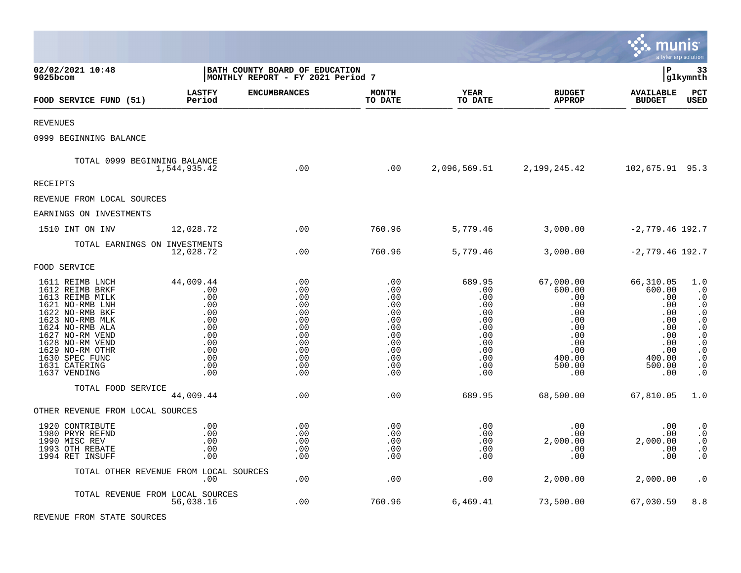**02/02/2021 10:48**
**9025bcom**

**BATH COUNTY BOARD OF EDUCATION**
**MONTHLY REPORT - FY 2021 Period 7**

**P 33**
**glkymnth**

| FOOD SERVICE FUND (51) | LASTFY Period | ENCUMBRANCES | MONTH TO DATE | YEAR TO DATE | BUDGET APPROP | AVAILABLE BUDGET | PCT USED |
|---|---|---|---|---|---|---|---|
| REVENUES | | | | | | | |
| 0999 BEGINNING BALANCE | | | | | | | |
| TOTAL 0999 BEGINNING BALANCE | 1,544,935.42 | .00 | .00 | 2,096,569.51 | 2,199,245.42 | 102,675.91 | 95.3 |
| RECEIPTS | | | | | | | |
| REVENUE FROM LOCAL SOURCES | | | | | | | |
| EARNINGS ON INVESTMENTS | | | | | | | |
| 1510 INT ON INV | 12,028.72 | .00 | 760.96 | 5,779.46 | 3,000.00 | -2,779.46 | 192.7 |
| TOTAL EARNINGS ON INVESTMENTS | 12,028.72 | .00 | 760.96 | 5,779.46 | 3,000.00 | -2,779.46 | 192.7 |
| FOOD SERVICE | | | | | | | |
| 1611 REIMB LNCH | 44,009.44 | .00 | .00 | 689.95 | 67,000.00 | 66,310.05 | 1.0 |
| 1612 REIMB BRKF | .00 | .00 | .00 | .00 | 600.00 | 600.00 | .0 |
| 1613 REIMB MILK | .00 | .00 | .00 | .00 | .00 | .00 | .0 |
| 1621 NO-RMB LNH | .00 | .00 | .00 | .00 | .00 | .00 | .0 |
| 1622 NO-RMB BKF | .00 | .00 | .00 | .00 | .00 | .00 | .0 |
| 1623 NO-RMB MLK | .00 | .00 | .00 | .00 | .00 | .00 | .0 |
| 1624 NO-RMB ALA | .00 | .00 | .00 | .00 | .00 | .00 | .0 |
| 1627 NO-RM VEND | .00 | .00 | .00 | .00 | .00 | .00 | .0 |
| 1628 NO-RM VEND | .00 | .00 | .00 | .00 | .00 | .00 | .0 |
| 1629 NO-RM OTHR | .00 | .00 | .00 | .00 | .00 | .00 | .0 |
| 1630 SPEC FUNC | .00 | .00 | .00 | .00 | 400.00 | 400.00 | .0 |
| 1631 CATERING | .00 | .00 | .00 | .00 | 500.00 | 500.00 | .0 |
| 1637 VENDING | .00 | .00 | .00 | .00 | .00 | .00 | .0 |
| TOTAL FOOD SERVICE | 44,009.44 | .00 | .00 | 689.95 | 68,500.00 | 67,810.05 | 1.0 |
| OTHER REVENUE FROM LOCAL SOURCES | | | | | | | |
| 1920 CONTRIBUTE | .00 | .00 | .00 | .00 | .00 | .00 | .0 |
| 1980 PRYR REFND | .00 | .00 | .00 | .00 | .00 | .00 | .0 |
| 1990 MISC REV | .00 | .00 | .00 | .00 | 2,000.00 | 2,000.00 | .0 |
| 1993 OTH REBATE | .00 | .00 | .00 | .00 | .00 | .00 | .0 |
| 1994 RET INSUFF | .00 | .00 | .00 | .00 | .00 | .00 | .0 |
| TOTAL OTHER REVENUE FROM LOCAL SOURCES | .00 | .00 | .00 | .00 | 2,000.00 | 2,000.00 | .0 |
| TOTAL REVENUE FROM LOCAL SOURCES | 56,038.16 | .00 | 760.96 | 6,469.41 | 73,500.00 | 67,030.59 | 8.8 |
| REVENUE FROM STATE SOURCES | | | | | | | |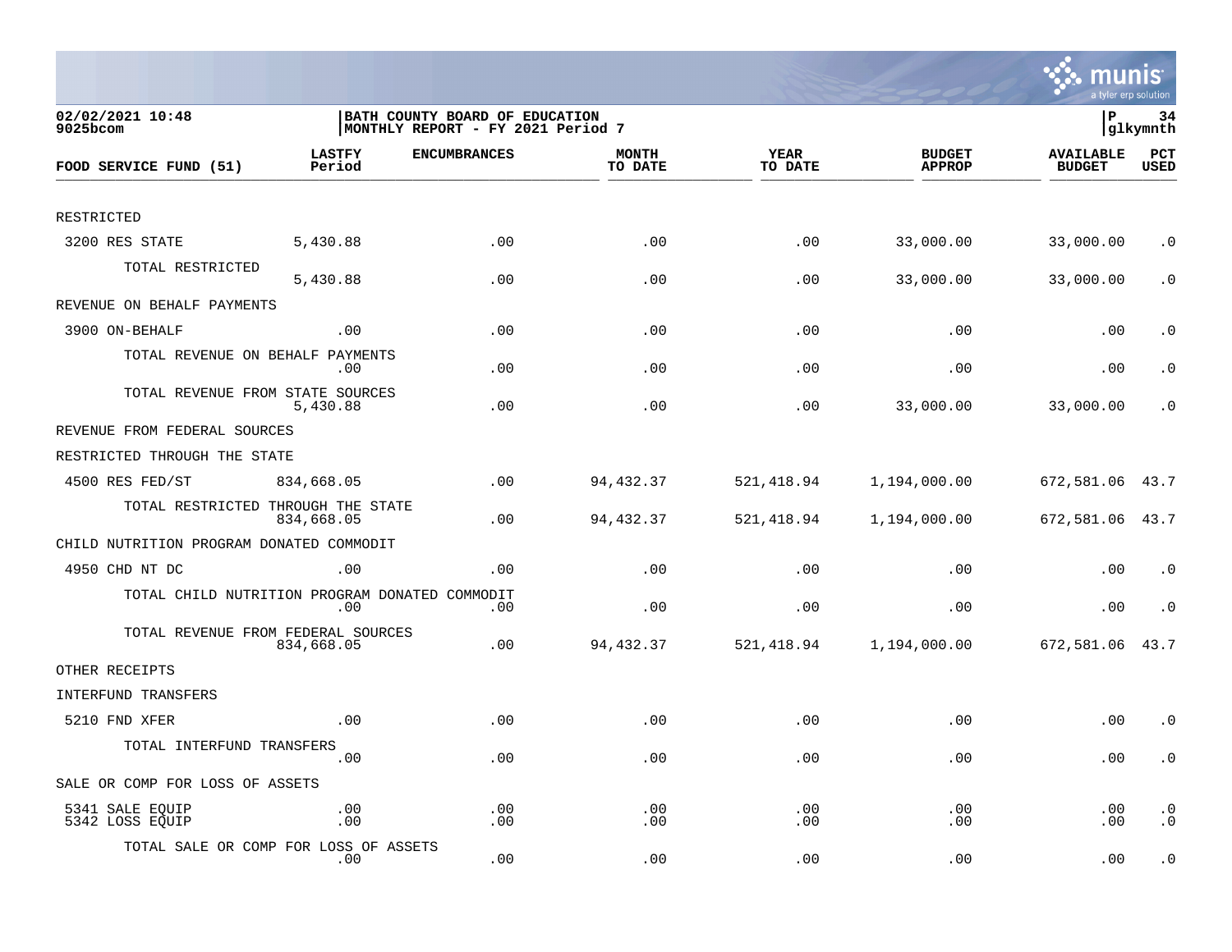02/02/2021 10:48
9025bcom

BATH COUNTY BOARD OF EDUCATION
MONTHLY REPORT - FY 2021 Period 7

P 34
glkymnth

| FOOD SERVICE FUND (51) | LASTFY Period | ENCUMBRANCES | MONTH TO DATE | YEAR TO DATE | BUDGET APPROP | AVAILABLE BUDGET | PCT USED |
|---|---|---|---|---|---|---|---|
| RESTRICTED | | | | | | | |
| 3200 RES STATE | 5,430.88 | .00 | .00 | .00 | 33,000.00 | 33,000.00 | .0 |
| TOTAL RESTRICTED | 5,430.88 | .00 | .00 | .00 | 33,000.00 | 33,000.00 | .0 |
| REVENUE ON BEHALF PAYMENTS | | | | | | | |
| 3900 ON-BEHALF | .00 | .00 | .00 | .00 | .00 | .00 | .0 |
| TOTAL REVENUE ON BEHALF PAYMENTS | .00 | .00 | .00 | .00 | .00 | .00 | .0 |
| TOTAL REVENUE FROM STATE SOURCES | 5,430.88 | .00 | .00 | .00 | 33,000.00 | 33,000.00 | .0 |
| REVENUE FROM FEDERAL SOURCES | | | | | | | |
| RESTRICTED THROUGH THE STATE | | | | | | | |
| 4500 RES FED/ST | 834,668.05 | .00 | 94,432.37 | 521,418.94 | 1,194,000.00 | 672,581.06 | 43.7 |
| TOTAL RESTRICTED THROUGH THE STATE | 834,668.05 | .00 | 94,432.37 | 521,418.94 | 1,194,000.00 | 672,581.06 | 43.7 |
| CHILD NUTRITION PROGRAM DONATED COMMODIT | | | | | | | |
| 4950 CHD NT DC | .00 | .00 | .00 | .00 | .00 | .00 | .0 |
| TOTAL CHILD NUTRITION PROGRAM DONATED COMMODIT | .00 | .00 | .00 | .00 | .00 | .00 | .0 |
| TOTAL REVENUE FROM FEDERAL SOURCES | 834,668.05 | .00 | 94,432.37 | 521,418.94 | 1,194,000.00 | 672,581.06 | 43.7 |
| OTHER RECEIPTS | | | | | | | |
| INTERFUND TRANSFERS | | | | | | | |
| 5210 FND XFER | .00 | .00 | .00 | .00 | .00 | .00 | .0 |
| TOTAL INTERFUND TRANSFERS | .00 | .00 | .00 | .00 | .00 | .00 | .0 |
| SALE OR COMP FOR LOSS OF ASSETS | | | | | | | |
| 5341 SALE EQUIP | .00 | .00 | .00 | .00 | .00 | .00 | .0 |
| 5342 LOSS EQUIP | .00 | .00 | .00 | .00 | .00 | .00 | .0 |
| TOTAL SALE OR COMP FOR LOSS OF ASSETS | .00 | .00 | .00 | .00 | .00 | .00 | .0 |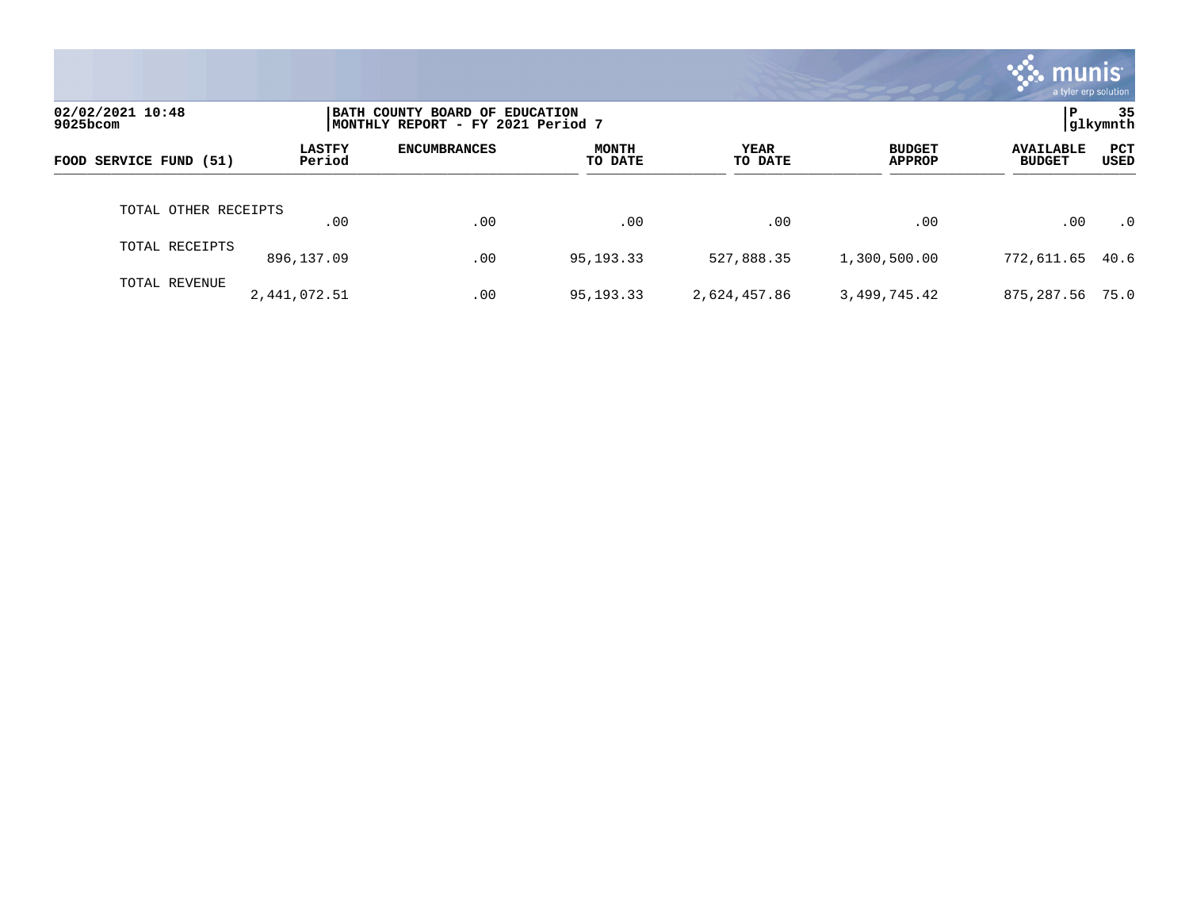| FOOD SERVICE FUND (51) | LASTFY Period | ENCUMBRANCES | MONTH TO DATE | YEAR TO DATE | BUDGET APPROP | AVAILABLE BUDGET | PCT USED |
|---|---|---|---|---|---|---|---|
| TOTAL OTHER RECEIPTS | .00 | .00 | .00 | .00 | .00 | .00 | .0 |
| TOTAL RECEIPTS | 896,137.09 | .00 | 95,193.33 | 527,888.35 | 1,300,500.00 | 772,611.65 | 40.6 |
| TOTAL REVENUE | 2,441,072.51 | .00 | 95,193.33 | 2,624,457.86 | 3,499,745.42 | 875,287.56 | 75.0 |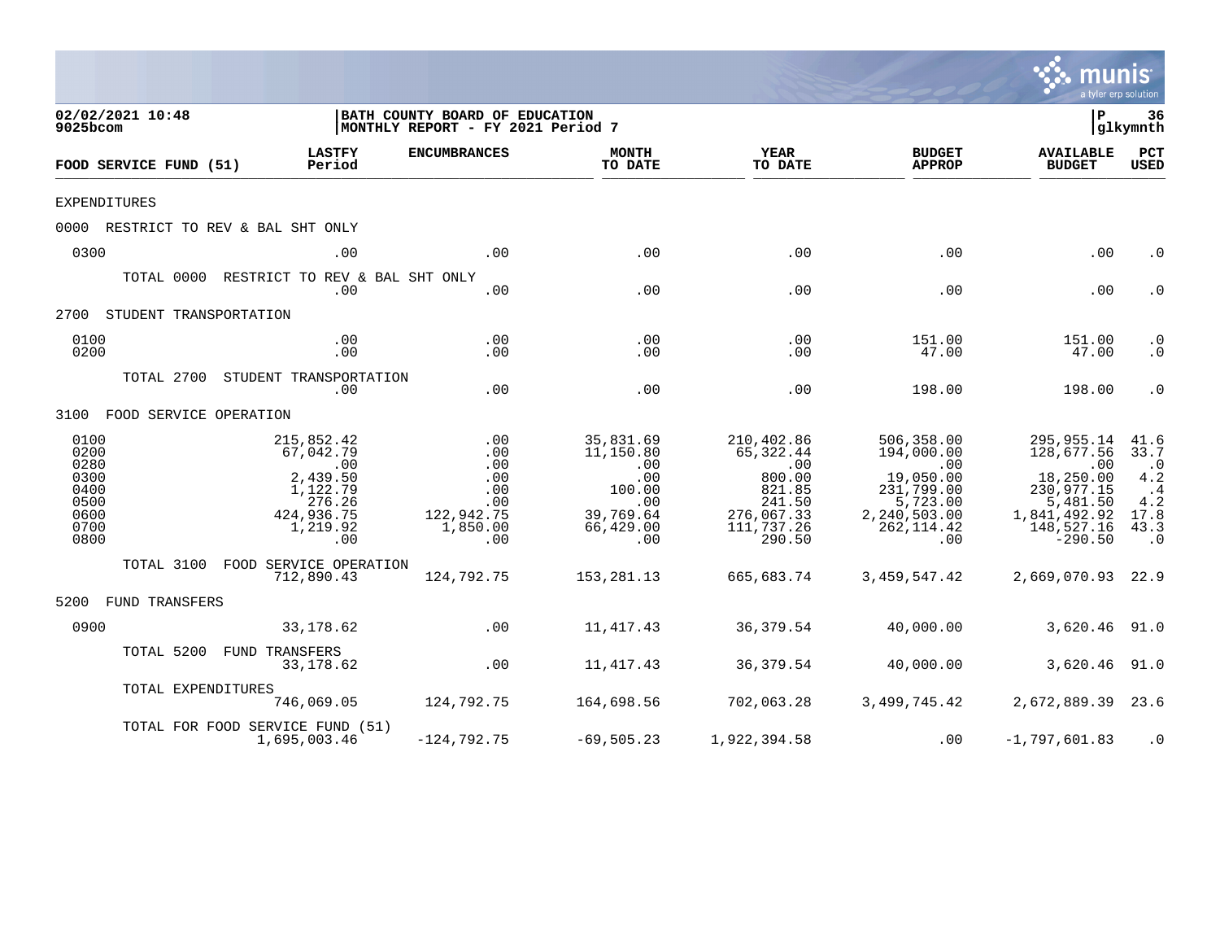02/02/2021 10:48
9025bcom

BATH COUNTY BOARD OF EDUCATION
MONTHLY REPORT - FY 2021 Period 7

P 36
glkymnth

| FOOD SERVICE FUND (51) | LASTFY Period | ENCUMBRANCES | MONTH TO DATE | YEAR TO DATE | BUDGET APPROP | AVAILABLE BUDGET | PCT USED |
|---|---|---|---|---|---|---|---|
| EXPENDITURES | | | | | | | |
| 0000 RESTRICT TO REV & BAL SHT ONLY | | | | | | | |
| 0300 | .00 | .00 | .00 | .00 | .00 | .00 | .0 |
| TOTAL 0000 RESTRICT TO REV & BAL SHT ONLY | .00 | .00 | .00 | .00 | .00 | .00 | .0 |
| 2700 STUDENT TRANSPORTATION | | | | | | | |
| 0100 | .00 | .00 | .00 | .00 | 151.00 | 151.00 | .0 |
| 0200 | .00 | .00 | .00 | .00 | 47.00 | 47.00 | .0 |
| TOTAL 2700 STUDENT TRANSPORTATION | .00 | .00 | .00 | .00 | 198.00 | 198.00 | .0 |
| 3100 FOOD SERVICE OPERATION | | | | | | | |
| 0100 | 215,852.42 | .00 | 35,831.69 | 210,402.86 | 506,358.00 | 295,955.14 | 41.6 |
| 0200 | 67,042.79 | .00 | 11,150.80 | 65,322.44 | 194,000.00 | 128,677.56 | 33.7 |
| 0280 | .00 | .00 | .00 | .00 | .00 | .00 | .0 |
| 0300 | 2,439.50 | .00 | .00 | 800.00 | 19,050.00 | 18,250.00 | 4.2 |
| 0400 | 1,122.79 | .00 | 100.00 | 821.85 | 231,799.00 | 230,977.15 | .4 |
| 0500 | 276.26 | .00 | .00 | 241.50 | 5,723.00 | 5,481.50 | 4.2 |
| 0600 | 424,936.75 | 122,942.75 | 39,769.64 | 276,067.33 | 2,240,503.00 | 1,841,492.92 | 17.8 |
| 0700 | 1,219.92 | 1,850.00 | 66,429.00 | 111,737.26 | 262,114.42 | 148,527.16 | 43.3 |
| 0800 | .00 | .00 | .00 | 290.50 | .00 | -290.50 | .0 |
| TOTAL 3100 FOOD SERVICE OPERATION | 712,890.43 | 124,792.75 | 153,281.13 | 665,683.74 | 3,459,547.42 | 2,669,070.93 | 22.9 |
| 5200 FUND TRANSFERS | | | | | | | |
| 0900 | 33,178.62 | .00 | 11,417.43 | 36,379.54 | 40,000.00 | 3,620.46 | 91.0 |
| TOTAL 5200 FUND TRANSFERS | 33,178.62 | .00 | 11,417.43 | 36,379.54 | 40,000.00 | 3,620.46 | 91.0 |
| TOTAL EXPENDITURES | 746,069.05 | 124,792.75 | 164,698.56 | 702,063.28 | 3,499,745.42 | 2,672,889.39 | 23.6 |
| TOTAL FOR FOOD SERVICE FUND (51) | 1,695,003.46 | -124,792.75 | -69,505.23 | 1,922,394.58 | .00 | -1,797,601.83 | .0 |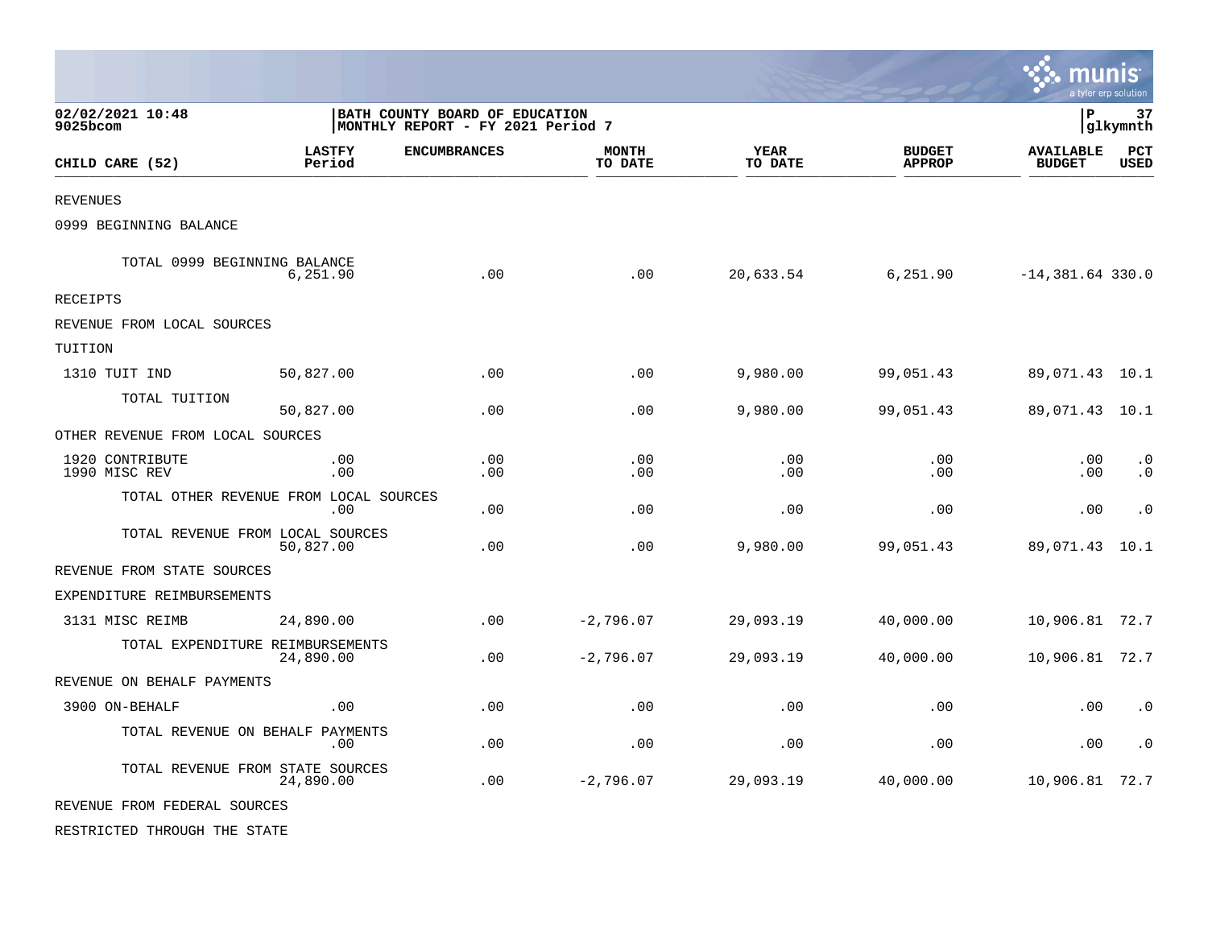02/02/2021 10:48
9025bcom

BATH COUNTY BOARD OF EDUCATION
MONTHLY REPORT - FY 2021 Period 7

P 37
glkymnth

| CHILD CARE (52) | LASTFY Period | ENCUMBRANCES | MONTH TO DATE | YEAR TO DATE | BUDGET APPROP | AVAILABLE BUDGET | PCT USED |
|---|---|---|---|---|---|---|---|
| REVENUES | | | | | | | |
| 0999 BEGINNING BALANCE | | | | | | | |
| TOTAL 0999 BEGINNING BALANCE | 6,251.90 | .00 | .00 | 20,633.54 | 6,251.90 | -14,381.64 | 330.0 |
| RECEIPTS | | | | | | | |
| REVENUE FROM LOCAL SOURCES | | | | | | | |
| TUITION | | | | | | | |
| 1310 TUIT IND | 50,827.00 | .00 | .00 | 9,980.00 | 99,051.43 | 89,071.43 | 10.1 |
| TOTAL TUITION | 50,827.00 | .00 | .00 | 9,980.00 | 99,051.43 | 89,071.43 | 10.1 |
| OTHER REVENUE FROM LOCAL SOURCES | | | | | | | |
| 1920 CONTRIBUTE | .00 | .00 | .00 | .00 | .00 | .00 | .0 |
| 1990 MISC REV | .00 | .00 | .00 | .00 | .00 | .00 | .0 |
| TOTAL OTHER REVENUE FROM LOCAL SOURCES | .00 | .00 | .00 | .00 | .00 | .00 | .0 |
| TOTAL REVENUE FROM LOCAL SOURCES | 50,827.00 | .00 | .00 | 9,980.00 | 99,051.43 | 89,071.43 | 10.1 |
| REVENUE FROM STATE SOURCES | | | | | | | |
| EXPENDITURE REIMBURSEMENTS | | | | | | | |
| 3131 MISC REIMB | 24,890.00 | .00 | -2,796.07 | 29,093.19 | 40,000.00 | 10,906.81 | 72.7 |
| TOTAL EXPENDITURE REIMBURSEMENTS | 24,890.00 | .00 | -2,796.07 | 29,093.19 | 40,000.00 | 10,906.81 | 72.7 |
| REVENUE ON BEHALF PAYMENTS | | | | | | | |
| 3900 ON-BEHALF | .00 | .00 | .00 | .00 | .00 | .00 | .0 |
| TOTAL REVENUE ON BEHALF PAYMENTS | .00 | .00 | .00 | .00 | .00 | .00 | .0 |
| TOTAL REVENUE FROM STATE SOURCES | 24,890.00 | .00 | -2,796.07 | 29,093.19 | 40,000.00 | 10,906.81 | 72.7 |
| REVENUE FROM FEDERAL SOURCES | | | | | | | |
| RESTRICTED THROUGH THE STATE | | | | | | | |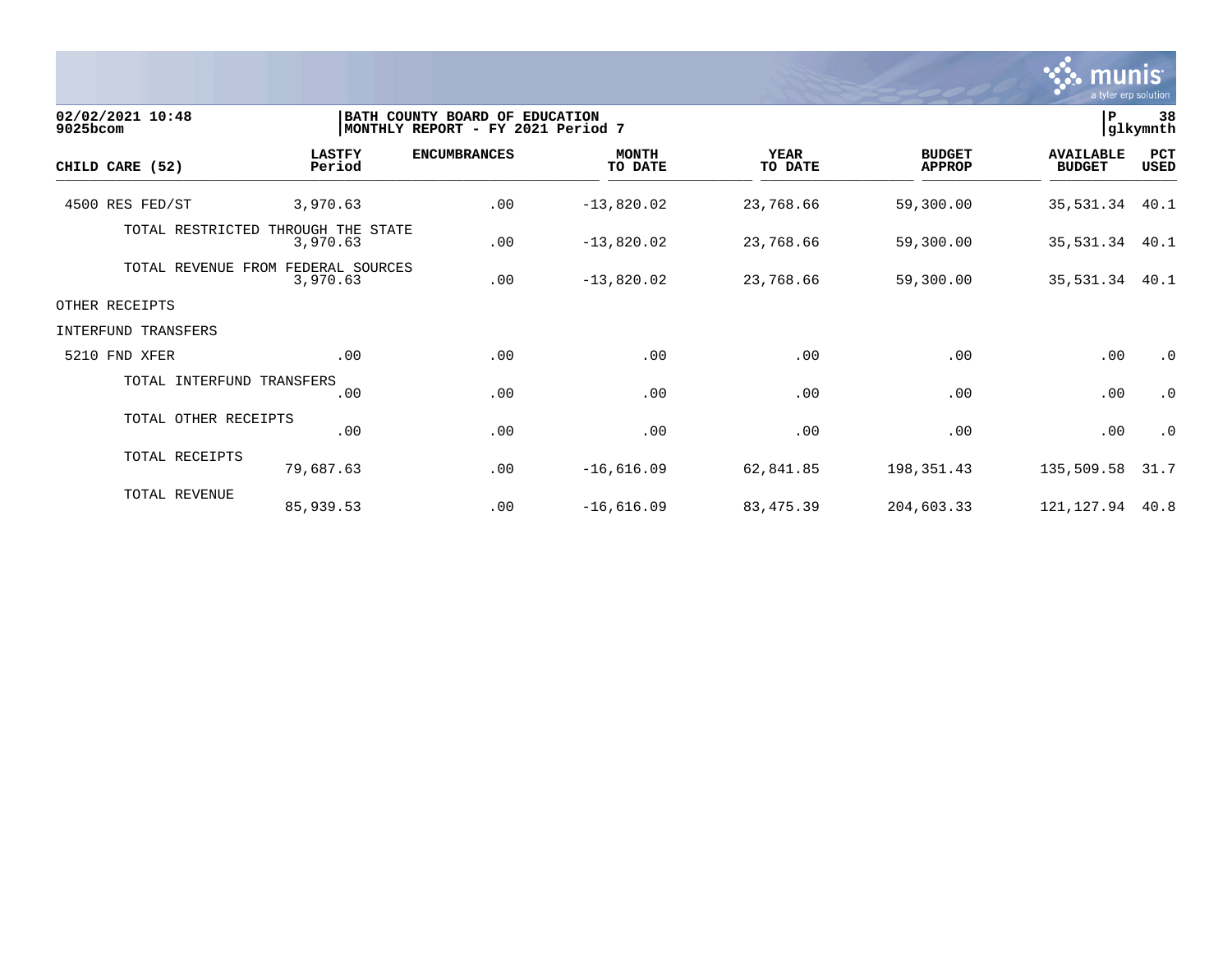| CHILD CARE (52) | LASTFY Period | ENCUMBRANCES | MONTH TO DATE | YEAR TO DATE | BUDGET APPROP | AVAILABLE BUDGET | PCT USED |
|---|---|---|---|---|---|---|---|
| 4500 RES FED/ST | 3,970.63 | .00 | -13,820.02 | 23,768.66 | 59,300.00 | 35,531.34 | 40.1 |
| TOTAL RESTRICTED THROUGH THE STATE | 3,970.63 | .00 | -13,820.02 | 23,768.66 | 59,300.00 | 35,531.34 | 40.1 |
| TOTAL REVENUE FROM FEDERAL SOURCES | 3,970.63 | .00 | -13,820.02 | 23,768.66 | 59,300.00 | 35,531.34 | 40.1 |
| OTHER RECEIPTS | | | | | | | |
| INTERFUND TRANSFERS | | | | | | | |
| 5210 FND XFER | .00 | .00 | .00 | .00 | .00 | .00 | .0 |
| TOTAL INTERFUND TRANSFERS | .00 | .00 | .00 | .00 | .00 | .00 | .0 |
| TOTAL OTHER RECEIPTS | .00 | .00 | .00 | .00 | .00 | .00 | .0 |
| TOTAL RECEIPTS | 79,687.63 | .00 | -16,616.09 | 62,841.85 | 198,351.43 | 135,509.58 | 31.7 |
| TOTAL REVENUE | 85,939.53 | .00 | -16,616.09 | 83,475.39 | 204,603.33 | 121,127.94 | 40.8 |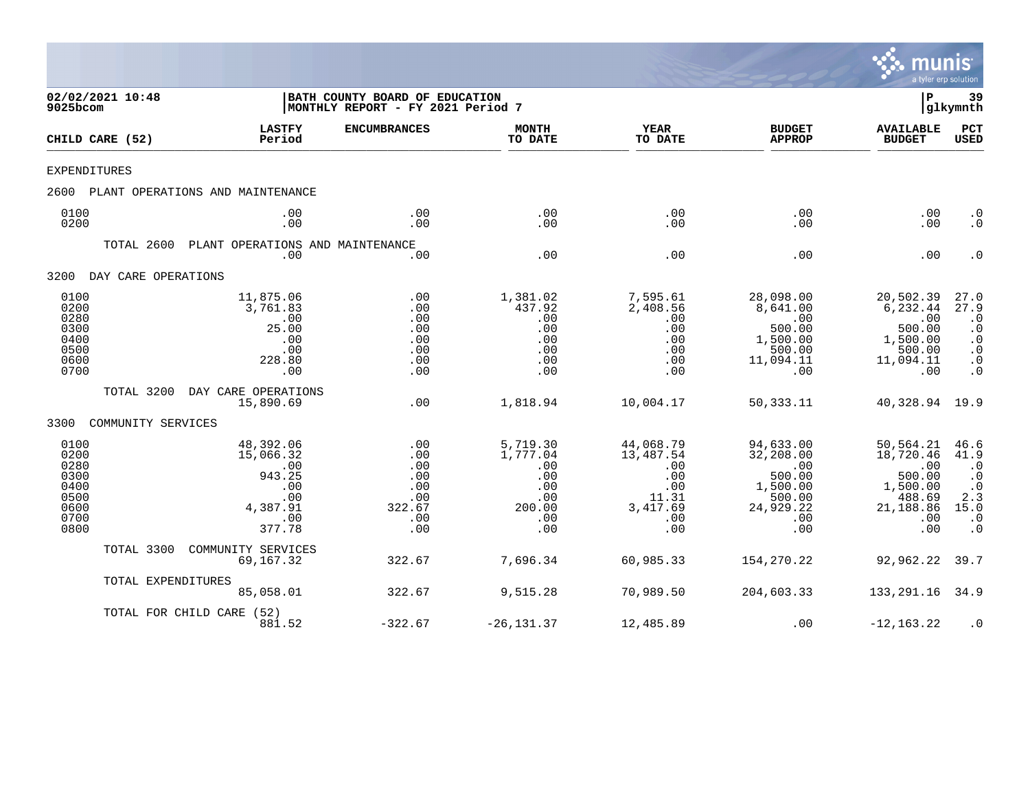**02/02/2021 10:48**
**9025bcom**

**BATH COUNTY BOARD OF EDUCATION**
**MONTHLY REPORT - FY 2021 Period 7**

**P 39**
**glkymnth**

| CHILD CARE (52) | LASTFY Period | ENCUMBRANCES | MONTH TO DATE | YEAR TO DATE | BUDGET APPROP | AVAILABLE BUDGET | PCT USED |
|---|---|---|---|---|---|---|---|
| EXPENDITURES | | | | | | | |
| 2600 PLANT OPERATIONS AND MAINTENANCE | | | | | | | |
| 0100 | .00 | .00 | .00 | .00 | .00 | .00 | .0 |
| 0200 | .00 | .00 | .00 | .00 | .00 | .00 | .0 |
| TOTAL 2600 PLANT OPERATIONS AND MAINTENANCE | .00 | .00 | .00 | .00 | .00 | .00 | .0 |
| 3200 DAY CARE OPERATIONS | | | | | | | |
| 0100 | 11,875.06 | .00 | 1,381.02 | 7,595.61 | 28,098.00 | 20,502.39 | 27.0 |
| 0200 | 3,761.83 | .00 | 437.92 | 2,408.56 | 8,641.00 | 6,232.44 | 27.9 |
| 0280 | .00 | .00 | .00 | .00 | .00 | .00 | .0 |
| 0300 | 25.00 | .00 | .00 | .00 | 500.00 | 500.00 | .0 |
| 0400 | .00 | .00 | .00 | .00 | 1,500.00 | 1,500.00 | .0 |
| 0500 | .00 | .00 | .00 | .00 | 500.00 | 500.00 | .0 |
| 0600 | 228.80 | .00 | .00 | .00 | 11,094.11 | 11,094.11 | .0 |
| 0700 | .00 | .00 | .00 | .00 | .00 | .00 | .0 |
| TOTAL 3200 DAY CARE OPERATIONS | 15,890.69 | .00 | 1,818.94 | 10,004.17 | 50,333.11 | 40,328.94 | 19.9 |
| 3300 COMMUNITY SERVICES | | | | | | | |
| 0100 | 48,392.06 | .00 | 5,719.30 | 44,068.79 | 94,633.00 | 50,564.21 | 46.6 |
| 0200 | 15,066.32 | .00 | 1,777.04 | 13,487.54 | 32,208.00 | 18,720.46 | 41.9 |
| 0280 | .00 | .00 | .00 | .00 | .00 | .00 | .0 |
| 0300 | 943.25 | .00 | .00 | .00 | 500.00 | 500.00 | .0 |
| 0400 | .00 | .00 | .00 | .00 | 1,500.00 | 1,500.00 | .0 |
| 0500 | .00 | .00 | .00 | 11.31 | 500.00 | 488.69 | 2.3 |
| 0600 | 4,387.91 | 322.67 | 200.00 | 3,417.69 | 24,929.22 | 21,188.86 | 15.0 |
| 0700 | .00 | .00 | .00 | .00 | .00 | .00 | .0 |
| 0800 | 377.78 | .00 | .00 | .00 | .00 | .00 | .0 |
| TOTAL 3300 COMMUNITY SERVICES | 69,167.32 | 322.67 | 7,696.34 | 60,985.33 | 154,270.22 | 92,962.22 | 39.7 |
| TOTAL EXPENDITURES | 85,058.01 | 322.67 | 9,515.28 | 70,989.50 | 204,603.33 | 133,291.16 | 34.9 |
| TOTAL FOR CHILD CARE (52) | 881.52 | -322.67 | -26,131.37 | 12,485.89 | .00 | -12,163.22 | .0 |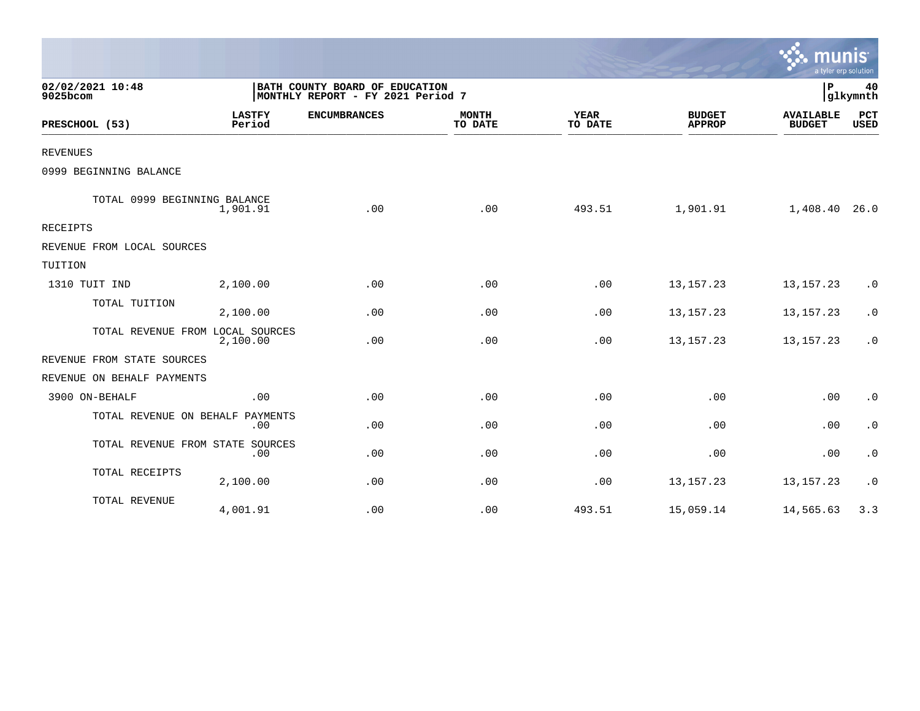02/02/2021 10:48
9025bcom

BATH COUNTY BOARD OF EDUCATION
MONTHLY REPORT - FY 2021 Period 7

P 40
glkymnth

| PRESCHOOL (53) | LASTFY Period | ENCUMBRANCES | MONTH TO DATE | YEAR TO DATE | BUDGET APPROP | AVAILABLE BUDGET | PCT USED |
|---|---|---|---|---|---|---|---|
| REVENUES | | | | | | | |
| 0999 BEGINNING BALANCE | | | | | | | |
| TOTAL 0999 BEGINNING BALANCE | 1,901.91 | .00 | .00 | 493.51 | 1,901.91 | 1,408.40 | 26.0 |
| RECEIPTS | | | | | | | |
| REVENUE FROM LOCAL SOURCES | | | | | | | |
| TUITION | | | | | | | |
| 1310 TUIT IND | 2,100.00 | .00 | .00 | .00 | 13,157.23 | 13,157.23 | .0 |
| TOTAL TUITION | 2,100.00 | .00 | .00 | .00 | 13,157.23 | 13,157.23 | .0 |
| TOTAL REVENUE FROM LOCAL SOURCES | 2,100.00 | .00 | .00 | .00 | 13,157.23 | 13,157.23 | .0 |
| REVENUE FROM STATE SOURCES | | | | | | | |
| REVENUE ON BEHALF PAYMENTS | | | | | | | |
| 3900 ON-BEHALF | .00 | .00 | .00 | .00 | .00 | .00 | .0 |
| TOTAL REVENUE ON BEHALF PAYMENTS | .00 | .00 | .00 | .00 | .00 | .00 | .0 |
| TOTAL REVENUE FROM STATE SOURCES | .00 | .00 | .00 | .00 | .00 | .00 | .0 |
| TOTAL RECEIPTS | 2,100.00 | .00 | .00 | .00 | 13,157.23 | 13,157.23 | .0 |
| TOTAL REVENUE | 4,001.91 | .00 | .00 | 493.51 | 15,059.14 | 14,565.63 | 3.3 |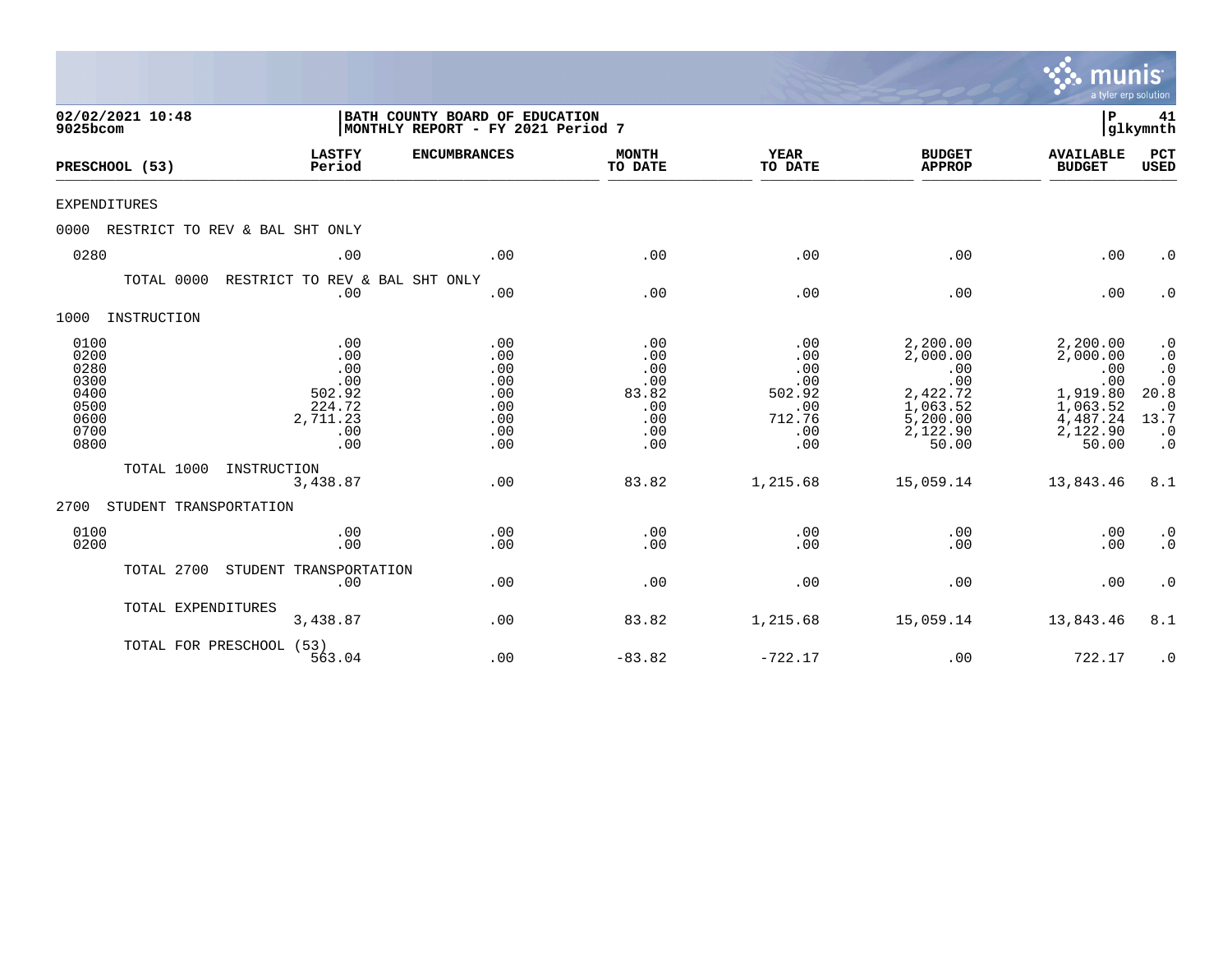**02/02/2021 10:48**
**9025bcom**

**BATH COUNTY BOARD OF EDUCATION**
**MONTHLY REPORT - FY 2021 Period 7**

**P 41**
**glkymnth**

| PRESCHOOL (53) | LASTFY Period | ENCUMBRANCES | MONTH TO DATE | YEAR TO DATE | BUDGET APPROP | AVAILABLE BUDGET | PCT USED |
|---|---|---|---|---|---|---|---|
| EXPENDITURES | | | | | | | |
| 0000 RESTRICT TO REV & BAL SHT ONLY | | | | | | | |
| 0280 | .00 | .00 | .00 | .00 | .00 | .00 | .0 |
| TOTAL 0000 RESTRICT TO REV & BAL SHT ONLY | .00 | .00 | .00 | .00 | .00 | .00 | .0 |
| 1000 INSTRUCTION | | | | | | | |
| 0100 | .00 | .00 | .00 | .00 | 2,200.00 | 2,200.00 | .0 |
| 0200 | .00 | .00 | .00 | .00 | 2,000.00 | 2,000.00 | .0 |
| 0280 | .00 | .00 | .00 | .00 | .00 | .00 | .0 |
| 0300 | .00 | .00 | .00 | .00 | .00 | .00 | .0 |
| 0400 | 502.92 | .00 | 83.82 | 502.92 | 2,422.72 | 1,919.80 | 20.8 |
| 0500 | 224.72 | .00 | .00 | .00 | 1,063.52 | 1,063.52 | .0 |
| 0600 | 2,711.23 | .00 | .00 | 712.76 | 5,200.00 | 4,487.24 | 13.7 |
| 0700 | .00 | .00 | .00 | .00 | 2,122.90 | 2,122.90 | .0 |
| 0800 | .00 | .00 | .00 | .00 | 50.00 | 50.00 | .0 |
| TOTAL 1000 INSTRUCTION | 3,438.87 | .00 | 83.82 | 1,215.68 | 15,059.14 | 13,843.46 | 8.1 |
| 2700 STUDENT TRANSPORTATION | | | | | | | |
| 0100 | .00 | .00 | .00 | .00 | .00 | .00 | .0 |
| 0200 | .00 | .00 | .00 | .00 | .00 | .00 | .0 |
| TOTAL 2700 STUDENT TRANSPORTATION | .00 | .00 | .00 | .00 | .00 | .00 | .0 |
| TOTAL EXPENDITURES | 3,438.87 | .00 | 83.82 | 1,215.68 | 15,059.14 | 13,843.46 | 8.1 |
| TOTAL FOR PRESCHOOL (53) | 563.04 | .00 | -83.82 | -722.17 | .00 | 722.17 | .0 |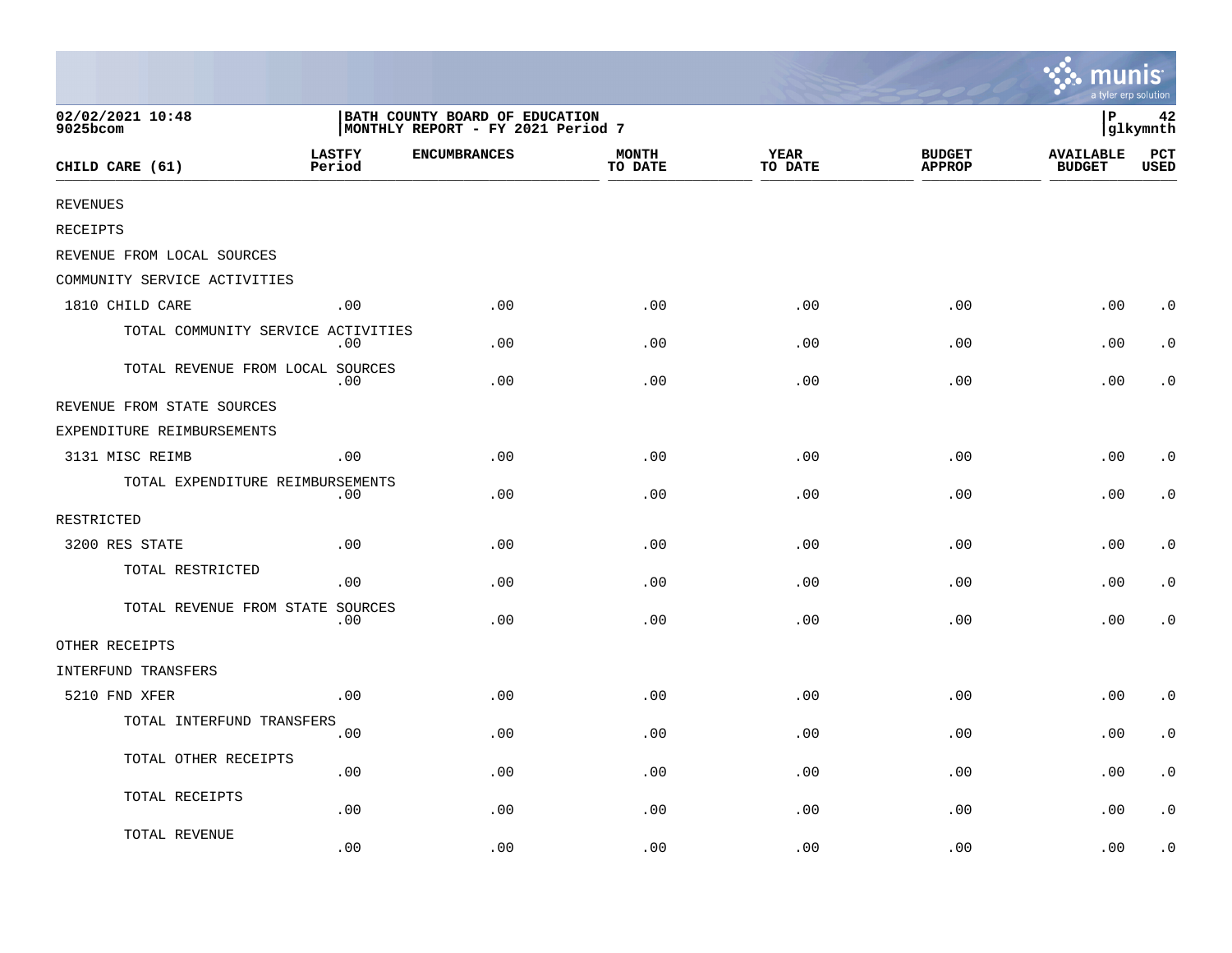02/02/2021 10:48
9025bcom

BATH COUNTY BOARD OF EDUCATION
MONTHLY REPORT - FY 2021 Period 7

P 42
glkymnth

| CHILD CARE (61) | LASTFY Period | ENCUMBRANCES | MONTH TO DATE | YEAR TO DATE | BUDGET APPROP | AVAILABLE BUDGET | PCT USED |
|---|---|---|---|---|---|---|---|
| REVENUES | | | | | | | |
| RECEIPTS | | | | | | | |
| REVENUE FROM LOCAL SOURCES | | | | | | | |
| COMMUNITY SERVICE ACTIVITIES | | | | | | | |
| 1810 CHILD CARE | .00 | .00 | .00 | .00 | .00 | .00 | .0 |
| TOTAL COMMUNITY SERVICE ACTIVITIES | .00 | .00 | .00 | .00 | .00 | .00 | .0 |
| TOTAL REVENUE FROM LOCAL SOURCES | .00 | .00 | .00 | .00 | .00 | .00 | .0 |
| REVENUE FROM STATE SOURCES | | | | | | | |
| EXPENDITURE REIMBURSEMENTS | | | | | | | |
| 3131 MISC REIMB | .00 | .00 | .00 | .00 | .00 | .00 | .0 |
| TOTAL EXPENDITURE REIMBURSEMENTS | .00 | .00 | .00 | .00 | .00 | .00 | .0 |
| RESTRICTED | | | | | | | |
| 3200 RES STATE | .00 | .00 | .00 | .00 | .00 | .00 | .0 |
| TOTAL RESTRICTED | .00 | .00 | .00 | .00 | .00 | .00 | .0 |
| TOTAL REVENUE FROM STATE SOURCES | .00 | .00 | .00 | .00 | .00 | .00 | .0 |
| OTHER RECEIPTS | | | | | | | |
| INTERFUND TRANSFERS | | | | | | | |
| 5210 FND XFER | .00 | .00 | .00 | .00 | .00 | .00 | .0 |
| TOTAL INTERFUND TRANSFERS | .00 | .00 | .00 | .00 | .00 | .00 | .0 |
| TOTAL OTHER RECEIPTS | .00 | .00 | .00 | .00 | .00 | .00 | .0 |
| TOTAL RECEIPTS | .00 | .00 | .00 | .00 | .00 | .00 | .0 |
| TOTAL REVENUE | .00 | .00 | .00 | .00 | .00 | .00 | .0 |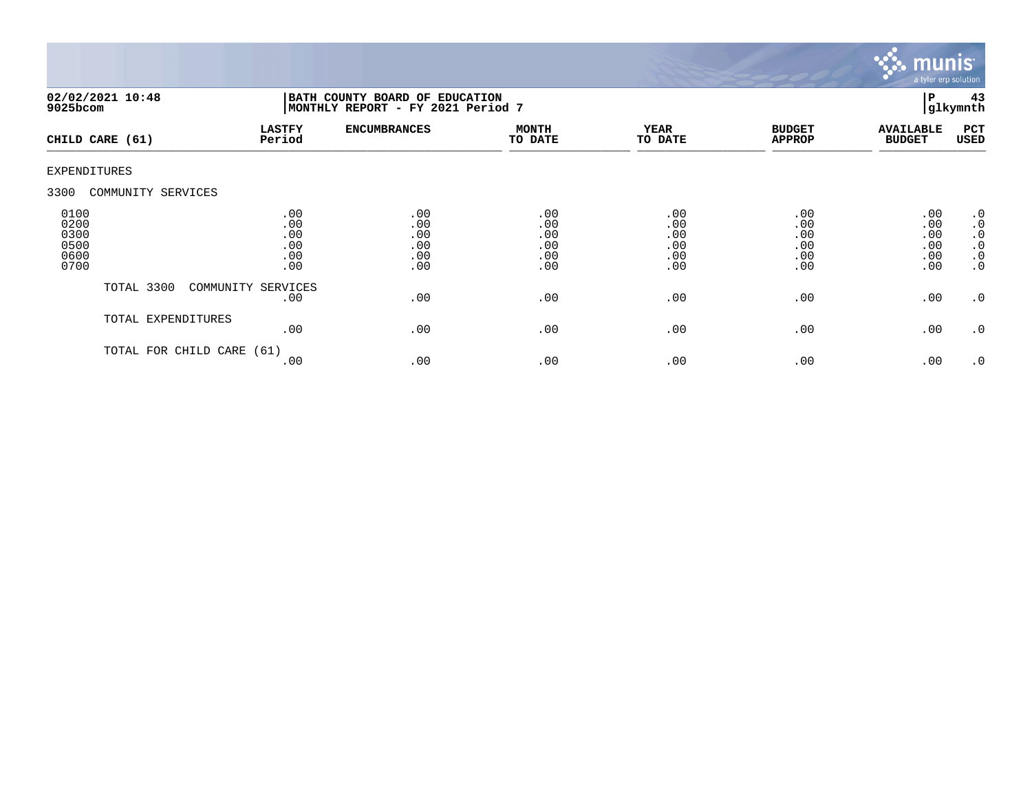**02/02/2021 10:48**
**9025bcom**

**BATH COUNTY BOARD OF EDUCATION**
**MONTHLY REPORT - FY 2021 Period 7**

**P 43**
**glkymnth**

| CHILD CARE (61) | LASTFY Period | ENCUMBRANCES | MONTH TO DATE | YEAR TO DATE | BUDGET APPROP | AVAILABLE BUDGET | PCT USED |
|---|---|---|---|---|---|---|---|
| EXPENDITURES | | | | | | | |
| 3300 COMMUNITY SERVICES | | | | | | | |
| 0100 | .00 | .00 | .00 | .00 | .00 | .00 | .0 |
| 0200 | .00 | .00 | .00 | .00 | .00 | .00 | .0 |
| 0300 | .00 | .00 | .00 | .00 | .00 | .00 | .0 |
| 0500 | .00 | .00 | .00 | .00 | .00 | .00 | .0 |
| 0600 | .00 | .00 | .00 | .00 | .00 | .00 | .0 |
| 0700 | .00 | .00 | .00 | .00 | .00 | .00 | .0 |
| TOTAL 3300 COMMUNITY SERVICES | .00 | .00 | .00 | .00 | .00 | .00 | .0 |
| TOTAL EXPENDITURES | .00 | .00 | .00 | .00 | .00 | .00 | .0 |
| TOTAL FOR CHILD CARE (61) | .00 | .00 | .00 | .00 | .00 | .00 | .0 |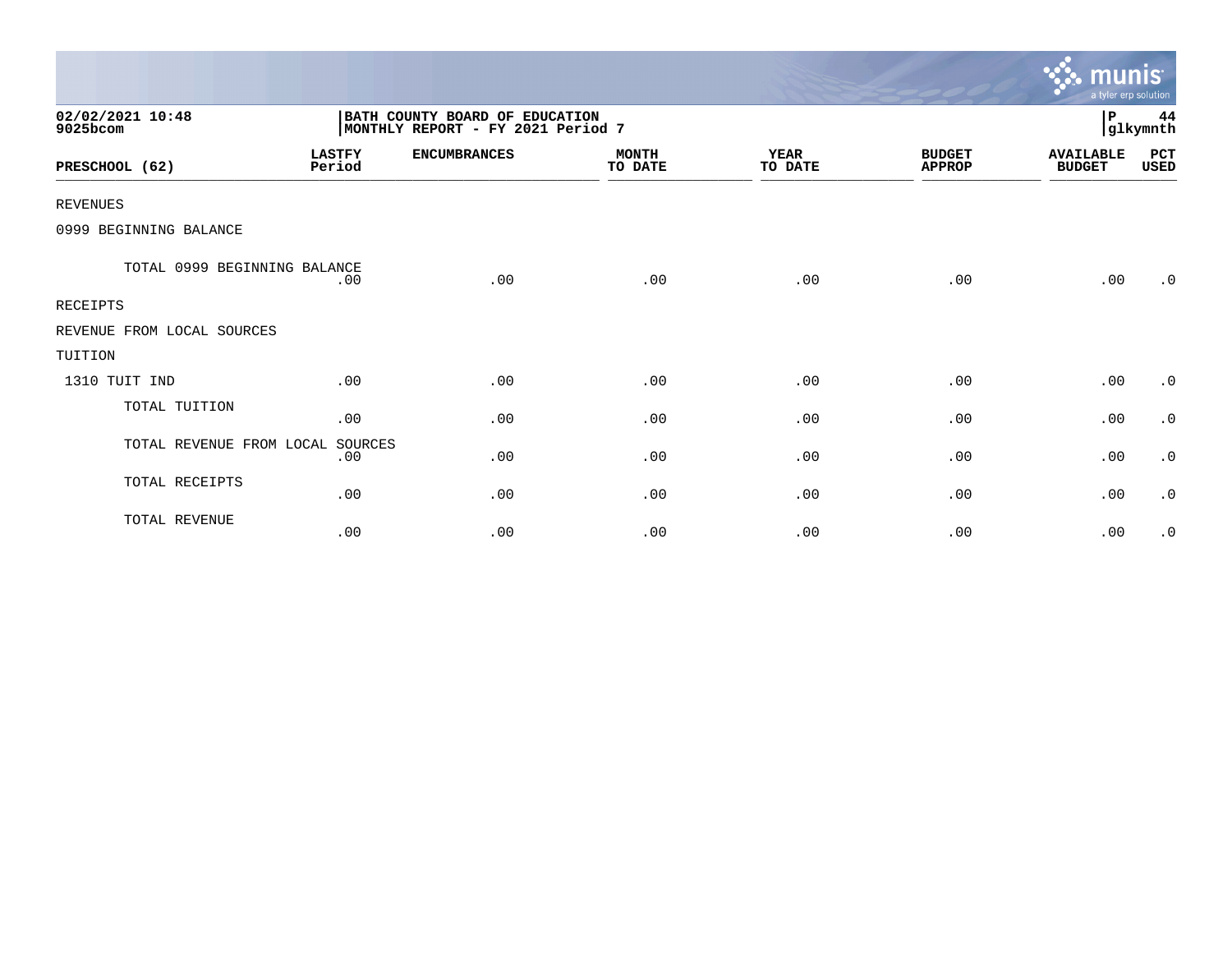**02/02/2021 10:48**
**9025bcom**

**BATH COUNTY BOARD OF EDUCATION**
**MONTHLY REPORT - FY 2021 Period 7**

**P 44**
**glkymnth**

| PRESCHOOL (62) | LASTFY Period | ENCUMBRANCES | MONTH TO DATE | YEAR TO DATE | BUDGET APPROP | AVAILABLE BUDGET | PCT USED |
|---|---|---|---|---|---|---|---|
| REVENUES | | | | | | | |
| 0999 BEGINNING BALANCE | | | | | | | |
| TOTAL 0999 BEGINNING BALANCE | .00 | .00 | .00 | .00 | .00 | .00 | .0 |
| RECEIPTS | | | | | | | |
| REVENUE FROM LOCAL SOURCES | | | | | | | |
| TUITION | | | | | | | |
| 1310 TUIT IND | .00 | .00 | .00 | .00 | .00 | .00 | .0 |
| TOTAL TUITION | .00 | .00 | .00 | .00 | .00 | .00 | .0 |
| TOTAL REVENUE FROM LOCAL SOURCES | .00 | .00 | .00 | .00 | .00 | .00 | .0 |
| TOTAL RECEIPTS | .00 | .00 | .00 | .00 | .00 | .00 | .0 |
| TOTAL REVENUE | .00 | .00 | .00 | .00 | .00 | .00 | .0 |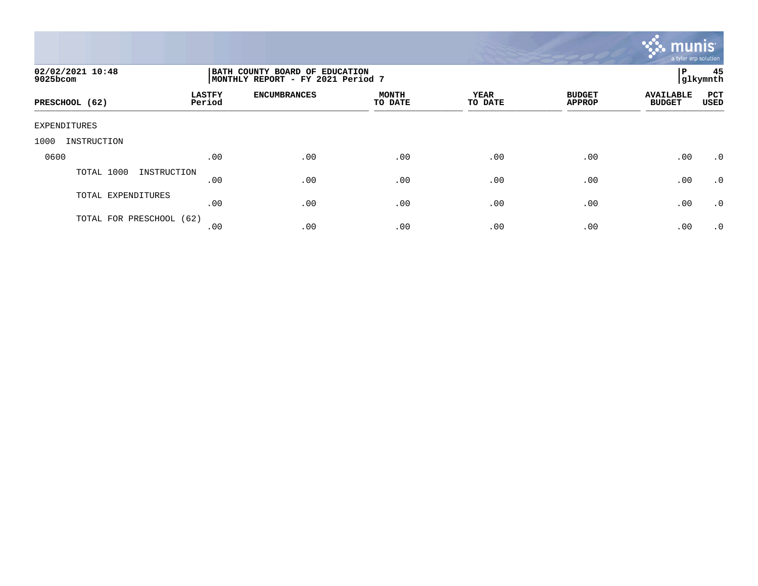**02/02/2021 10:48**
**9025bcom**

**BATH COUNTY BOARD OF EDUCATION**
**MONTHLY REPORT - FY 2021 Period 7**

**P 45**
**glkymnth**

| PRESCHOOL (62) | LASTFY Period | ENCUMBRANCES | MONTH TO DATE | YEAR TO DATE | BUDGET APPROP | AVAILABLE BUDGET | PCT USED |
|---|---|---|---|---|---|---|---|
| EXPENDITURES | | | | | | | |
| 1000 INSTRUCTION | | | | | | | |
| 0600 | .00 | .00 | .00 | .00 | .00 | .00 | .0 |
| TOTAL 1000 INSTRUCTION | .00 | .00 | .00 | .00 | .00 | .00 | .0 |
| TOTAL EXPENDITURES | .00 | .00 | .00 | .00 | .00 | .00 | .0 |
| TOTAL FOR PRESCHOOL (62) | .00 | .00 | .00 | .00 | .00 | .00 | .0 |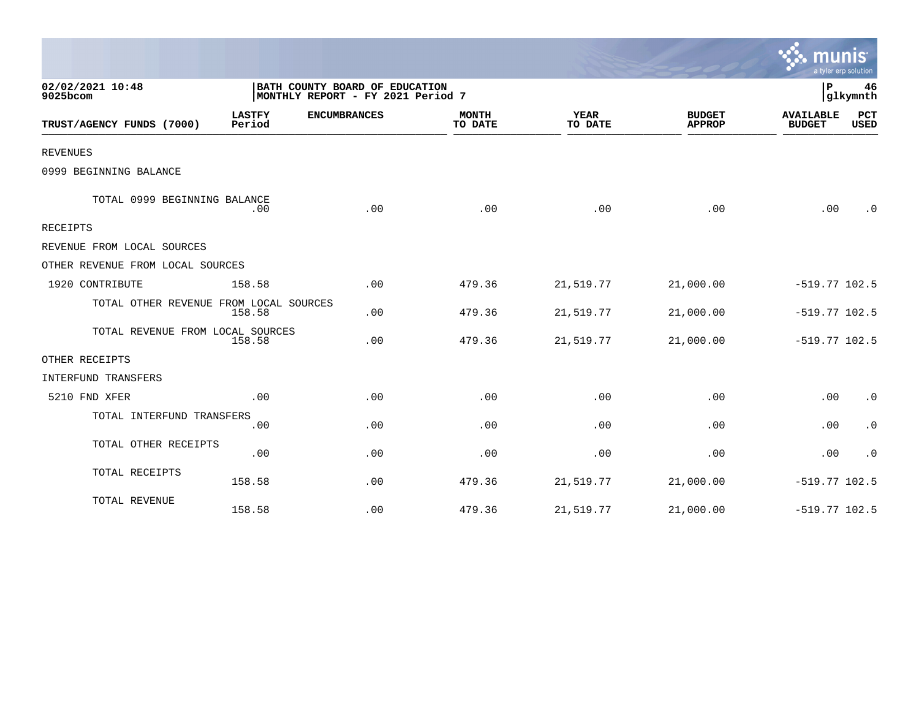02/02/2021 10:48
9025bcom

BATH COUNTY BOARD OF EDUCATION
MONTHLY REPORT - FY 2021 Period 7

P 46
glkymnth

| TRUST/AGENCY FUNDS (7000) | LASTFY Period | ENCUMBRANCES | MONTH TO DATE | YEAR TO DATE | BUDGET APPROP | AVAILABLE BUDGET | PCT USED |
|---|---|---|---|---|---|---|---|
| REVENUES | | | | | | | |
| 0999 BEGINNING BALANCE | | | | | | | |
| TOTAL 0999 BEGINNING BALANCE | .00 | .00 | .00 | .00 | .00 | .00 | .0 |
| RECEIPTS | | | | | | | |
| REVENUE FROM LOCAL SOURCES | | | | | | | |
| OTHER REVENUE FROM LOCAL SOURCES | | | | | | | |
| 1920 CONTRIBUTE | 158.58 | .00 | 479.36 | 21,519.77 | 21,000.00 | -519.77 | 102.5 |
| TOTAL OTHER REVENUE FROM LOCAL SOURCES | 158.58 | .00 | 479.36 | 21,519.77 | 21,000.00 | -519.77 | 102.5 |
| TOTAL REVENUE FROM LOCAL SOURCES | 158.58 | .00 | 479.36 | 21,519.77 | 21,000.00 | -519.77 | 102.5 |
| OTHER RECEIPTS | | | | | | | |
| INTERFUND TRANSFERS | | | | | | | |
| 5210 FND XFER | .00 | .00 | .00 | .00 | .00 | .00 | .0 |
| TOTAL INTERFUND TRANSFERS | .00 | .00 | .00 | .00 | .00 | .00 | .0 |
| TOTAL OTHER RECEIPTS | .00 | .00 | .00 | .00 | .00 | .00 | .0 |
| TOTAL RECEIPTS | 158.58 | .00 | 479.36 | 21,519.77 | 21,000.00 | -519.77 | 102.5 |
| TOTAL REVENUE | 158.58 | .00 | 479.36 | 21,519.77 | 21,000.00 | -519.77 | 102.5 |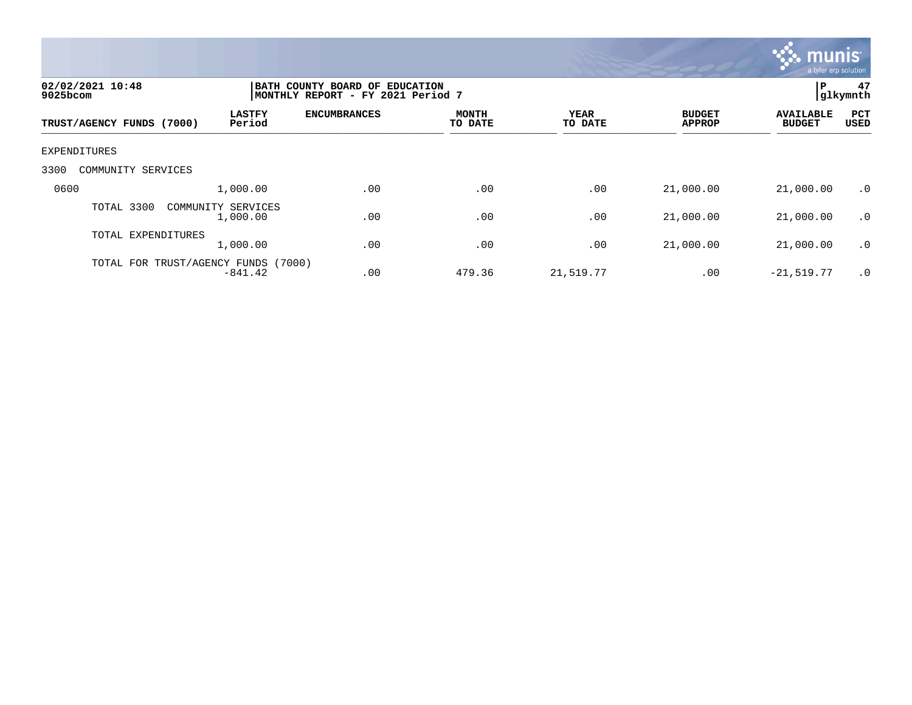02/02/2021 10:48
9025bcom

BATH COUNTY BOARD OF EDUCATION
MONTHLY REPORT - FY 2021 Period 7

P 47
glkymnth

| TRUST/AGENCY FUNDS (7000) | LASTFY Period | ENCUMBRANCES | MONTH TO DATE | YEAR TO DATE | BUDGET APPROP | AVAILABLE BUDGET | PCT USED |
|---|---|---|---|---|---|---|---|
| EXPENDITURES | | | | | | | |
| 3300 COMMUNITY SERVICES | | | | | | | |
| 0600 | 1,000.00 | .00 | .00 | .00 | 21,000.00 | 21,000.00 | .0 |
| TOTAL 3300 COMMUNITY SERVICES | 1,000.00 | .00 | .00 | .00 | 21,000.00 | 21,000.00 | .0 |
| TOTAL EXPENDITURES | 1,000.00 | .00 | .00 | .00 | 21,000.00 | 21,000.00 | .0 |
| TOTAL FOR TRUST/AGENCY FUNDS (7000) | -841.42 | .00 | 479.36 | 21,519.77 | .00 | -21,519.77 | .0 |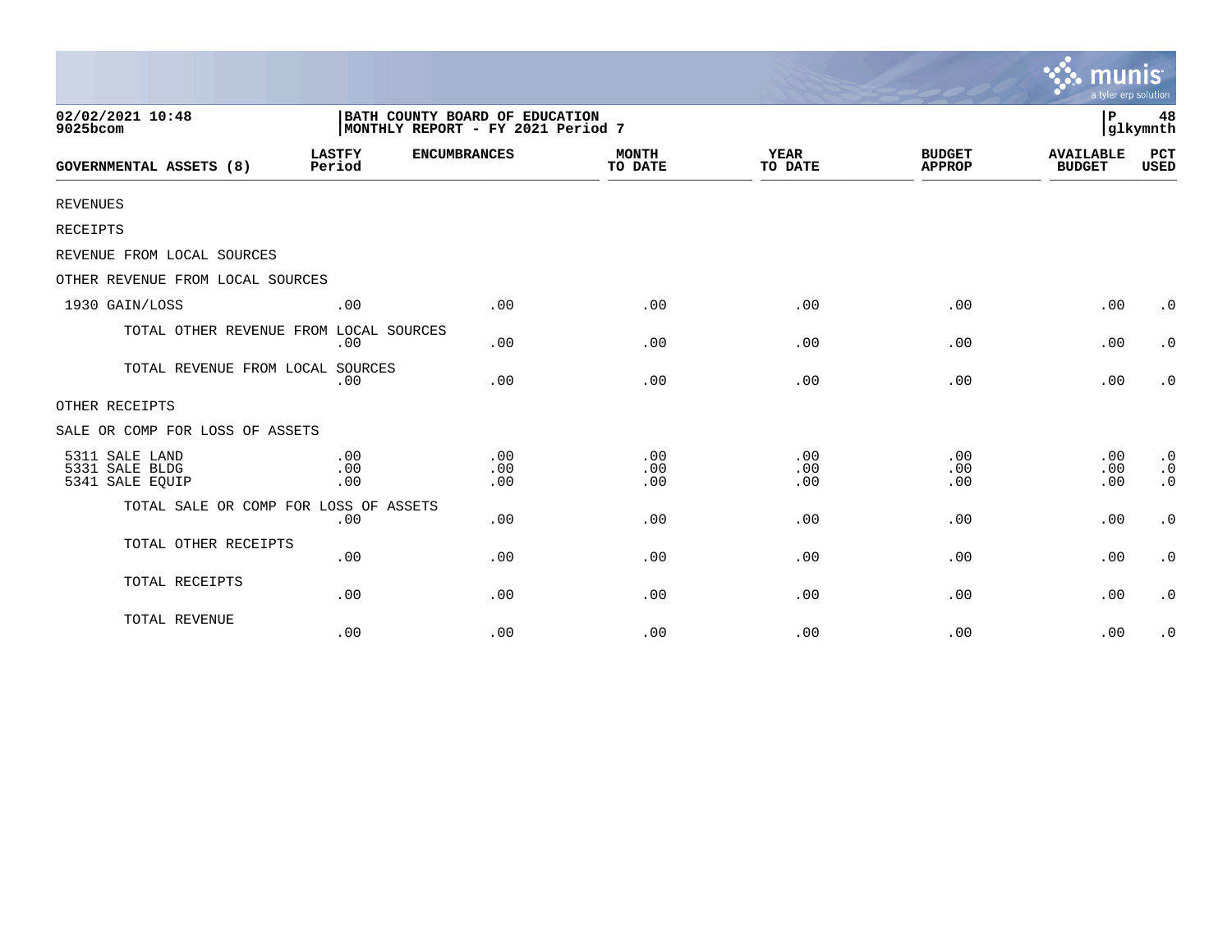02/02/2021 10:48
9025bcom

BATH COUNTY BOARD OF EDUCATION
MONTHLY REPORT - FY 2021 Period 7

P 48
glkymnth

| GOVERNMENTAL ASSETS (8) | LASTFY Period | ENCUMBRANCES | MONTH TO DATE | YEAR TO DATE | BUDGET APPROP | AVAILABLE BUDGET | PCT USED |
|---|---|---|---|---|---|---|---|
| REVENUES | | | | | | | |
| RECEIPTS | | | | | | | |
| REVENUE FROM LOCAL SOURCES | | | | | | | |
| OTHER REVENUE FROM LOCAL SOURCES | | | | | | | |
| 1930 GAIN/LOSS | .00 | .00 | .00 | .00 | .00 | .00 | .0 |
| TOTAL OTHER REVENUE FROM LOCAL SOURCES | .00 | .00 | .00 | .00 | .00 | .00 | .0 |
| TOTAL REVENUE FROM LOCAL SOURCES | .00 | .00 | .00 | .00 | .00 | .00 | .0 |
| OTHER RECEIPTS | | | | | | | |
| SALE OR COMP FOR LOSS OF ASSETS | | | | | | | |
| 5311 SALE LAND | .00 | .00 | .00 | .00 | .00 | .00 | .0 |
| 5331 SALE BLDG | .00 | .00 | .00 | .00 | .00 | .00 | .0 |
| 5341 SALE EQUIP | .00 | .00 | .00 | .00 | .00 | .00 | .0 |
| TOTAL SALE OR COMP FOR LOSS OF ASSETS | .00 | .00 | .00 | .00 | .00 | .00 | .0 |
| TOTAL OTHER RECEIPTS | .00 | .00 | .00 | .00 | .00 | .00 | .0 |
| TOTAL RECEIPTS | .00 | .00 | .00 | .00 | .00 | .00 | .0 |
| TOTAL REVENUE | .00 | .00 | .00 | .00 | .00 | .00 | .0 |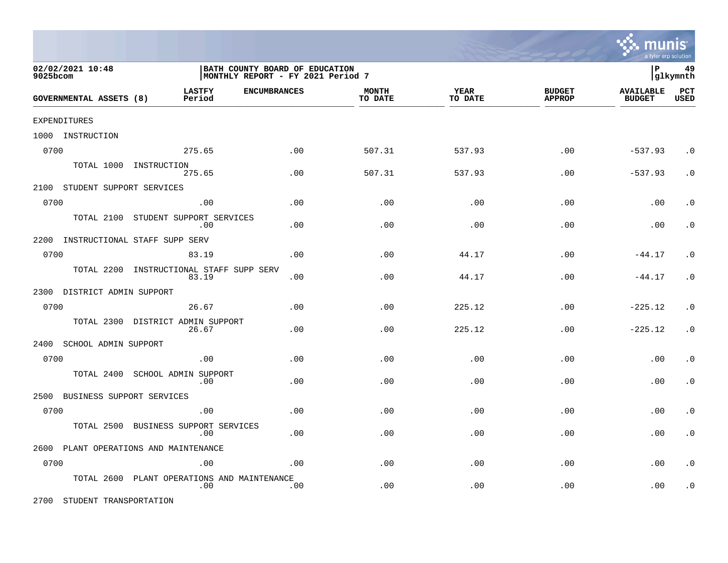BATH COUNTY BOARD OF EDUCATION
MONTHLY REPORT - FY 2021 Period 7

| GOVERNMENTAL ASSETS (8) | LASTFY Period | ENCUMBRANCES | MONTH TO DATE | YEAR TO DATE | BUDGET APPROP | AVAILABLE BUDGET | PCT USED |
|---|---|---|---|---|---|---|---|
| EXPENDITURES | | | | | | | |
| 1000 INSTRUCTION | | | | | | | |
| 0700 | 275.65 | .00 | 507.31 | 537.93 | .00 | -537.93 | .0 |
| TOTAL 1000 INSTRUCTION | 275.65 | .00 | 507.31 | 537.93 | .00 | -537.93 | .0 |
| 2100 STUDENT SUPPORT SERVICES | | | | | | | |
| 0700 | .00 | .00 | .00 | .00 | .00 | .00 | .0 |
| TOTAL 2100 STUDENT SUPPORT SERVICES | .00 | .00 | .00 | .00 | .00 | .00 | .0 |
| 2200 INSTRUCTIONAL STAFF SUPP SERV | | | | | | | |
| 0700 | 83.19 | .00 | .00 | 44.17 | .00 | -44.17 | .0 |
| TOTAL 2200 INSTRUCTIONAL STAFF SUPP SERV | 83.19 | .00 | .00 | 44.17 | .00 | -44.17 | .0 |
| 2300 DISTRICT ADMIN SUPPORT | | | | | | | |
| 0700 | 26.67 | .00 | .00 | 225.12 | .00 | -225.12 | .0 |
| TOTAL 2300 DISTRICT ADMIN SUPPORT | 26.67 | .00 | .00 | 225.12 | .00 | -225.12 | .0 |
| 2400 SCHOOL ADMIN SUPPORT | | | | | | | |
| 0700 | .00 | .00 | .00 | .00 | .00 | .00 | .0 |
| TOTAL 2400 SCHOOL ADMIN SUPPORT | .00 | .00 | .00 | .00 | .00 | .00 | .0 |
| 2500 BUSINESS SUPPORT SERVICES | | | | | | | |
| 0700 | .00 | .00 | .00 | .00 | .00 | .00 | .0 |
| TOTAL 2500 BUSINESS SUPPORT SERVICES | .00 | .00 | .00 | .00 | .00 | .00 | .0 |
| 2600 PLANT OPERATIONS AND MAINTENANCE | | | | | | | |
| 0700 | .00 | .00 | .00 | .00 | .00 | .00 | .0 |
| TOTAL 2600 PLANT OPERATIONS AND MAINTENANCE | .00 | .00 | .00 | .00 | .00 | .00 | .0 |
| 2700 STUDENT TRANSPORTATION | | | | | | | |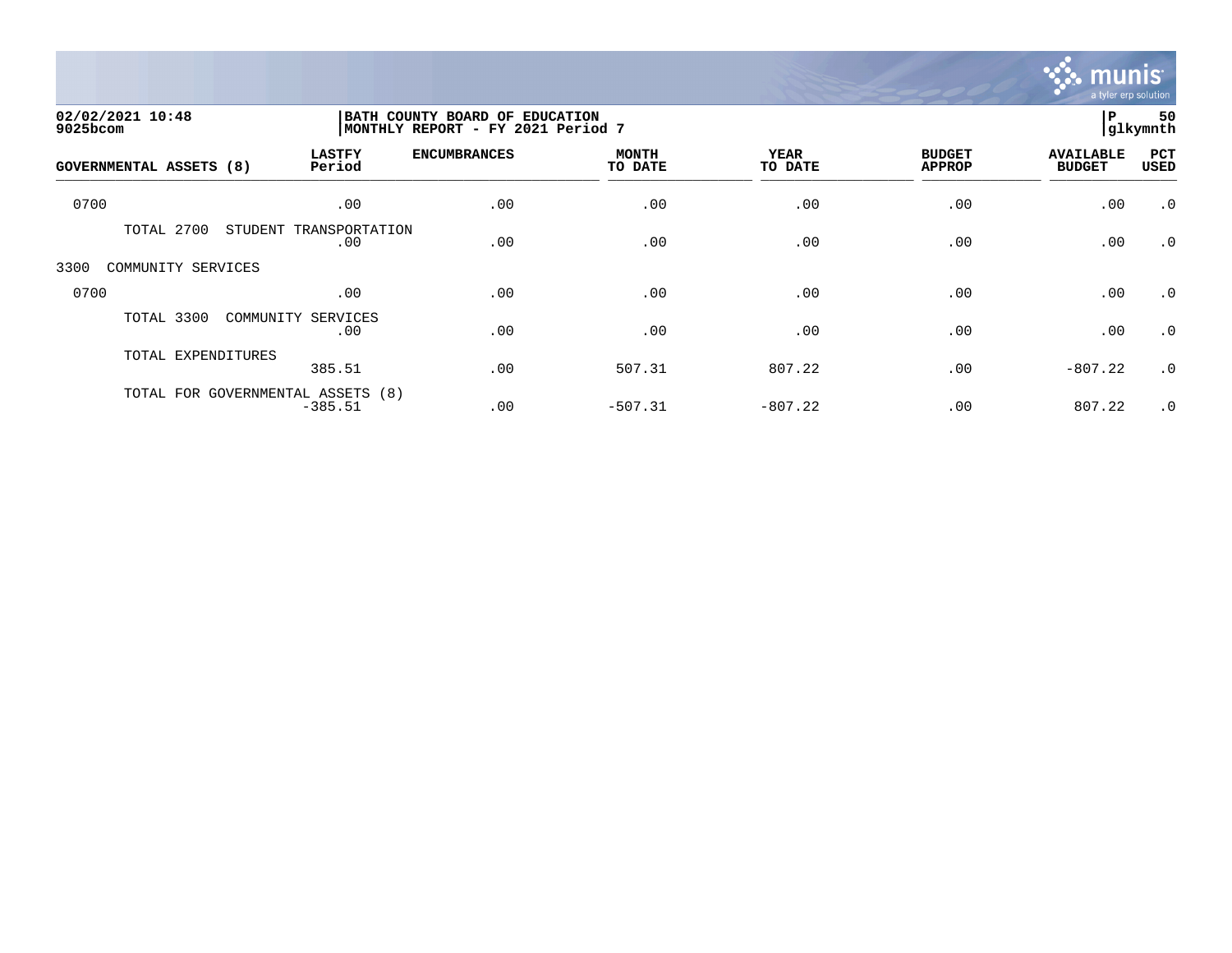02/02/2021 10:48
9025bcom

BATH COUNTY BOARD OF EDUCATION
MONTHLY REPORT - FY 2021 Period 7

P 50
glkymnth

| GOVERNMENTAL ASSETS (8) | LASTFY Period | ENCUMBRANCES | MONTH TO DATE | YEAR TO DATE | BUDGET APPROP | AVAILABLE BUDGET | PCT USED |
|---|---|---|---|---|---|---|---|
| 0700 | .00 | .00 | .00 | .00 | .00 | .00 | .0 |
| TOTAL 2700 STUDENT TRANSPORTATION | .00 | .00 | .00 | .00 | .00 | .00 | .0 |
| 3300 COMMUNITY SERVICES | | | | | | | |
| 0700 | .00 | .00 | .00 | .00 | .00 | .00 | .0 |
| TOTAL 3300 COMMUNITY SERVICES | .00 | .00 | .00 | .00 | .00 | .00 | .0 |
| TOTAL EXPENDITURES | 385.51 | .00 | 507.31 | 807.22 | .00 | -807.22 | .0 |
| TOTAL FOR GOVERNMENTAL ASSETS (8) | -385.51 | .00 | -507.31 | -807.22 | .00 | 807.22 | .0 |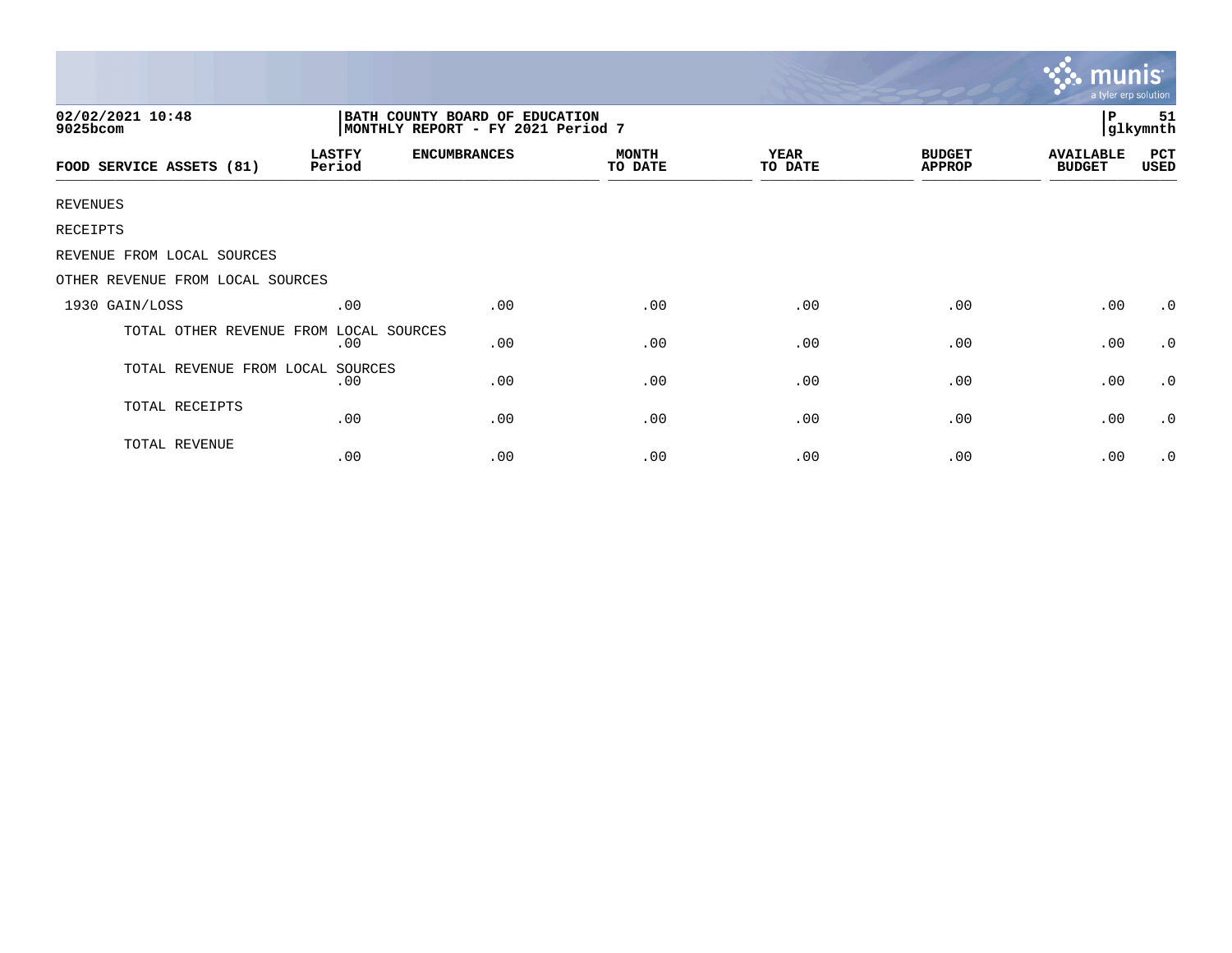02/02/2021 10:48
9025bcom

BATH COUNTY BOARD OF EDUCATION
MONTHLY REPORT - FY 2021 Period 7

P 51
glkymnth

| FOOD SERVICE ASSETS (81) | LASTFY Period | ENCUMBRANCES | MONTH TO DATE | YEAR TO DATE | BUDGET APPROP | AVAILABLE BUDGET | PCT USED |
|---|---|---|---|---|---|---|---|
| REVENUES | | | | | | | |
| RECEIPTS | | | | | | | |
| REVENUE FROM LOCAL SOURCES | | | | | | | |
| OTHER REVENUE FROM LOCAL SOURCES | | | | | | | |
| 1930 GAIN/LOSS | .00 | .00 | .00 | .00 | .00 | .00 | .0 |
| TOTAL OTHER REVENUE FROM LOCAL SOURCES | .00 | .00 | .00 | .00 | .00 | .00 | .0 |
| TOTAL REVENUE FROM LOCAL SOURCES | .00 | .00 | .00 | .00 | .00 | .00 | .0 |
| TOTAL RECEIPTS | .00 | .00 | .00 | .00 | .00 | .00 | .0 |
| TOTAL REVENUE | .00 | .00 | .00 | .00 | .00 | .00 | .0 |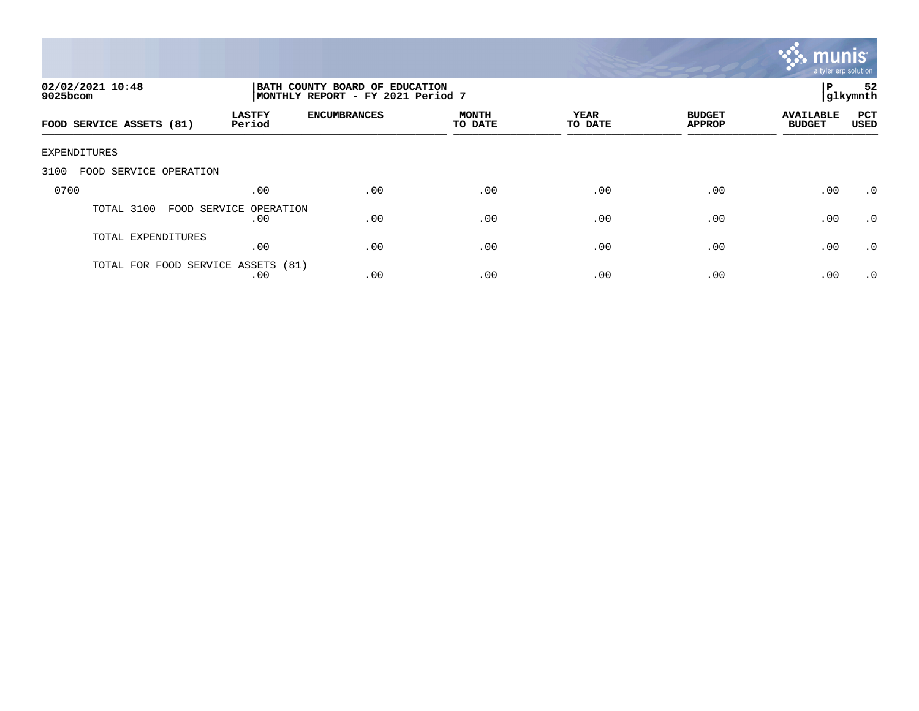02/02/2021 10:48
9025bcom

BATH COUNTY BOARD OF EDUCATION
MONTHLY REPORT - FY 2021 Period 7

P 52
glkymnth

| FOOD SERVICE ASSETS (81) | LASTFY Period | ENCUMBRANCES | MONTH TO DATE | YEAR TO DATE | BUDGET APPROP | AVAILABLE BUDGET | PCT USED |
|---|---|---|---|---|---|---|---|
| EXPENDITURES | | | | | | | |
| 3100 FOOD SERVICE OPERATION | | | | | | | |
| 0700 | .00 | .00 | .00 | .00 | .00 | .00 | .0 |
| TOTAL 3100 FOOD SERVICE OPERATION | .00 | .00 | .00 | .00 | .00 | .00 | .0 |
| TOTAL EXPENDITURES | .00 | .00 | .00 | .00 | .00 | .00 | .0 |
| TOTAL FOR FOOD SERVICE ASSETS (81) | .00 | .00 | .00 | .00 | .00 | .00 | .0 |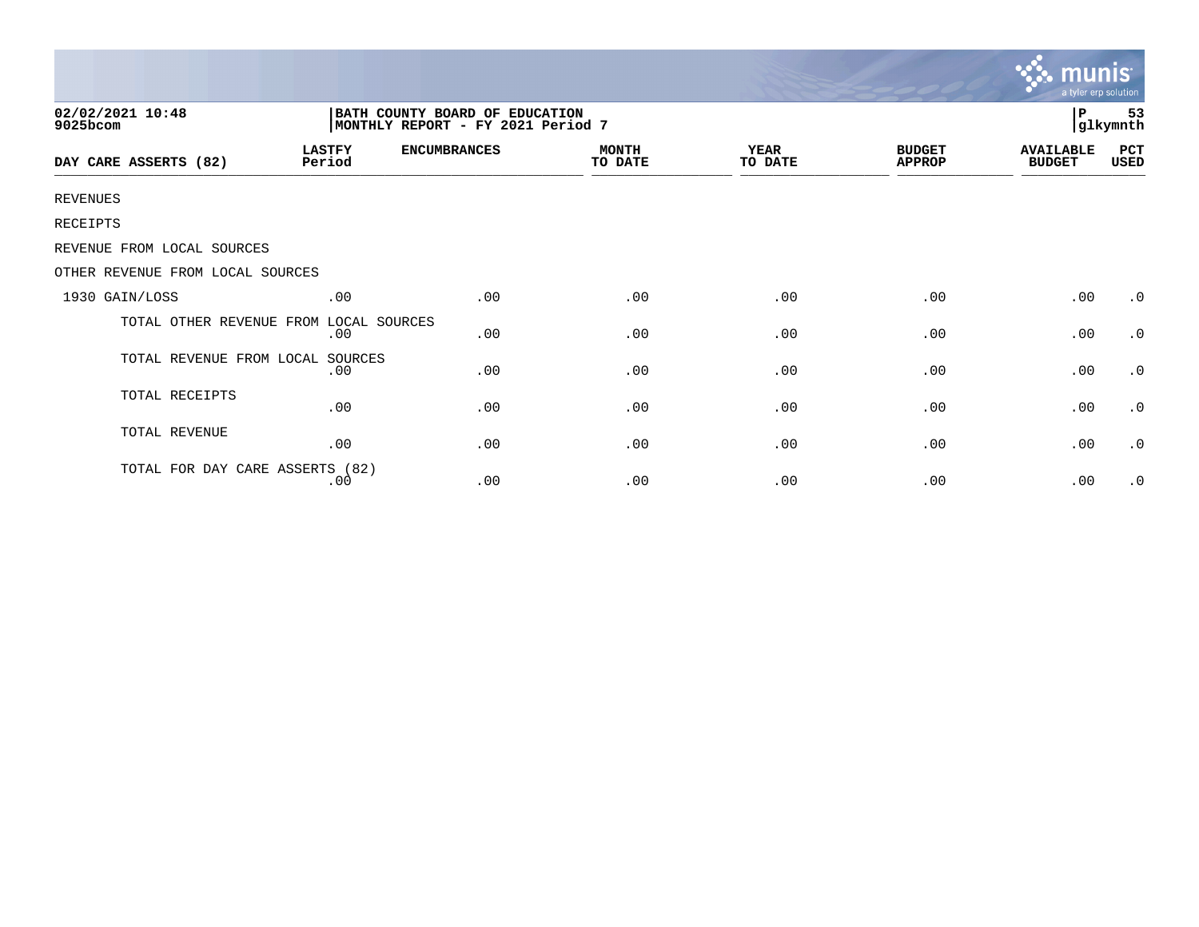02/02/2021 10:48
9025bcom

BATH COUNTY BOARD OF EDUCATION
MONTHLY REPORT - FY 2021 Period 7

P 53
glkymnth

| DAY CARE ASSERTS (82) | LASTFY Period | ENCUMBRANCES | MONTH TO DATE | YEAR TO DATE | BUDGET APPROP | AVAILABLE BUDGET | PCT USED |
|---|---|---|---|---|---|---|---|
| REVENUES | | | | | | | |
| RECEIPTS | | | | | | | |
| REVENUE FROM LOCAL SOURCES | | | | | | | |
| OTHER REVENUE FROM LOCAL SOURCES | | | | | | | |
| 1930 GAIN/LOSS | .00 | .00 | .00 | .00 | .00 | .00 | .0 |
| TOTAL OTHER REVENUE FROM LOCAL SOURCES | .00 | .00 | .00 | .00 | .00 | .00 | .0 |
| TOTAL REVENUE FROM LOCAL SOURCES | .00 | .00 | .00 | .00 | .00 | .00 | .0 |
| TOTAL RECEIPTS | .00 | .00 | .00 | .00 | .00 | .00 | .0 |
| TOTAL REVENUE | .00 | .00 | .00 | .00 | .00 | .00 | .0 |
| TOTAL FOR DAY CARE ASSERTS (82) | .00 | .00 | .00 | .00 | .00 | .00 | .0 |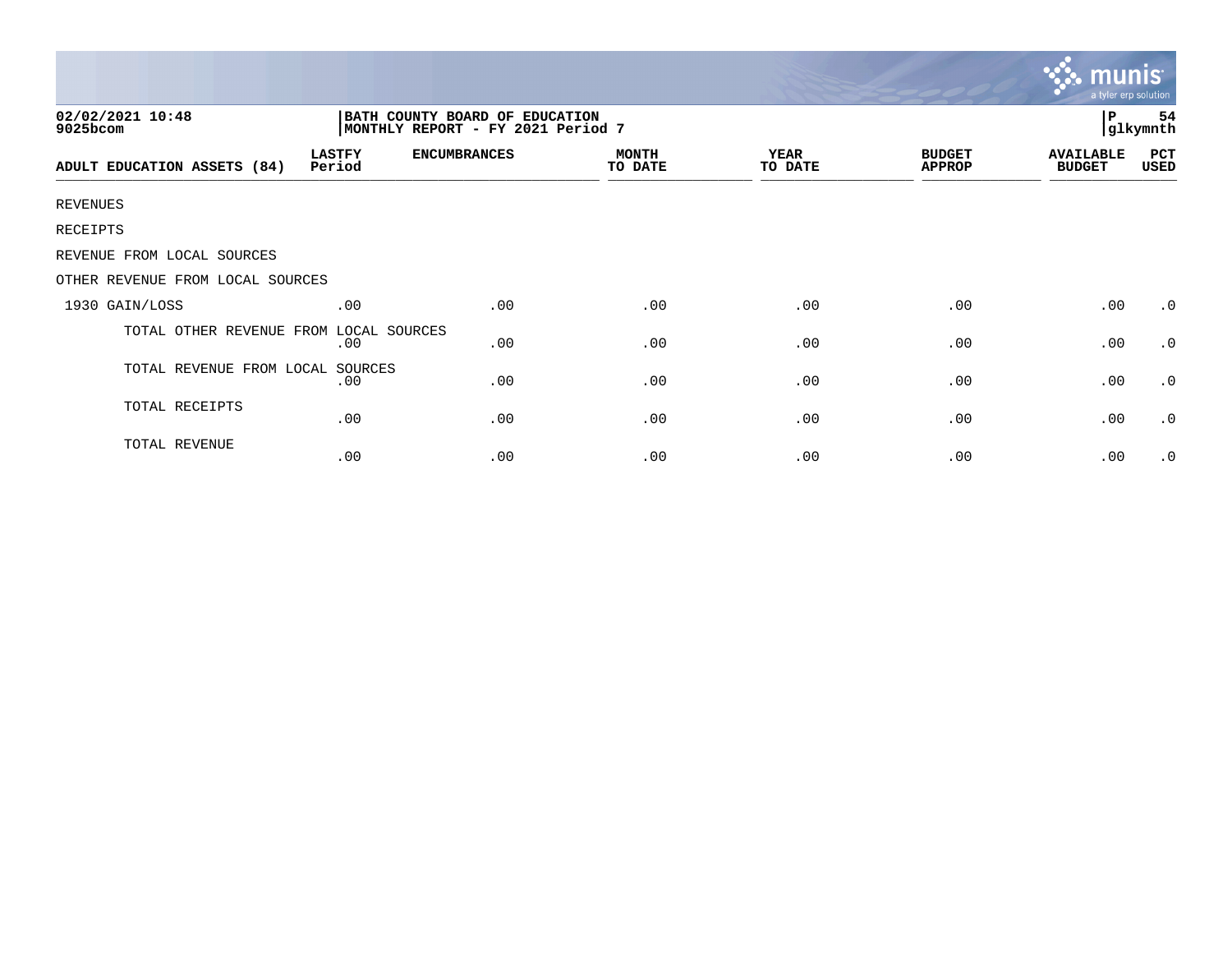02/02/2021 10:48
9025bcom

BATH COUNTY BOARD OF EDUCATION
MONTHLY REPORT - FY 2021 Period 7

P 54
glkymnth

| ADULT EDUCATION ASSETS (84) | LASTFY Period | ENCUMBRANCES | MONTH TO DATE | YEAR TO DATE | BUDGET APPROP | AVAILABLE BUDGET | PCT USED |
|---|---|---|---|---|---|---|---|
| REVENUES | | | | | | | |
| RECEIPTS | | | | | | | |
| REVENUE FROM LOCAL SOURCES | | | | | | | |
| OTHER REVENUE FROM LOCAL SOURCES | | | | | | | |
| 1930 GAIN/LOSS | .00 | .00 | .00 | .00 | .00 | .00 | .0 |
| TOTAL OTHER REVENUE FROM LOCAL SOURCES | .00 | .00 | .00 | .00 | .00 | .00 | .0 |
| TOTAL REVENUE FROM LOCAL SOURCES | .00 | .00 | .00 | .00 | .00 | .00 | .0 |
| TOTAL RECEIPTS | .00 | .00 | .00 | .00 | .00 | .00 | .0 |
| TOTAL REVENUE | .00 | .00 | .00 | .00 | .00 | .00 | .0 |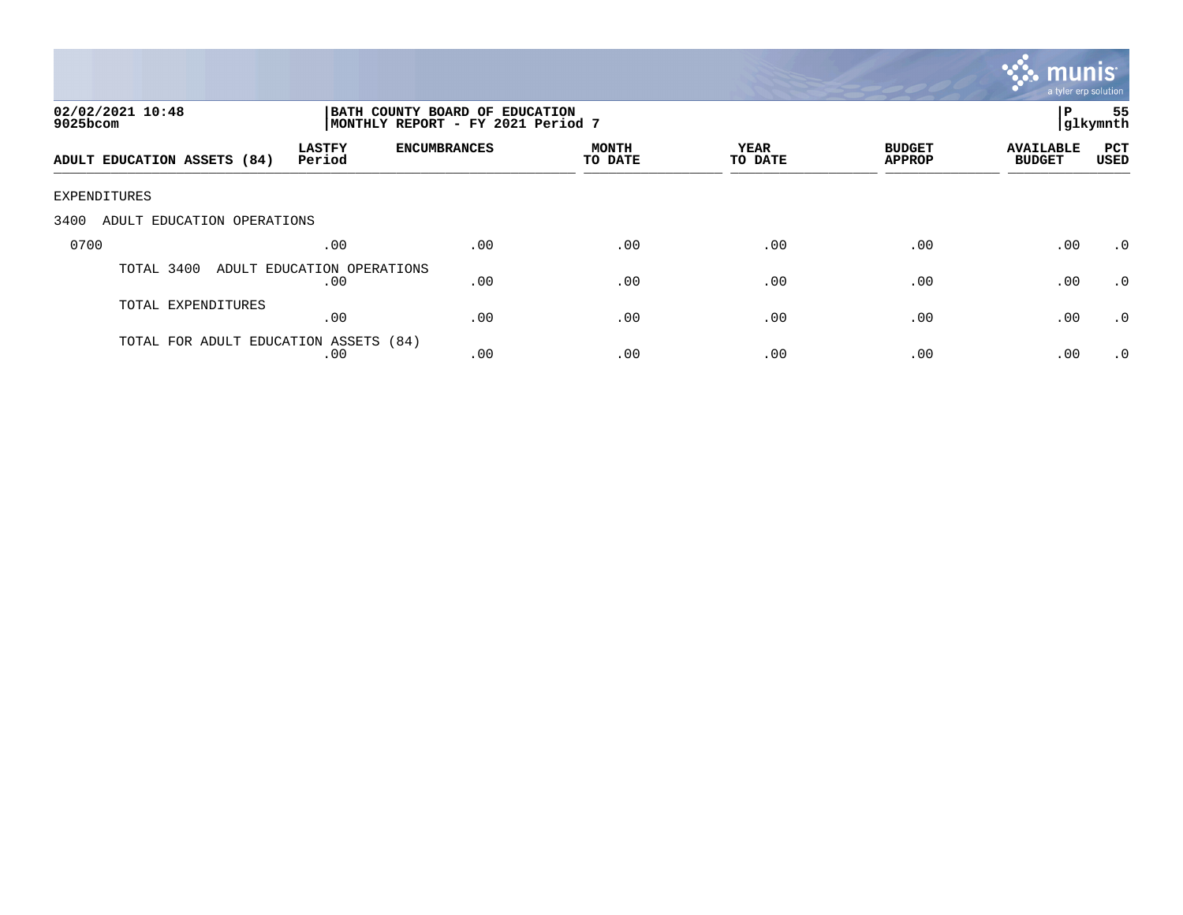02/02/2021 10:48
9025bcom

BATH COUNTY BOARD OF EDUCATION
MONTHLY REPORT - FY 2021 Period 7

P 55
glkymnth

| ADULT EDUCATION ASSETS (84) | LASTFY Period | ENCUMBRANCES | MONTH TO DATE | YEAR TO DATE | BUDGET APPROP | AVAILABLE BUDGET | PCT USED |
|---|---|---|---|---|---|---|---|
| EXPENDITURES | | | | | | | |
| 3400 ADULT EDUCATION OPERATIONS | | | | | | | |
| 0700 | .00 | .00 | .00 | .00 | .00 | .00 | .0 |
| TOTAL 3400 ADULT EDUCATION OPERATIONS | .00 | .00 | .00 | .00 | .00 | .00 | .0 |
| TOTAL EXPENDITURES | .00 | .00 | .00 | .00 | .00 | .00 | .0 |
| TOTAL FOR ADULT EDUCATION ASSETS (84) | .00 | .00 | .00 | .00 | .00 | .00 | .0 |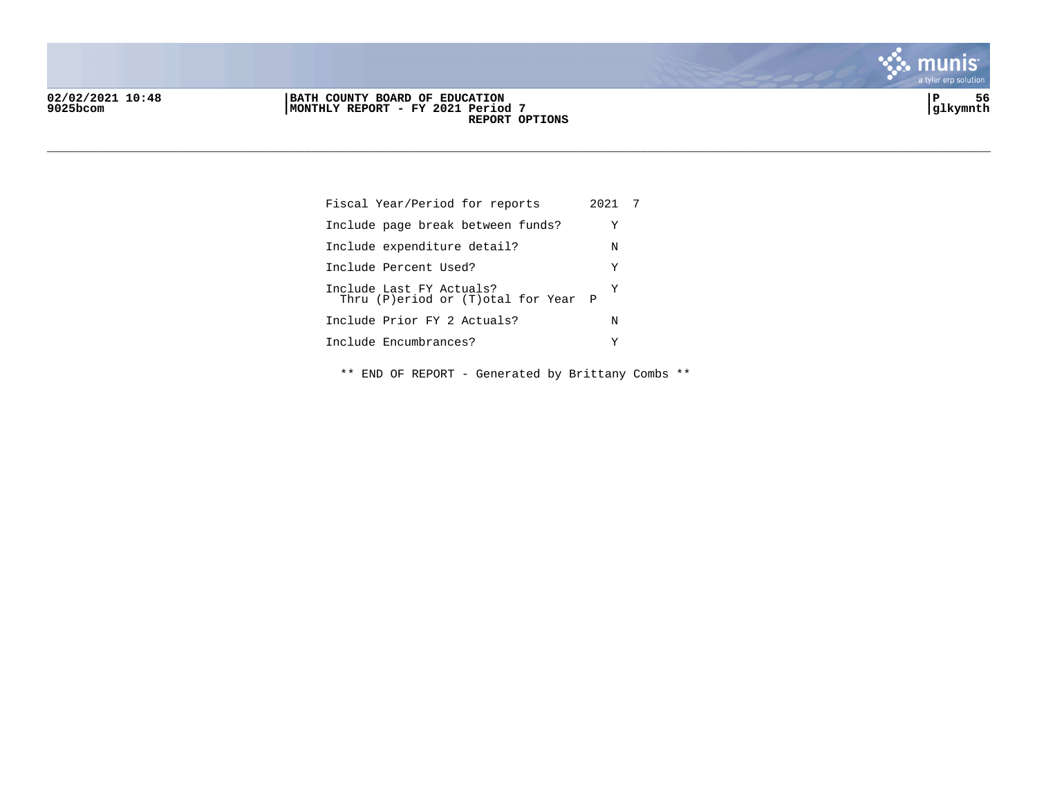02/02/2021 10:48
9025bcom

**BATH COUNTY BOARD OF EDUCATION**
**MONTHLY REPORT - FY 2021 Period 7**
**REPORT OPTIONS**

P 56
glkymnth

| | |
|---|---|
| Fiscal Year/Period for reports | 2021 7 |
| Include page break between funds? | Y |
| Include expenditure detail? | N |
| Include Percent Used? | Y |
| Include Last FY Actuals? | Y |
| Thru (P)eriod or (T)otal for Year | P |
| Include Prior FY 2 Actuals? | N |
| Include Encumbrances? | Y |

** END OF REPORT - Generated by Brittany Combs **